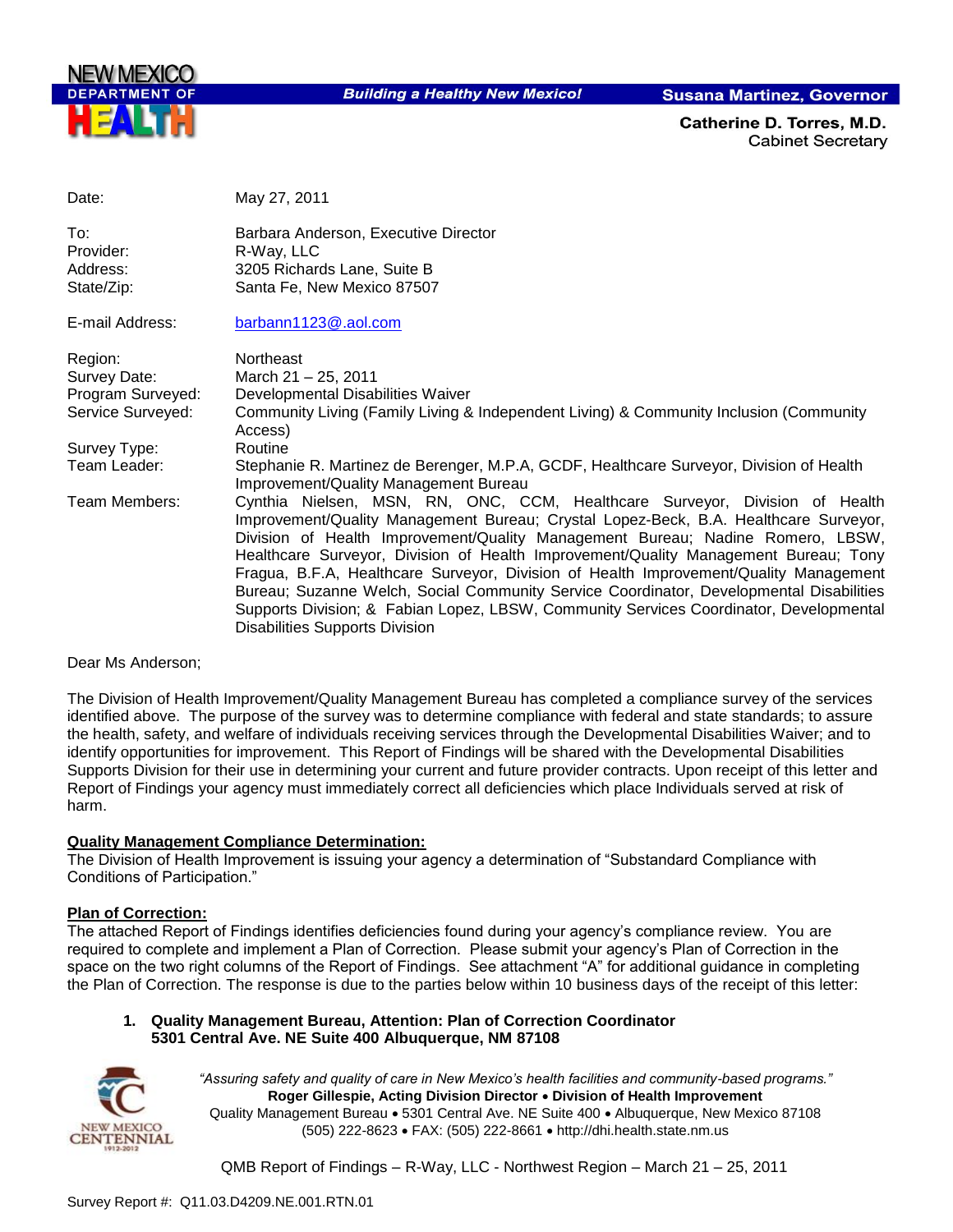NEW MEXICO
DEPARTMENT OF
HEALTH

*Building a Healthy New Mexico!*

**Susana Martinez, Governor**

**Catherine D. Torres, M.D.**
Cabinet Secretary

| | |
|---|---|
| Date: | May 27, 2011 |
| To: | Barbara Anderson, Executive Director |
| Provider: | R-Way, LLC |
| Address: | 3205 Richards Lane, Suite B |
| State/Zip: | Santa Fe, New Mexico 87507 |
| E-mail Address: | barbann1123@aol.com |
| Region: | Northeast |
| Survey Date: | March 21 – 25, 2011 |
| Program Surveyed: | Developmental Disabilities Waiver |
| Service Surveyed: | Community Living (Family Living & Independent Living) & Community Inclusion (Community Access) |
| Survey Type: | Routine |
| Team Leader: | Stephanie R. Martinez de Berenger, M.P.A, GCDF, Healthcare Surveyor, Division of Health Improvement/Quality Management Bureau |
| Team Members: | Cynthia Nielsen, MSN, RN, ONC, CCM, Healthcare Surveyor, Division of Health Improvement/Quality Management Bureau; Crystal Lopez-Beck, B.A. Healthcare Surveyor, Division of Health Improvement/Quality Management Bureau; Nadine Romero, LBSW, Healthcare Surveyor, Division of Health Improvement/Quality Management Bureau; Tony Fragua, B.F.A, Healthcare Surveyor, Division of Health Improvement/Quality Management Bureau; Suzanne Welch, Social Community Service Coordinator, Developmental Disabilities Supports Division; & Fabian Lopez, LBSW, Community Services Coordinator, Developmental Disabilities Supports Division |

Dear Ms Anderson;

The Division of Health Improvement/Quality Management Bureau has completed a compliance survey of the services identified above. The purpose of the survey was to determine compliance with federal and state standards; to assure the health, safety, and welfare of individuals receiving services through the Developmental Disabilities Waiver; and to identify opportunities for improvement. This Report of Findings will be shared with the Developmental Disabilities Supports Division for their use in determining your current and future provider contracts. Upon receipt of this letter and Report of Findings your agency must immediately correct all deficiencies which place Individuals served at risk of harm.

**Quality Management Compliance Determination:**

The Division of Health Improvement is issuing your agency a determination of "Substandard Compliance with Conditions of Participation."

**Plan of Correction:**

The attached Report of Findings identifies deficiencies found during your agency's compliance review. You are required to complete and implement a Plan of Correction. Please submit your agency's Plan of Correction in the space on the two right columns of the Report of Findings. See attachment "A" for additional guidance in completing the Plan of Correction. The response is due to the parties below within 10 business days of the receipt of this letter:

1. **Quality Management Bureau, Attention: Plan of Correction Coordinator**
   **5301 Central Ave. NE Suite 400 Albuquerque, NM 87108**

*"Assuring safety and quality of care in New Mexico's health facilities and community-based programs."*
**Roger Gillespie, Acting Division Director • Division of Health Improvement**
Quality Management Bureau • 5301 Central Ave. NE Suite 400 • Albuquerque, New Mexico 87108
(505) 222-8623 • FAX: (505) 222-8661 • http://dhi.health.state.nm.us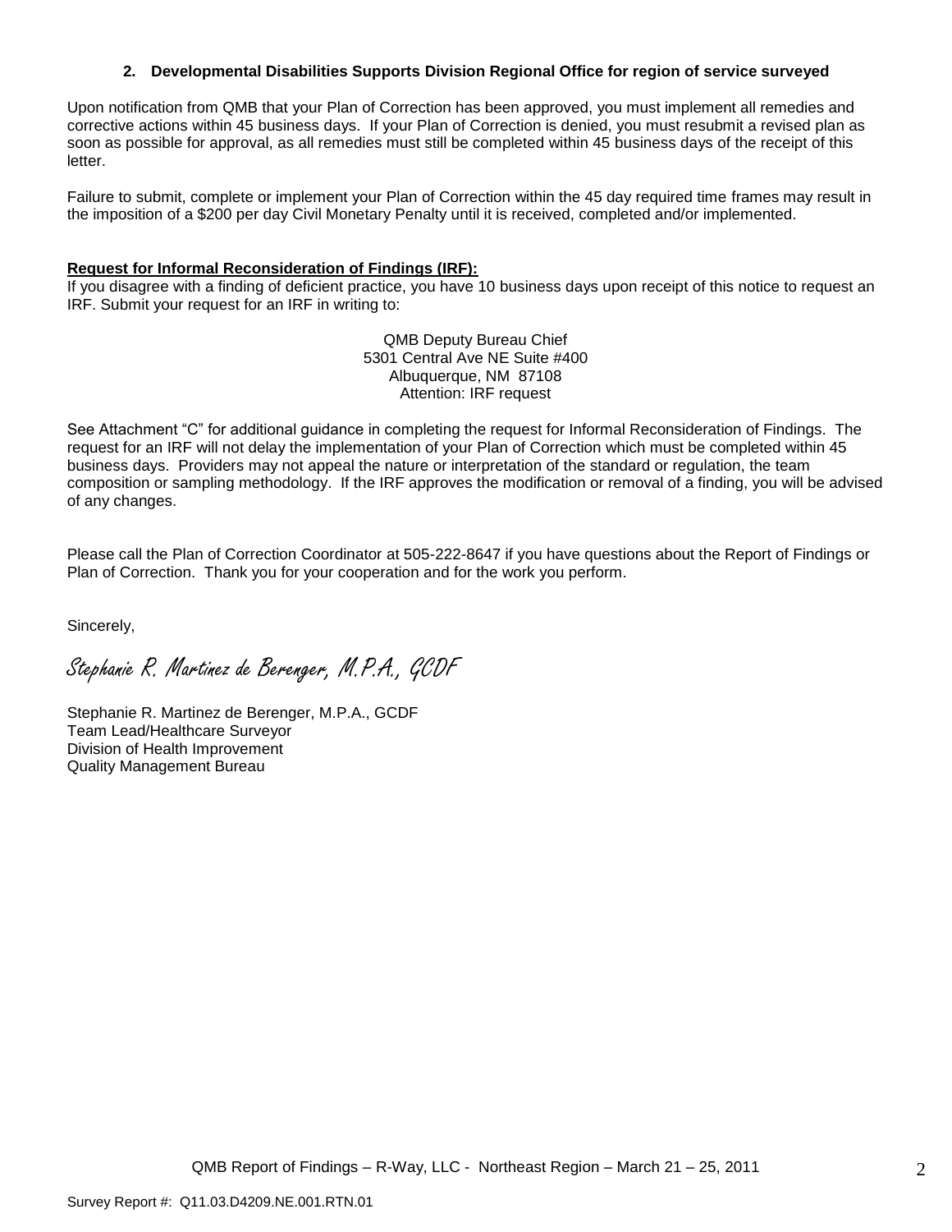2. **Developmental Disabilities Supports Division Regional Office for region of service surveyed**

Upon notification from QMB that your Plan of Correction has been approved, you must implement all remedies and corrective actions within 45 business days. If your Plan of Correction is denied, you must resubmit a revised plan as soon as possible for approval, as all remedies must still be completed within 45 business days of the receipt of this letter.

Failure to submit, complete or implement your Plan of Correction within the 45 day required time frames may result in the imposition of a $200 per day Civil Monetary Penalty until it is received, completed and/or implemented.

**Request for Informal Reconsideration of Findings (IRF):**

If you disagree with a finding of deficient practice, you have 10 business days upon receipt of this notice to request an IRF. Submit your request for an IRF in writing to:

QMB Deputy Bureau Chief
5301 Central Ave NE Suite #400
Albuquerque, NM 87108
Attention: IRF request

See Attachment "C" for additional guidance in completing the request for Informal Reconsideration of Findings. The request for an IRF will not delay the implementation of your Plan of Correction which must be completed within 45 business days. Providers may not appeal the nature or interpretation of the standard or regulation, the team composition or sampling methodology. If the IRF approves the modification or removal of a finding, you will be advised of any changes.

Please call the Plan of Correction Coordinator at 505-222-8647 if you have questions about the Report of Findings or Plan of Correction. Thank you for your cooperation and for the work you perform.

Sincerely,

*Stephanie R. Martinez de Berenger, M.P.A., GCDF*

Stephanie R. Martinez de Berenger, M.P.A., GCDF
Team Lead/Healthcare Surveyor
Division of Health Improvement
Quality Management Bureau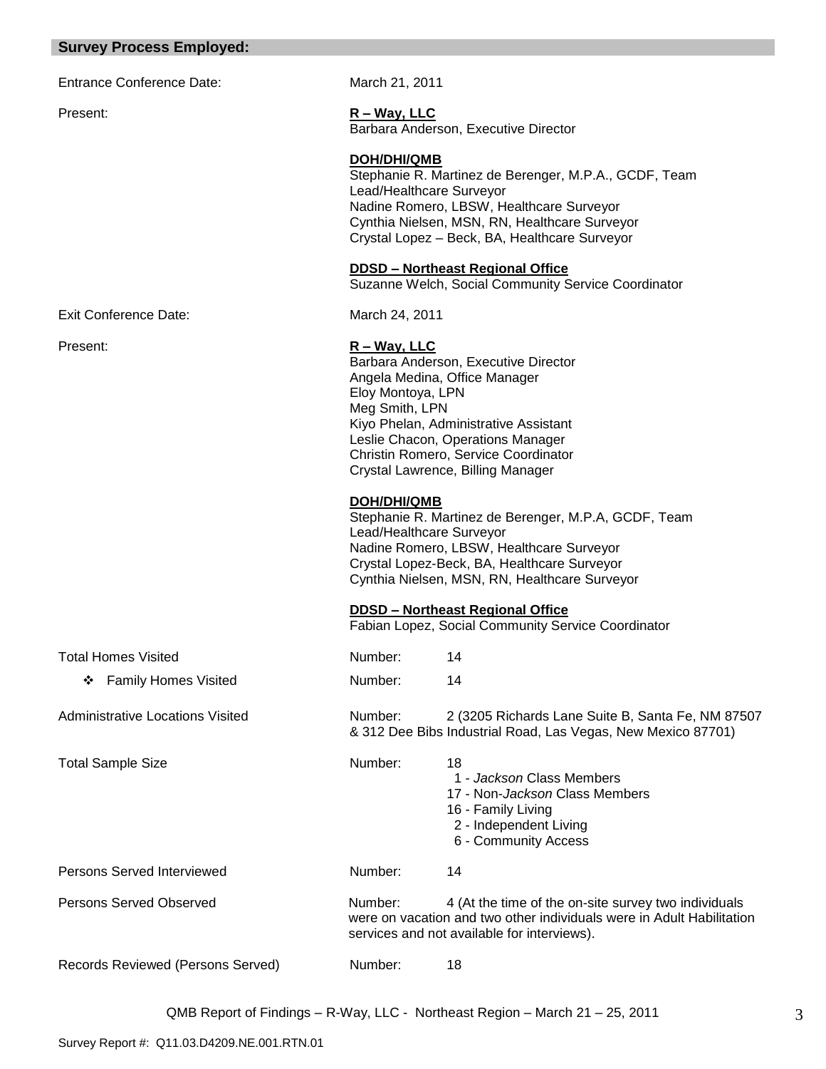## Survey Process Employed:

Entrance Conference Date: March 21, 2011

Present:

**R – Way, LLC**
Barbara Anderson, Executive Director

**DOH/DHI/QMB**
Stephanie R. Martinez de Berenger, M.P.A., GCDF, Team Lead/Healthcare Surveyor
Nadine Romero, LBSW, Healthcare Surveyor
Cynthia Nielsen, MSN, RN, Healthcare Surveyor
Crystal Lopez – Beck, BA, Healthcare Surveyor

**DDSD – Northeast Regional Office**
Suzanne Welch, Social Community Service Coordinator

Exit Conference Date: March 24, 2011

Present:

**R – Way, LLC**
Barbara Anderson, Executive Director
Angela Medina, Office Manager
Eloy Montoya, LPN
Meg Smith, LPN
Kiyo Phelan, Administrative Assistant
Leslie Chacon, Operations Manager
Christin Romero, Service Coordinator
Crystal Lawrence, Billing Manager

**DOH/DHI/QMB**
Stephanie R. Martinez de Berenger, M.P.A, GCDF, Team Lead/Healthcare Surveyor
Nadine Romero, LBSW, Healthcare Surveyor
Crystal Lopez-Beck, BA, Healthcare Surveyor
Cynthia Nielsen, MSN, RN, Healthcare Surveyor

**DDSD – Northeast Regional Office**
Fabian Lopez, Social Community Service Coordinator

Total Homes Visited — Number: 14

- Family Homes Visited — Number: 14

Administrative Locations Visited — Number: 2 (3205 Richards Lane Suite B, Santa Fe, NM 87507 & 312 Dee Bibs Industrial Road, Las Vegas, New Mexico 87701)

Total Sample Size — Number: 18
- 1 - *Jackson* Class Members
- 17 - Non-*Jackson* Class Members
- 16 - Family Living
- 2 - Independent Living
- 6 - Community Access

Persons Served Interviewed — Number: 14

Persons Served Observed — Number: 4 (At the time of the on-site survey two individuals were on vacation and two other individuals were in Adult Habilitation services and not available for interviews).

Records Reviewed (Persons Served) — Number: 18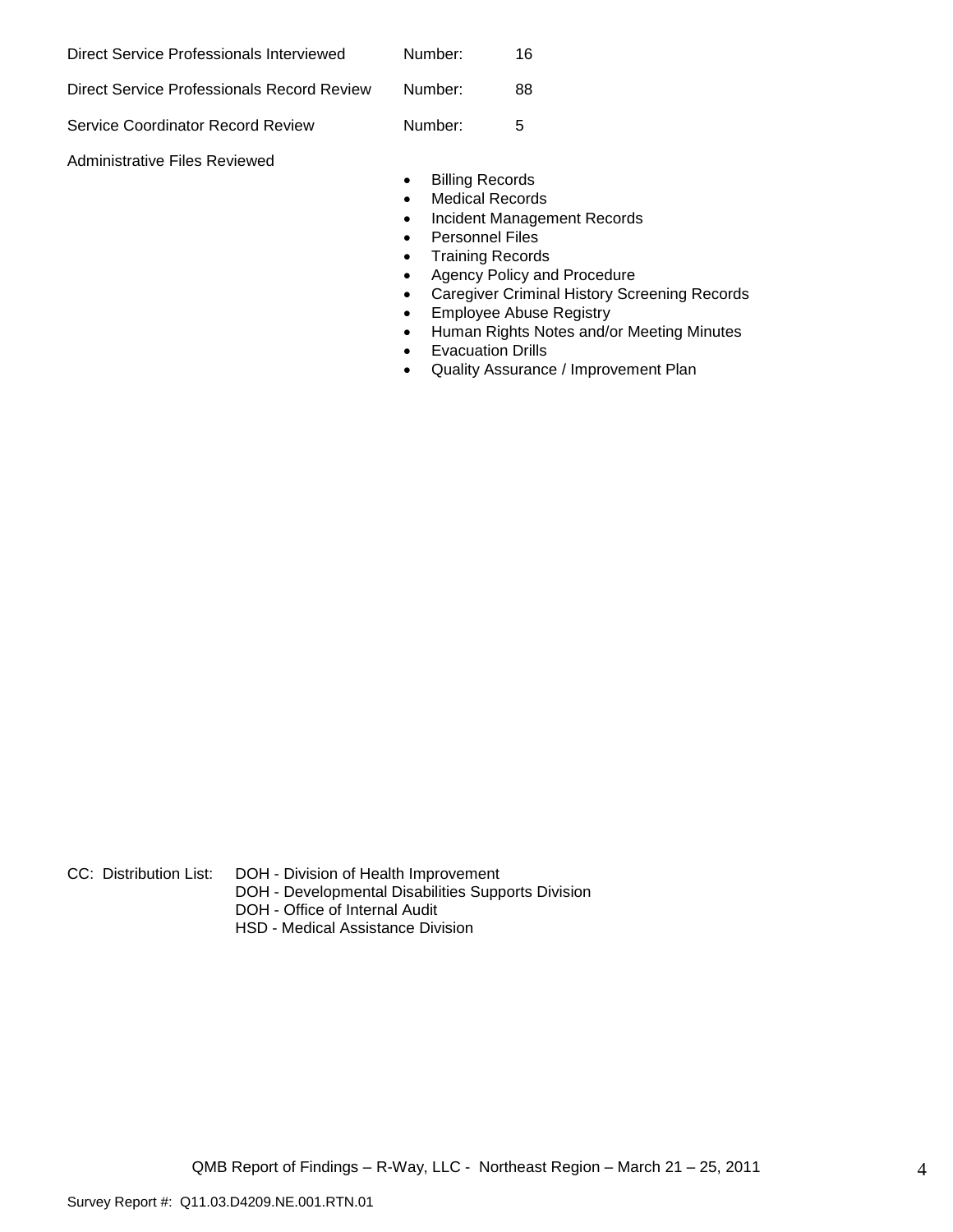| | | |
|---|---|---|
| Direct Service Professionals Interviewed | Number: | 16 |
| Direct Service Professionals Record Review | Number: | 88 |
| Service Coordinator Record Review | Number: | 5 |

Administrative Files Reviewed

- Billing Records
- Medical Records
- Incident Management Records
- Personnel Files
- Training Records
- Agency Policy and Procedure
- Caregiver Criminal History Screening Records
- Employee Abuse Registry
- Human Rights Notes and/or Meeting Minutes
- Evacuation Drills
- Quality Assurance / Improvement Plan

CC: Distribution List:
DOH - Division of Health Improvement
DOH - Developmental Disabilities Supports Division
DOH - Office of Internal Audit
HSD - Medical Assistance Division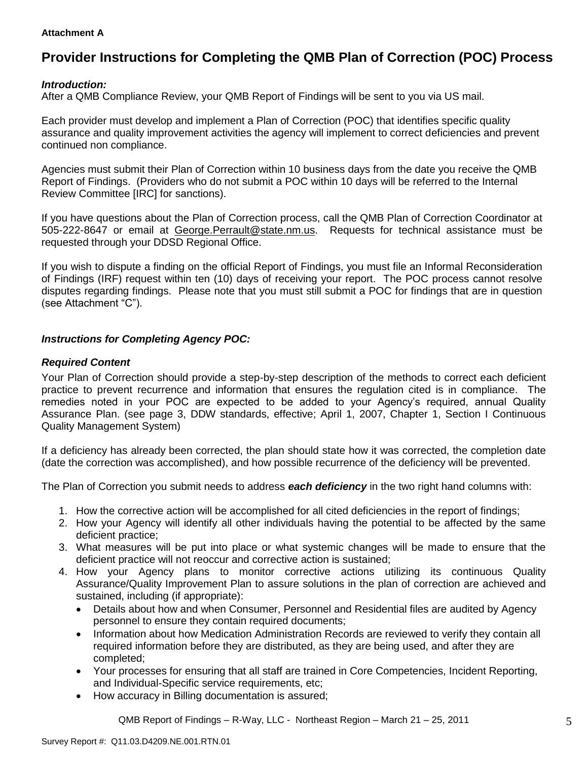**Attachment A**

# Provider Instructions for Completing the QMB Plan of Correction (POC) Process

***Introduction:***

After a QMB Compliance Review, your QMB Report of Findings will be sent to you via US mail.

Each provider must develop and implement a Plan of Correction (POC) that identifies specific quality assurance and quality improvement activities the agency will implement to correct deficiencies and prevent continued non compliance.

Agencies must submit their Plan of Correction within 10 business days from the date you receive the QMB Report of Findings. (Providers who do not submit a POC within 10 days will be referred to the Internal Review Committee [IRC] for sanctions).

If you have questions about the Plan of Correction process, call the QMB Plan of Correction Coordinator at 505-222-8647 or email at George.Perrault@state.nm.us. Requests for technical assistance must be requested through your DDSD Regional Office.

If you wish to dispute a finding on the official Report of Findings, you must file an Informal Reconsideration of Findings (IRF) request within ten (10) days of receiving your report. The POC process cannot resolve disputes regarding findings. Please note that you must still submit a POC for findings that are in question (see Attachment "C").

***Instructions for Completing Agency POC:***

***Required Content***

Your Plan of Correction should provide a step-by-step description of the methods to correct each deficient practice to prevent recurrence and information that ensures the regulation cited is in compliance. The remedies noted in your POC are expected to be added to your Agency's required, annual Quality Assurance Plan. (see page 3, DDW standards, effective; April 1, 2007, Chapter 1, Section I Continuous Quality Management System)

If a deficiency has already been corrected, the plan should state how it was corrected, the completion date (date the correction was accomplished), and how possible recurrence of the deficiency will be prevented.

The Plan of Correction you submit needs to address ***each deficiency*** in the two right hand columns with:

1. How the corrective action will be accomplished for all cited deficiencies in the report of findings;
2. How your Agency will identify all other individuals having the potential to be affected by the same deficient practice;
3. What measures will be put into place or what systemic changes will be made to ensure that the deficient practice will not reoccur and corrective action is sustained;
4. How your Agency plans to monitor corrective actions utilizing its continuous Quality Assurance/Quality Improvement Plan to assure solutions in the plan of correction are achieved and sustained, including (if appropriate):
   - Details about how and when Consumer, Personnel and Residential files are audited by Agency personnel to ensure they contain required documents;
   - Information about how Medication Administration Records are reviewed to verify they contain all required information before they are distributed, as they are being used, and after they are completed;
   - Your processes for ensuring that all staff are trained in Core Competencies, Incident Reporting, and Individual-Specific service requirements, etc;
   - How accuracy in Billing documentation is assured;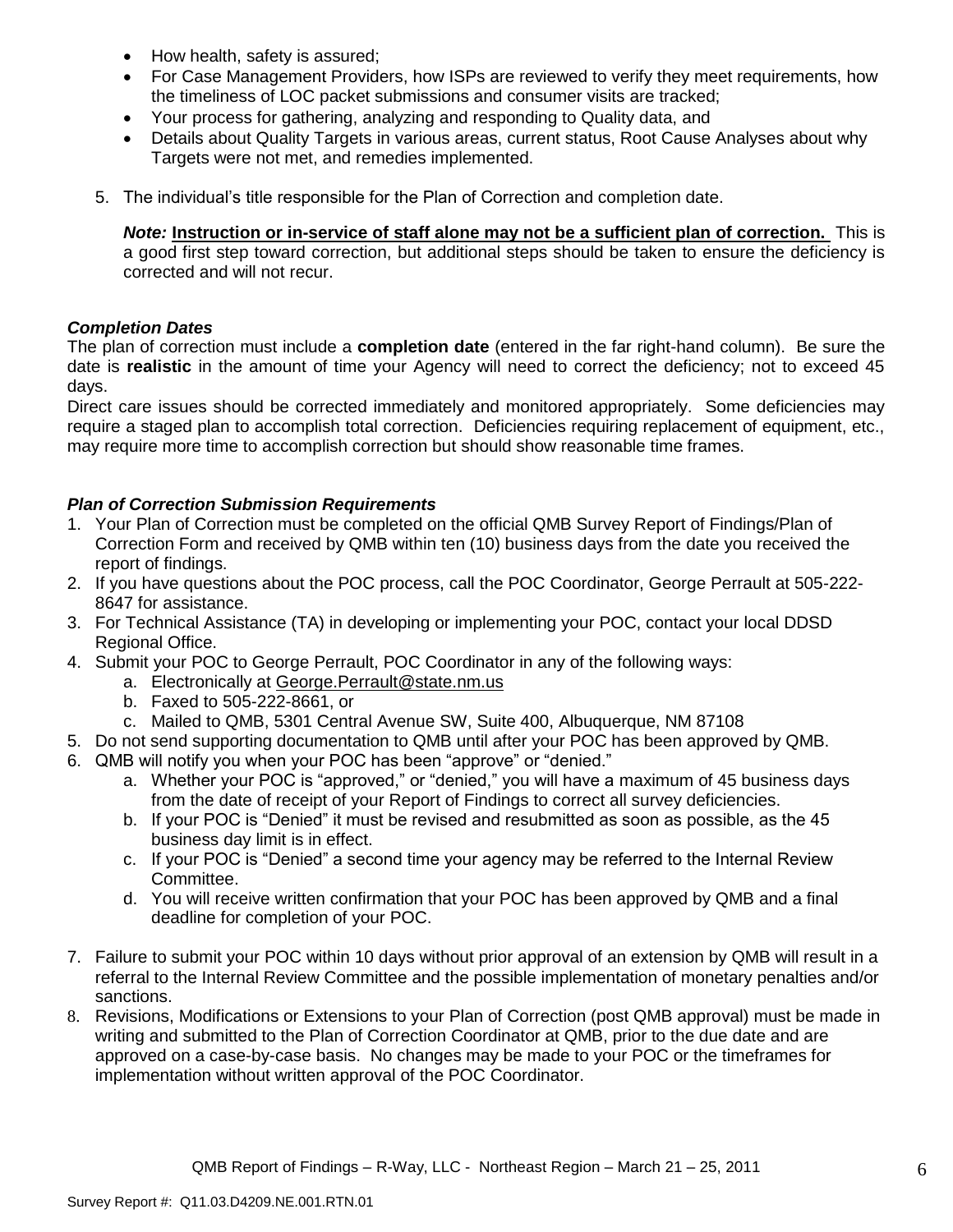- How health, safety is assured;
- For Case Management Providers, how ISPs are reviewed to verify they meet requirements, how the timeliness of LOC packet submissions and consumer visits are tracked;
- Your process for gathering, analyzing and responding to Quality data, and
- Details about Quality Targets in various areas, current status, Root Cause Analyses about why Targets were not met, and remedies implemented.

5. The individual's title responsible for the Plan of Correction and completion date.

   ***Note:*** **Instruction or in-service of staff alone may not be a sufficient plan of correction.** This is a good first step toward correction, but additional steps should be taken to ensure the deficiency is corrected and will not recur.

### *Completion Dates*

The plan of correction must include a **completion date** (entered in the far right-hand column). Be sure the date is **realistic** in the amount of time your Agency will need to correct the deficiency; not to exceed 45 days.

Direct care issues should be corrected immediately and monitored appropriately. Some deficiencies may require a staged plan to accomplish total correction. Deficiencies requiring replacement of equipment, etc., may require more time to accomplish correction but should show reasonable time frames.

### *Plan of Correction Submission Requirements*

1. Your Plan of Correction must be completed on the official QMB Survey Report of Findings/Plan of Correction Form and received by QMB within ten (10) business days from the date you received the report of findings.
2. If you have questions about the POC process, call the POC Coordinator, George Perrault at 505-222-8647 for assistance.
3. For Technical Assistance (TA) in developing or implementing your POC, contact your local DDSD Regional Office.
4. Submit your POC to George Perrault, POC Coordinator in any of the following ways:
   a. Electronically at George.Perrault@state.nm.us
   b. Faxed to 505-222-8661, or
   c. Mailed to QMB, 5301 Central Avenue SW, Suite 400, Albuquerque, NM 87108
5. Do not send supporting documentation to QMB until after your POC has been approved by QMB.
6. QMB will notify you when your POC has been "approve" or "denied."
   a. Whether your POC is "approved," or "denied," you will have a maximum of 45 business days from the date of receipt of your Report of Findings to correct all survey deficiencies.
   b. If your POC is "Denied" it must be revised and resubmitted as soon as possible, as the 45 business day limit is in effect.
   c. If your POC is "Denied" a second time your agency may be referred to the Internal Review Committee.
   d. You will receive written confirmation that your POC has been approved by QMB and a final deadline for completion of your POC.
7. Failure to submit your POC within 10 days without prior approval of an extension by QMB will result in a referral to the Internal Review Committee and the possible implementation of monetary penalties and/or sanctions.
8. Revisions, Modifications or Extensions to your Plan of Correction (post QMB approval) must be made in writing and submitted to the Plan of Correction Coordinator at QMB, prior to the due date and are approved on a case-by-case basis. No changes may be made to your POC or the timeframes for implementation without written approval of the POC Coordinator.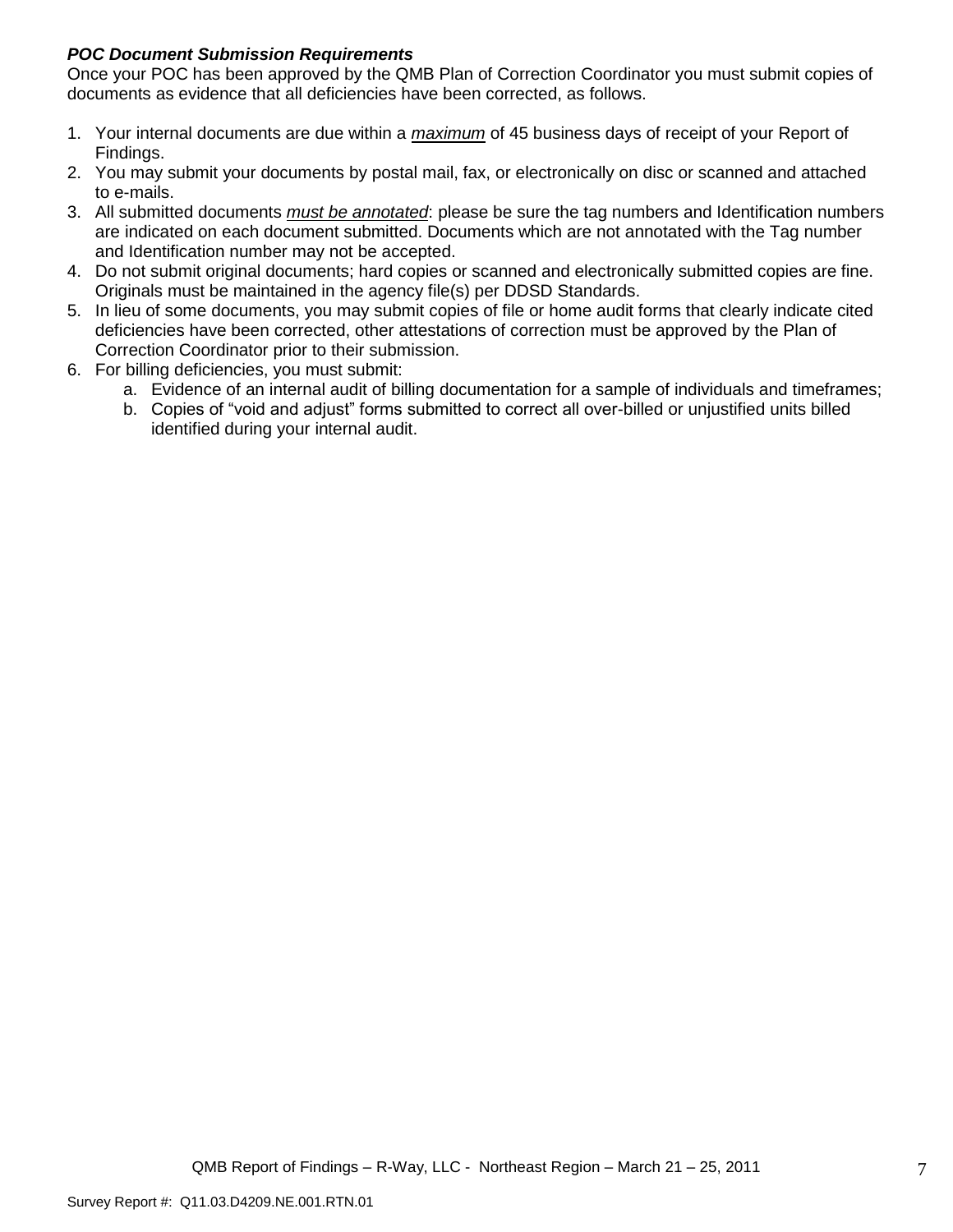***POC Document Submission Requirements***

Once your POC has been approved by the QMB Plan of Correction Coordinator you must submit copies of documents as evidence that all deficiencies have been corrected, as follows.

1. Your internal documents are due within a *__maximum__* of 45 business days of receipt of your Report of Findings.
2. You may submit your documents by postal mail, fax, or electronically on disc or scanned and attached to e-mails.
3. All submitted documents *__must be annotated__*: please be sure the tag numbers and Identification numbers are indicated on each document submitted. Documents which are not annotated with the Tag number and Identification number may not be accepted.
4. Do not submit original documents; hard copies or scanned and electronically submitted copies are fine. Originals must be maintained in the agency file(s) per DDSD Standards.
5. In lieu of some documents, you may submit copies of file or home audit forms that clearly indicate cited deficiencies have been corrected, other attestations of correction must be approved by the Plan of Correction Coordinator prior to their submission.
6. For billing deficiencies, you must submit:
    a. Evidence of an internal audit of billing documentation for a sample of individuals and timeframes;
    b. Copies of "void and adjust" forms submitted to correct all over-billed or unjustified units billed identified during your internal audit.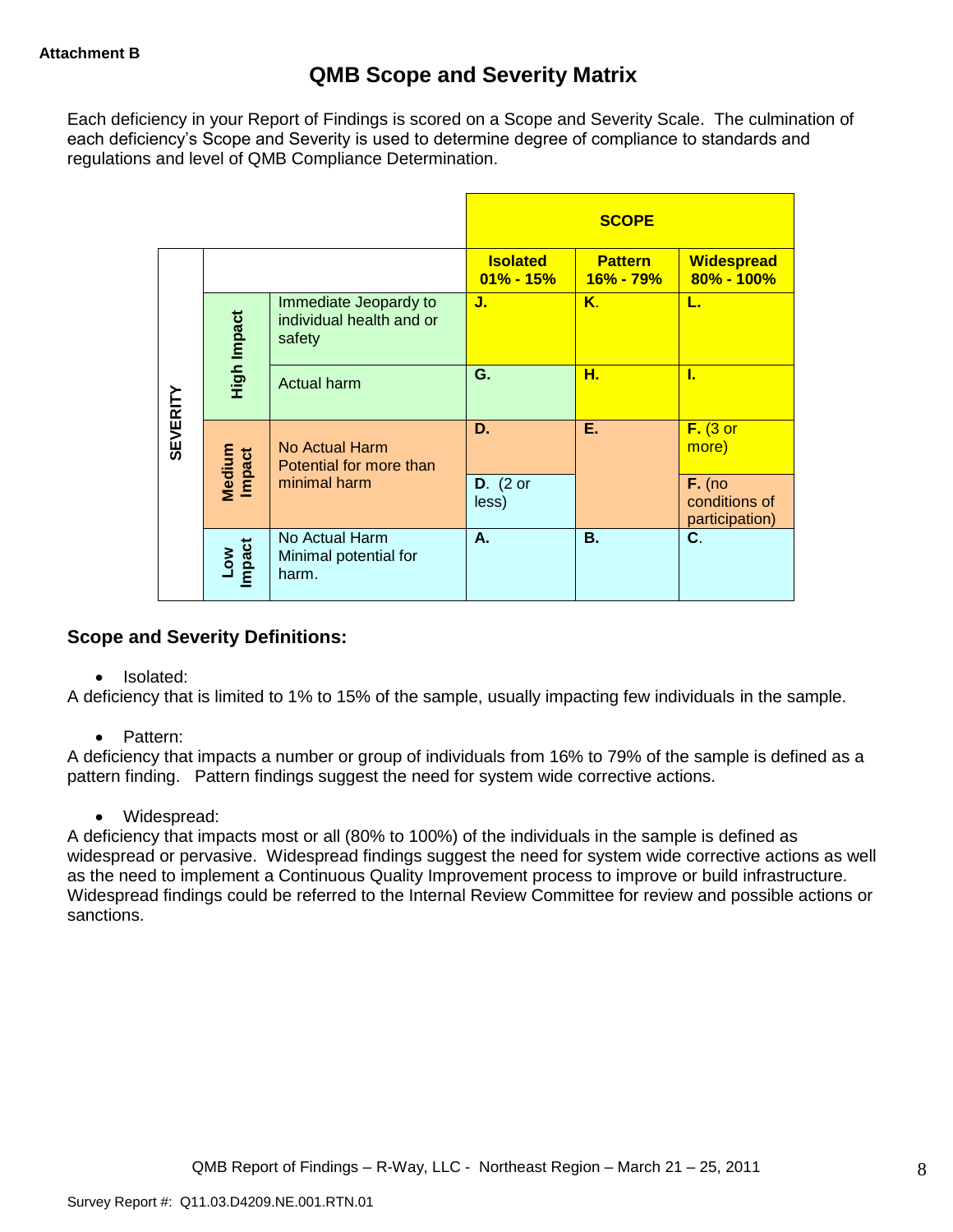**Attachment B**

## QMB Scope and Severity Matrix

Each deficiency in your Report of Findings is scored on a Scope and Severity Scale. The culmination of each deficiency's Scope and Severity is used to determine degree of compliance to standards and regulations and level of QMB Compliance Determination.

| | | | SCOPE | | |
|---|---|---|---|---|---|
| **SEVERITY** | | | **Isolated 01% - 15%** | **Pattern 16% - 79%** | **Widespread 80% - 100%** |
| | **High Impact** | Immediate Jeopardy to individual health and or safety | **J.** | **K.** | **L.** |
| | | Actual harm | **G.** | **H.** | **I.** |
| | **Medium Impact** | No Actual Harm Potential for more than minimal harm | **D.** | **E.** | **F.** (3 or more) |
| | | | **D.** (2 or less) | | **F.** (no conditions of participation) |
| | **Low Impact** | No Actual Harm Minimal potential for harm. | **A.** | **B.** | **C.** |

### Scope and Severity Definitions:

- Isolated:

A deficiency that is limited to 1% to 15% of the sample, usually impacting few individuals in the sample.

- Pattern:

A deficiency that impacts a number or group of individuals from 16% to 79% of the sample is defined as a pattern finding. Pattern findings suggest the need for system wide corrective actions.

- Widespread:

A deficiency that impacts most or all (80% to 100%) of the individuals in the sample is defined as widespread or pervasive. Widespread findings suggest the need for system wide corrective actions as well as the need to implement a Continuous Quality Improvement process to improve or build infrastructure. Widespread findings could be referred to the Internal Review Committee for review and possible actions or sanctions.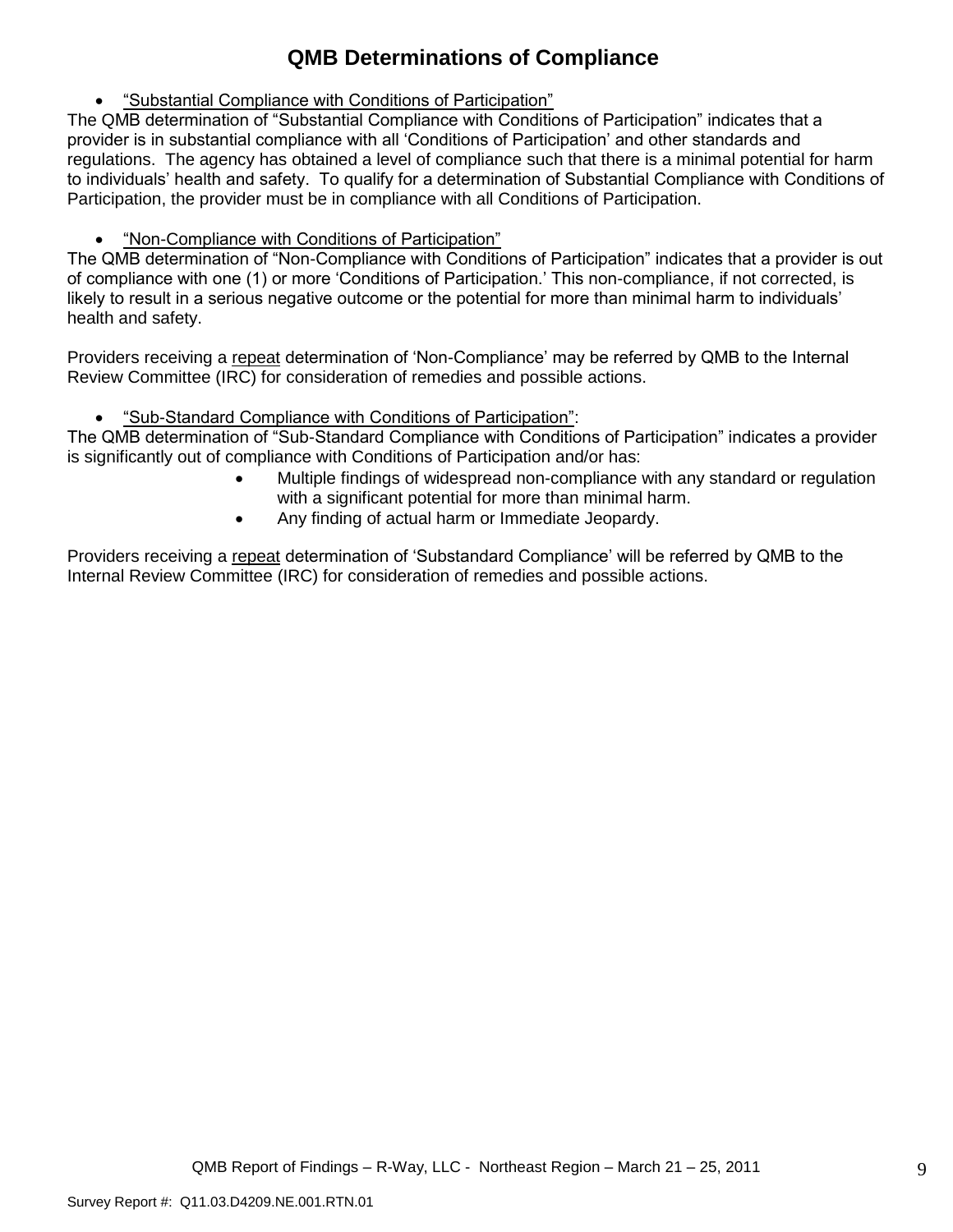# QMB Determinations of Compliance

- "Substantial Compliance with Conditions of Participation"

The QMB determination of "Substantial Compliance with Conditions of Participation" indicates that a provider is in substantial compliance with all 'Conditions of Participation' and other standards and regulations. The agency has obtained a level of compliance such that there is a minimal potential for harm to individuals' health and safety. To qualify for a determination of Substantial Compliance with Conditions of Participation, the provider must be in compliance with all Conditions of Participation.

- "Non-Compliance with Conditions of Participation"

The QMB determination of "Non-Compliance with Conditions of Participation" indicates that a provider is out of compliance with one (1) or more 'Conditions of Participation.' This non-compliance, if not corrected, is likely to result in a serious negative outcome or the potential for more than minimal harm to individuals' health and safety.

Providers receiving a repeat determination of 'Non-Compliance' may be referred by QMB to the Internal Review Committee (IRC) for consideration of remedies and possible actions.

- "Sub-Standard Compliance with Conditions of Participation":

The QMB determination of "Sub-Standard Compliance with Conditions of Participation" indicates a provider is significantly out of compliance with Conditions of Participation and/or has:

- Multiple findings of widespread non-compliance with any standard or regulation with a significant potential for more than minimal harm.
- Any finding of actual harm or Immediate Jeopardy.

Providers receiving a repeat determination of 'Substandard Compliance' will be referred by QMB to the Internal Review Committee (IRC) for consideration of remedies and possible actions.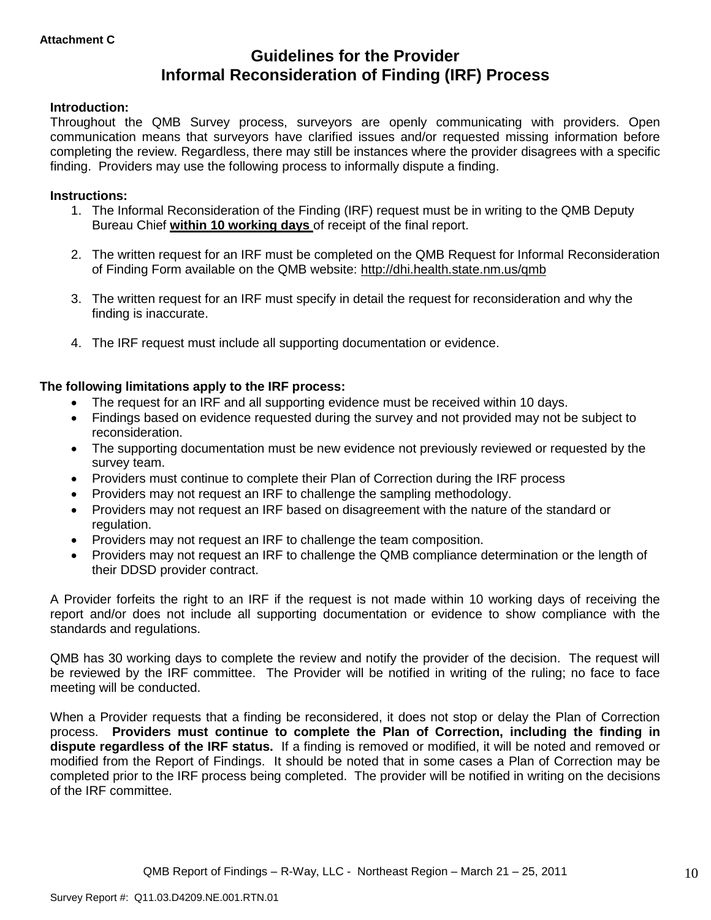**Attachment C**

# Guidelines for the Provider
# Informal Reconsideration of Finding (IRF) Process

**Introduction:**
Throughout the QMB Survey process, surveyors are openly communicating with providers. Open communication means that surveyors have clarified issues and/or requested missing information before completing the review. Regardless, there may still be instances where the provider disagrees with a specific finding. Providers may use the following process to informally dispute a finding.

**Instructions:**

1. The Informal Reconsideration of the Finding (IRF) request must be in writing to the QMB Deputy Bureau Chief **within 10 working days** of receipt of the final report.

2. The written request for an IRF must be completed on the QMB Request for Informal Reconsideration of Finding Form available on the QMB website: http://dhi.health.state.nm.us/qmb

3. The written request for an IRF must specify in detail the request for reconsideration and why the finding is inaccurate.

4. The IRF request must include all supporting documentation or evidence.

**The following limitations apply to the IRF process:**

- The request for an IRF and all supporting evidence must be received within 10 days.
- Findings based on evidence requested during the survey and not provided may not be subject to reconsideration.
- The supporting documentation must be new evidence not previously reviewed or requested by the survey team.
- Providers must continue to complete their Plan of Correction during the IRF process
- Providers may not request an IRF to challenge the sampling methodology.
- Providers may not request an IRF based on disagreement with the nature of the standard or regulation.
- Providers may not request an IRF to challenge the team composition.
- Providers may not request an IRF to challenge the QMB compliance determination or the length of their DDSD provider contract.

A Provider forfeits the right to an IRF if the request is not made within 10 working days of receiving the report and/or does not include all supporting documentation or evidence to show compliance with the standards and regulations.

QMB has 30 working days to complete the review and notify the provider of the decision. The request will be reviewed by the IRF committee. The Provider will be notified in writing of the ruling; no face to face meeting will be conducted.

When a Provider requests that a finding be reconsidered, it does not stop or delay the Plan of Correction process. **Providers must continue to complete the Plan of Correction, including the finding in dispute regardless of the IRF status.** If a finding is removed or modified, it will be noted and removed or modified from the Report of Findings. It should be noted that in some cases a Plan of Correction may be completed prior to the IRF process being completed. The provider will be notified in writing on the decisions of the IRF committee.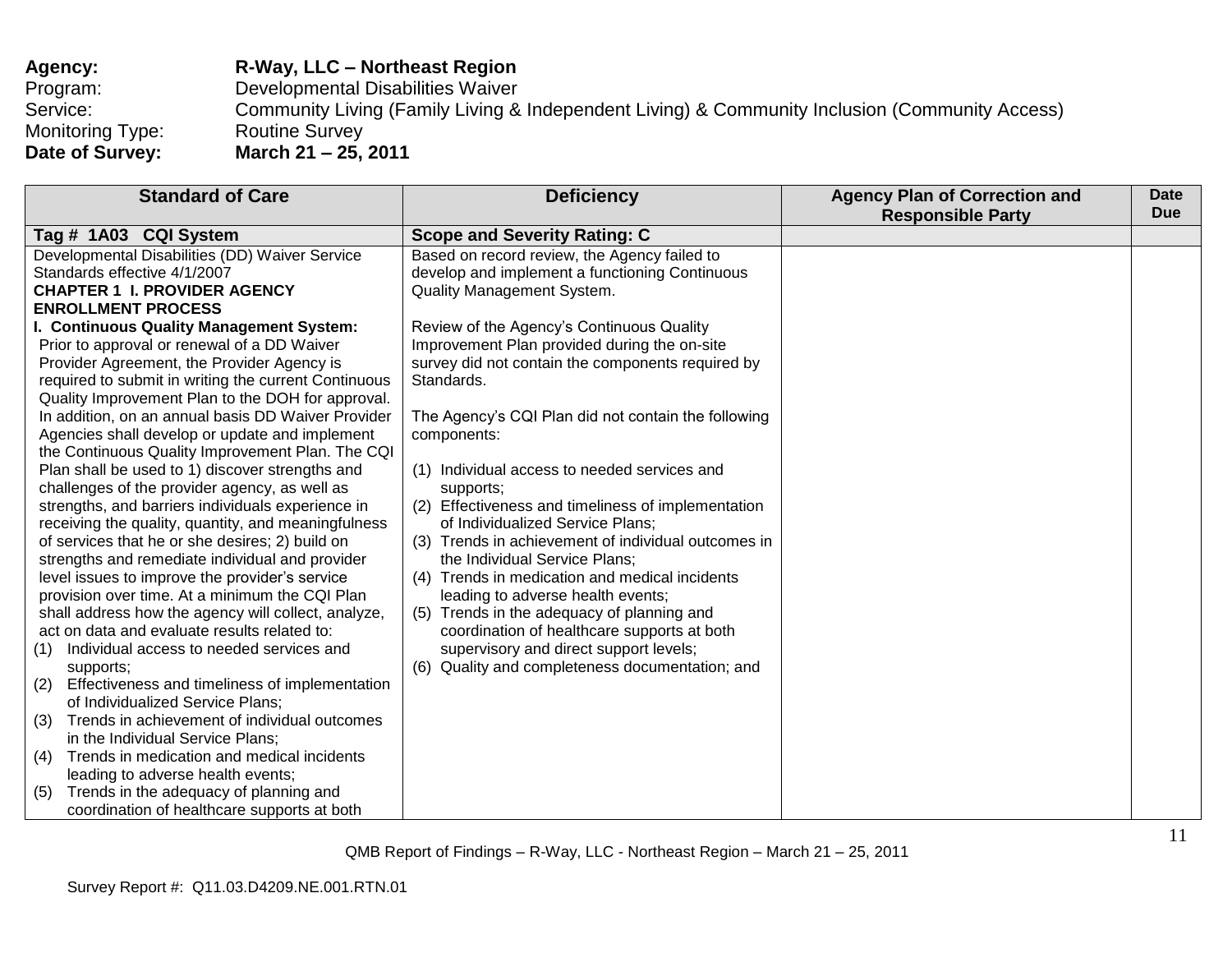**Agency:** **R-Way, LLC – Northeast Region**
Program: Developmental Disabilities Waiver
Service: Community Living (Family Living & Independent Living) & Community Inclusion (Community Access)
Monitoring Type: Routine Survey
**Date of Survey:** **March 21 – 25, 2011**

| Standard of Care | Deficiency | Agency Plan of Correction and Responsible Party | Date Due |
|---|---|---|---|
| **Tag # 1A03 CQI System** | **Scope and Severity Rating: C** | | |
| Developmental Disabilities (DD) Waiver Service Standards effective 4/1/2007<br>**CHAPTER 1 I. PROVIDER AGENCY ENROLLMENT PROCESS**<br>**I. Continuous Quality Management System:** Prior to approval or renewal of a DD Waiver Provider Agreement, the Provider Agency is required to submit in writing the current Continuous Quality Improvement Plan to the DOH for approval. In addition, on an annual basis DD Waiver Provider Agencies shall develop or update and implement the Continuous Quality Improvement Plan. The CQI Plan shall be used to 1) discover strengths and challenges of the provider agency, as well as strengths, and barriers individuals experience in receiving the quality, quantity, and meaningfulness of services that he or she desires; 2) build on strengths and remediate individual and provider level issues to improve the provider's service provision over time. At a minimum the CQI Plan shall address how the agency will collect, analyze, act on data and evaluate results related to:<br>(1) Individual access to needed services and supports;<br>(2) Effectiveness and timeliness of implementation of Individualized Service Plans;<br>(3) Trends in achievement of individual outcomes in the Individual Service Plans;<br>(4) Trends in medication and medical incidents leading to adverse health events;<br>(5) Trends in the adequacy of planning and coordination of healthcare supports at both | Based on record review, the Agency failed to develop and implement a functioning Continuous Quality Management System.<br><br>Review of the Agency's Continuous Quality Improvement Plan provided during the on-site survey did not contain the components required by Standards.<br><br>The Agency's CQI Plan did not contain the following components:<br><br>(1) Individual access to needed services and supports;<br>(2) Effectiveness and timeliness of implementation of Individualized Service Plans;<br>(3) Trends in achievement of individual outcomes in the Individual Service Plans;<br>(4) Trends in medication and medical incidents leading to adverse health events;<br>(5) Trends in the adequacy of planning and coordination of healthcare supports at both supervisory and direct support levels;<br>(6) Quality and completeness documentation; and | | |

QMB Report of Findings – R-Way, LLC - Northeast Region – March 21 – 25, 2011

Survey Report #: Q11.03.D4209.NE.001.RTN.01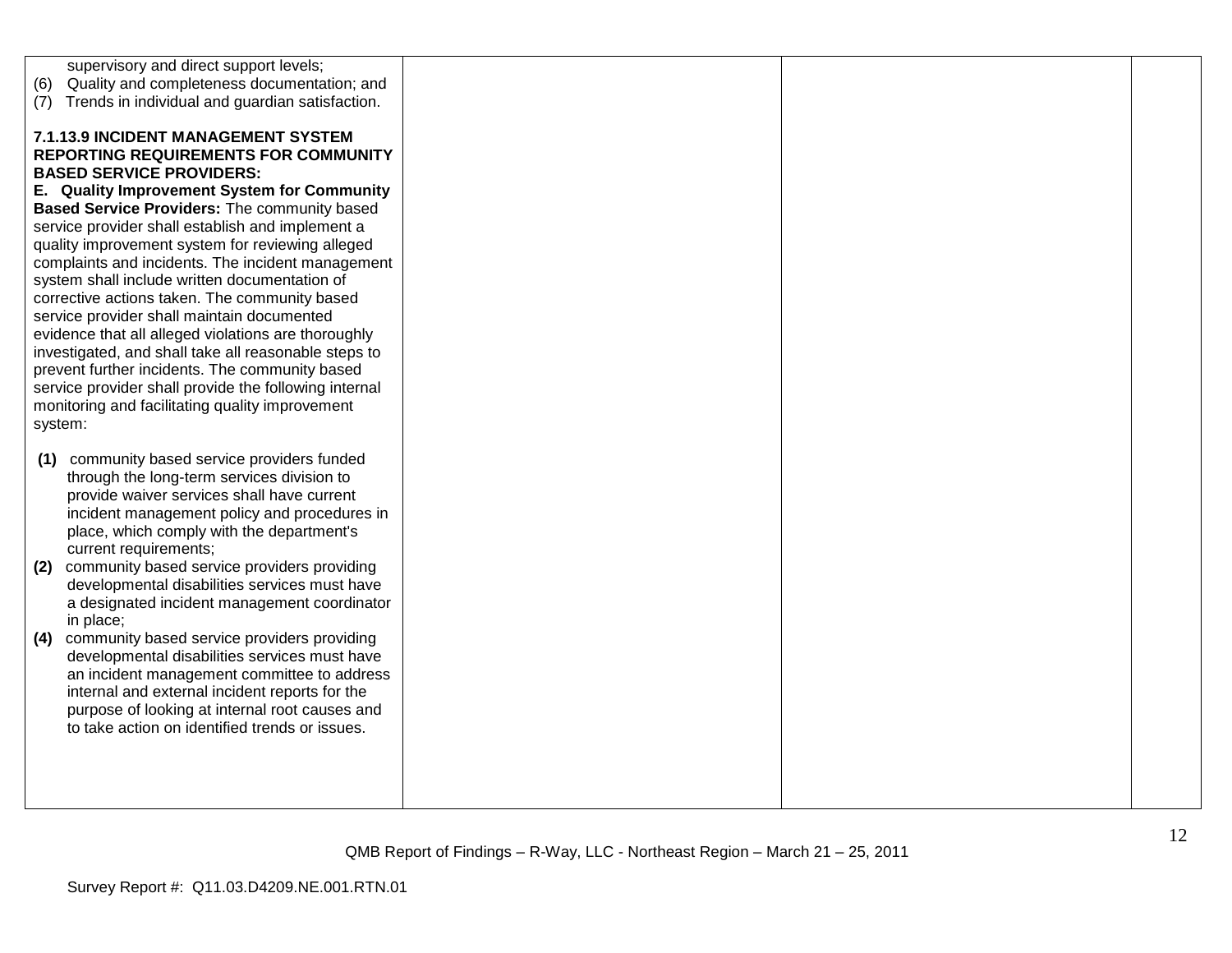| | | | |
|---|---|---|---|
| supervisory and direct support levels;<br>(6) Quality and completeness documentation; and<br>(7) Trends in individual and guardian satisfaction.<br><br>**7.1.13.9 INCIDENT MANAGEMENT SYSTEM REPORTING REQUIREMENTS FOR COMMUNITY BASED SERVICE PROVIDERS:**<br>**E. Quality Improvement System for Community Based Service Providers:** The community based service provider shall establish and implement a quality improvement system for reviewing alleged complaints and incidents. The incident management system shall include written documentation of corrective actions taken. The community based service provider shall maintain documented evidence that all alleged violations are thoroughly investigated, and shall take all reasonable steps to prevent further incidents. The community based service provider shall provide the following internal monitoring and facilitating quality improvement system:<br><br>**(1)** community based service providers funded through the long-term services division to provide waiver services shall have current incident management policy and procedures in place, which comply with the department's current requirements;<br>**(2)** community based service providers providing developmental disabilities services must have a designated incident management coordinator in place;<br>**(4)** community based service providers providing developmental disabilities services must have an incident management committee to address internal and external incident reports for the purpose of looking at internal root causes and to take action on identified trends or issues. | | | |

QMB Report of Findings – R-Way, LLC - Northeast Region – March 21 – 25, 2011

Survey Report #: Q11.03.D4209.NE.001.RTN.01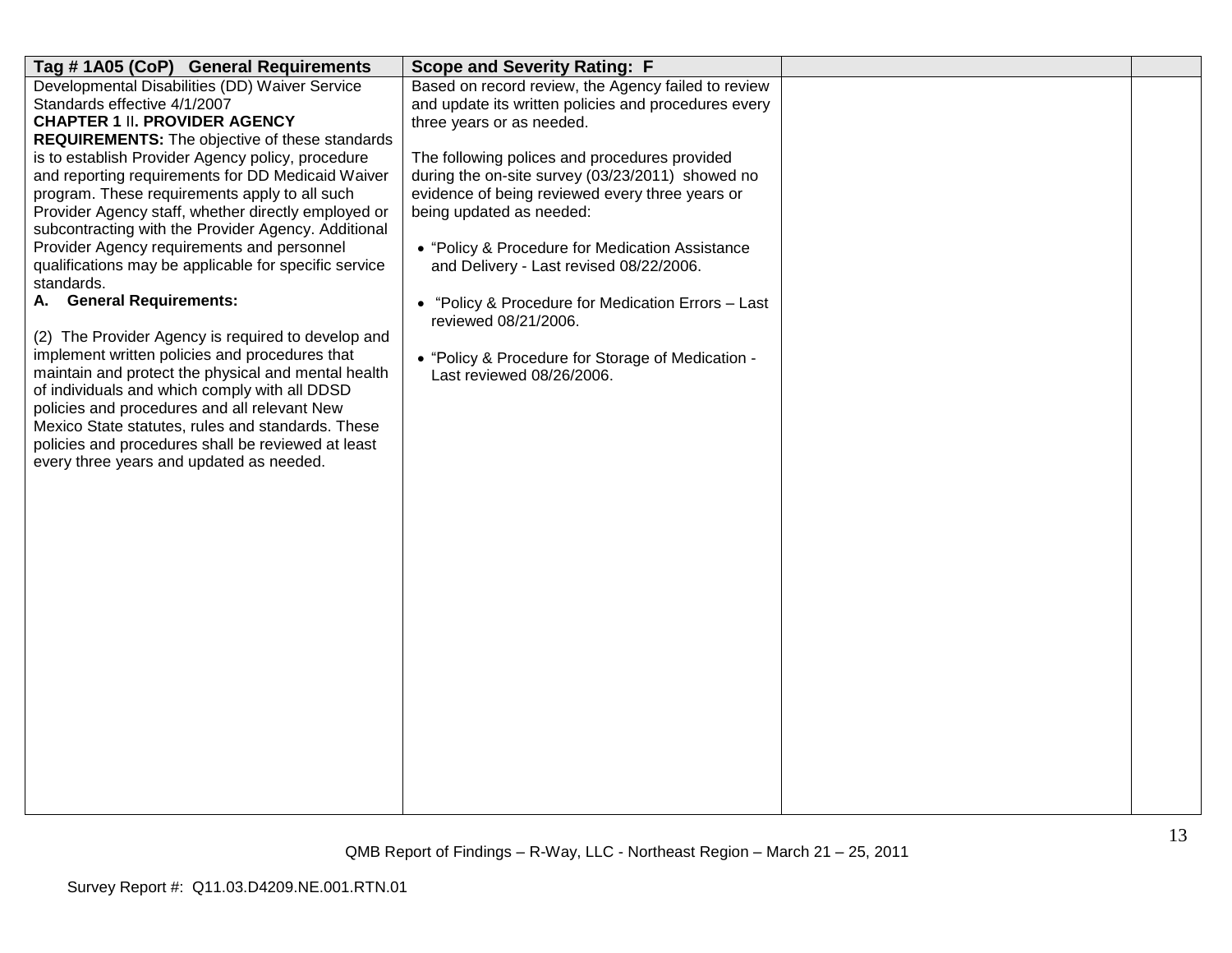| Tag # 1A05 (CoP) General Requirements | Scope and Severity Rating: F | | |
|---|---|---|---|
| Developmental Disabilities (DD) Waiver Service Standards effective 4/1/2007<br>**CHAPTER 1 II. PROVIDER AGENCY REQUIREMENTS:** The objective of these standards is to establish Provider Agency policy, procedure and reporting requirements for DD Medicaid Waiver program. These requirements apply to all such Provider Agency staff, whether directly employed or subcontracting with the Provider Agency. Additional Provider Agency requirements and personnel qualifications may be applicable for specific service standards.<br>**A. General Requirements:**<br><br>(2) The Provider Agency is required to develop and implement written policies and procedures that maintain and protect the physical and mental health of individuals and which comply with all DDSD policies and procedures and all relevant New Mexico State statutes, rules and standards. These policies and procedures shall be reviewed at least every three years and updated as needed. | Based on record review, the Agency failed to review and update its written policies and procedures every three years or as needed.<br><br>The following polices and procedures provided during the on-site survey (03/23/2011) showed no evidence of being reviewed every three years or being updated as needed:<br><br>• "Policy & Procedure for Medication Assistance and Delivery - Last revised 08/22/2006.<br><br>• "Policy & Procedure for Medication Errors – Last reviewed 08/21/2006.<br><br>• "Policy & Procedure for Storage of Medication - Last reviewed 08/26/2006. | | |

QMB Report of Findings – R-Way, LLC - Northeast Region – March 21 – 25, 2011

Survey Report #: Q11.03.D4209.NE.001.RTN.01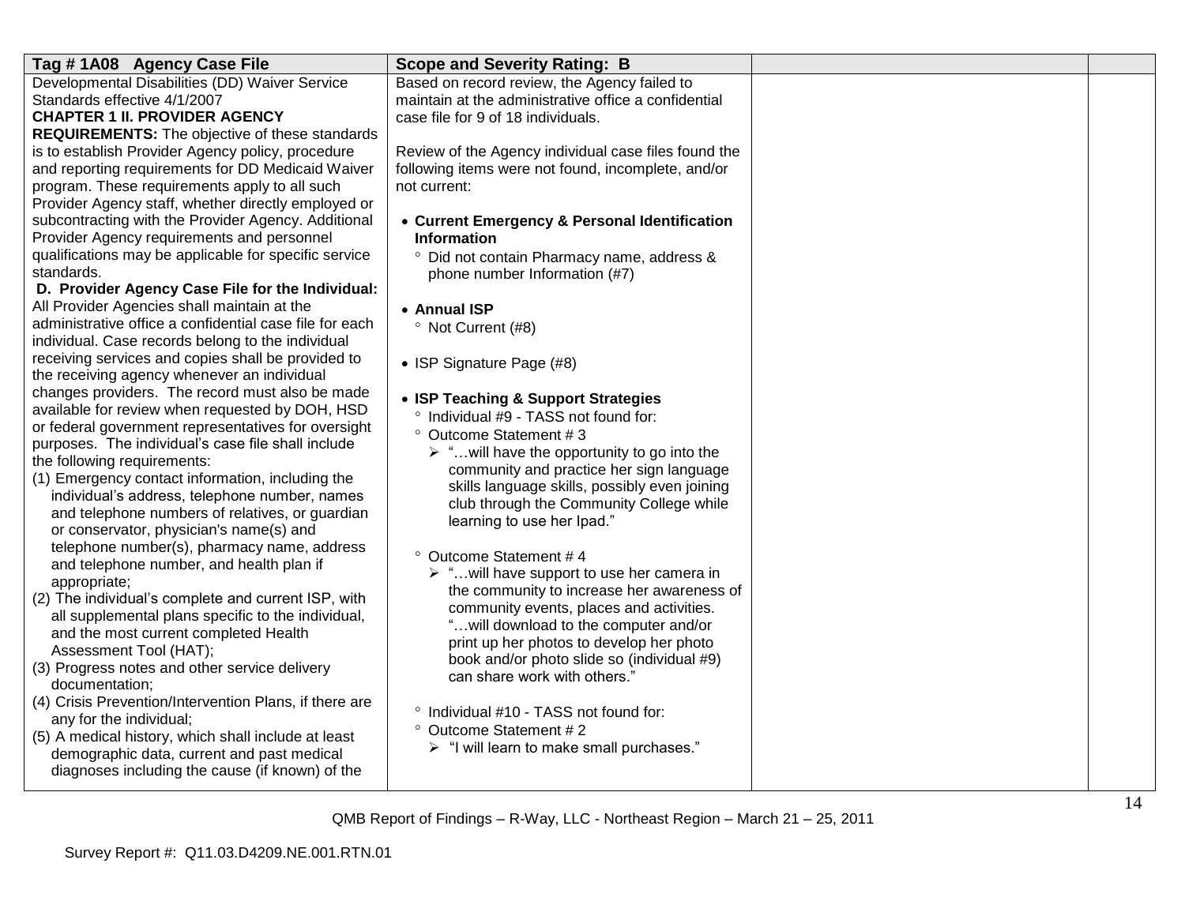| Tag # 1A08 Agency Case File | Scope and Severity Rating: B | | |
|---|---|---|---|
| Developmental Disabilities (DD) Waiver Service Standards effective 4/1/2007<br>**CHAPTER 1 II. PROVIDER AGENCY REQUIREMENTS:** The objective of these standards is to establish Provider Agency policy, procedure and reporting requirements for DD Medicaid Waiver program. These requirements apply to all such Provider Agency staff, whether directly employed or subcontracting with the Provider Agency. Additional Provider Agency requirements and personnel qualifications may be applicable for specific service standards.<br>**D. Provider Agency Case File for the Individual:** All Provider Agencies shall maintain at the administrative office a confidential case file for each individual. Case records belong to the individual receiving services and copies shall be provided to the receiving agency whenever an individual changes providers. The record must also be made available for review when requested by DOH, HSD or federal government representatives for oversight purposes. The individual's case file shall include the following requirements:<br>(1) Emergency contact information, including the individual's address, telephone number, names and telephone numbers of relatives, or guardian or conservator, physician's name(s) and telephone number(s), pharmacy name, address and telephone number, and health plan if appropriate;<br>(2) The individual's complete and current ISP, with all supplemental plans specific to the individual, and the most current completed Health Assessment Tool (HAT);<br>(3) Progress notes and other service delivery documentation;<br>(4) Crisis Prevention/Intervention Plans, if there are any for the individual;<br>(5) A medical history, which shall include at least demographic data, current and past medical diagnoses including the cause (if known) of the | Based on record review, the Agency failed to maintain at the administrative office a confidential case file for 9 of 18 individuals.<br><br>Review of the Agency individual case files found the following items were not found, incomplete, and/or not current:<br><br>• **Current Emergency & Personal Identification Information**<br>° Did not contain Pharmacy name, address & phone number Information (#7)<br><br>• **Annual ISP**<br>° Not Current (#8)<br><br>• ISP Signature Page (#8)<br><br>• **ISP Teaching & Support Strategies**<br>° Individual #9 - TASS not found for:<br>° Outcome Statement # 3<br>➢ "…will have the opportunity to go into the community and practice her sign language skills language skills, possibly even joining club through the Community College while learning to use her Ipad."<br><br>° Outcome Statement # 4<br>➢ "…will have support to use her camera in the community to increase her awareness of community events, places and activities. "…will download to the computer and/or print up her photos to develop her photo book and/or photo slide so (individual #9) can share work with others."<br><br>° Individual #10 - TASS not found for:<br>° Outcome Statement # 2<br>➢ "I will learn to make small purchases." | | |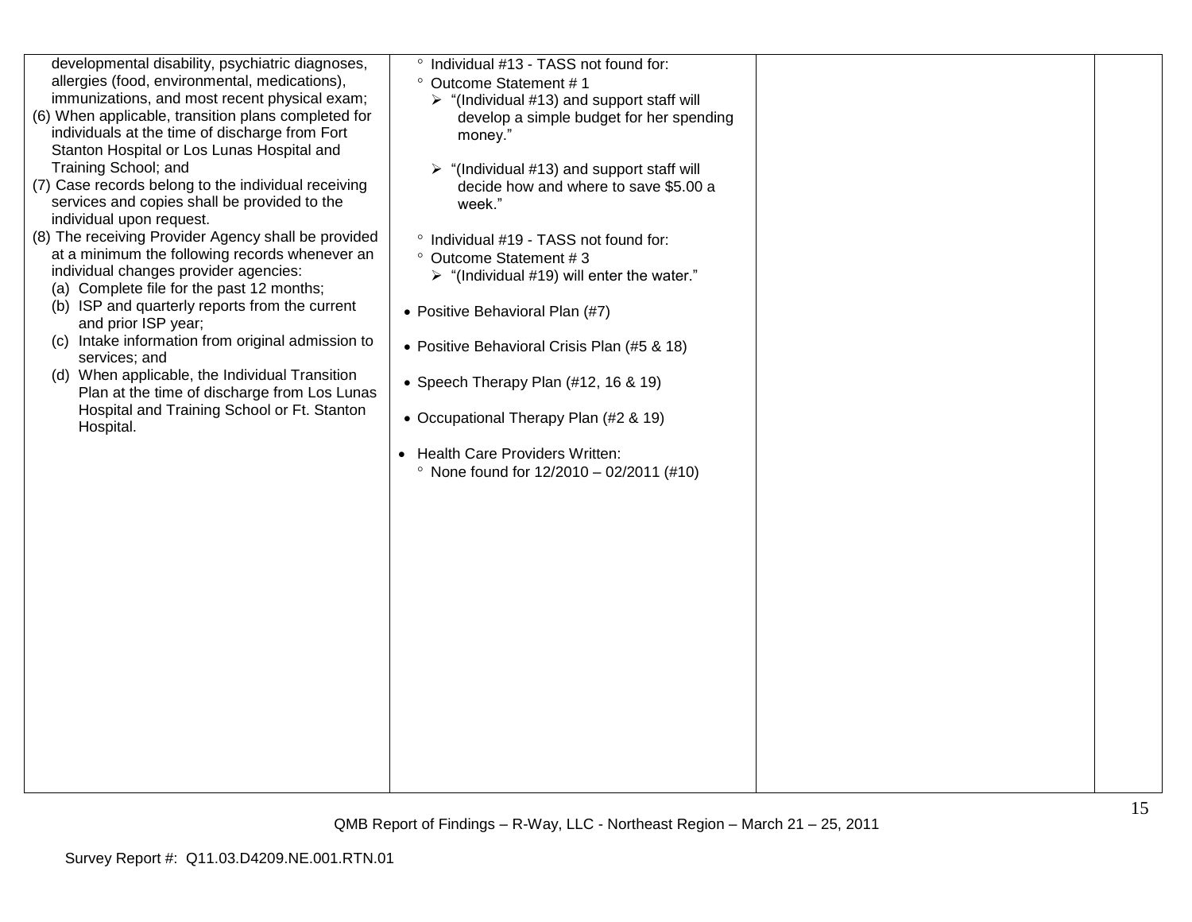| | | | |
|---|---|---|---|
| developmental disability, psychiatric diagnoses, allergies (food, environmental, medications), immunizations, and most recent physical exam;<br>(6) When applicable, transition plans completed for individuals at the time of discharge from Fort Stanton Hospital or Los Lunas Hospital and Training School; and<br>(7) Case records belong to the individual receiving services and copies shall be provided to the individual upon request.<br>(8) The receiving Provider Agency shall be provided at a minimum the following records whenever an individual changes provider agencies:<br>(a) Complete file for the past 12 months;<br>(b) ISP and quarterly reports from the current and prior ISP year;<br>(c) Intake information from original admission to services; and<br>(d) When applicable, the Individual Transition Plan at the time of discharge from Los Lunas Hospital and Training School or Ft. Stanton Hospital. | ° Individual #13 - TASS not found for:<br>° Outcome Statement # 1<br>➢ "(Individual #13) and support staff will develop a simple budget for her spending money."<br>➢ "(Individual #13) and support staff will decide how and where to save $5.00 a week."<br>° Individual #19 - TASS not found for:<br>° Outcome Statement # 3<br>➢ "(Individual #19) will enter the water."<br>• Positive Behavioral Plan (#7)<br>• Positive Behavioral Crisis Plan (#5 & 18)<br>• Speech Therapy Plan (#12, 16 & 19)<br>• Occupational Therapy Plan (#2 & 19)<br>• Health Care Providers Written:<br>° None found for 12/2010 – 02/2011 (#10) | | |

QMB Report of Findings – R-Way, LLC - Northeast Region – March 21 – 25, 2011

Survey Report #: Q11.03.D4209.NE.001.RTN.01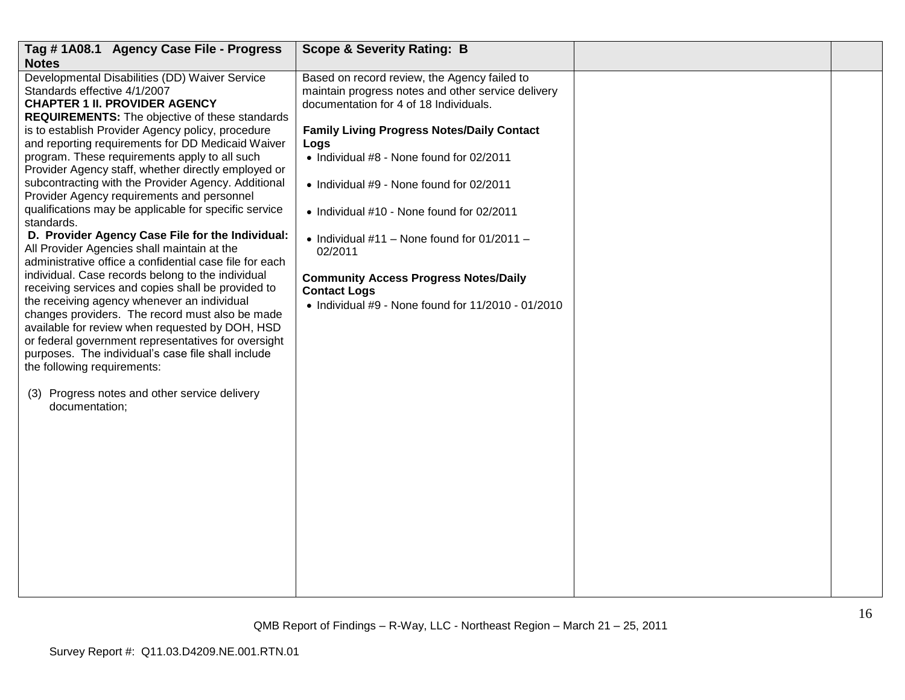| Tag # 1A08.1 Agency Case File - Progress Notes | Scope & Severity Rating: B | | |
|---|---|---|---|
| Developmental Disabilities (DD) Waiver Service Standards effective 4/1/2007<br>**CHAPTER 1 II. PROVIDER AGENCY REQUIREMENTS:** The objective of these standards is to establish Provider Agency policy, procedure and reporting requirements for DD Medicaid Waiver program. These requirements apply to all such Provider Agency staff, whether directly employed or subcontracting with the Provider Agency. Additional Provider Agency requirements and personnel qualifications may be applicable for specific service standards.<br>**D. Provider Agency Case File for the Individual:** All Provider Agencies shall maintain at the administrative office a confidential case file for each individual. Case records belong to the individual receiving services and copies shall be provided to the receiving agency whenever an individual changes providers. The record must also be made available for review when requested by DOH, HSD or federal government representatives for oversight purposes. The individual's case file shall include the following requirements:<br><br>(3) Progress notes and other service delivery documentation; | Based on record review, the Agency failed to maintain progress notes and other service delivery documentation for 4 of 18 Individuals.<br><br>**Family Living Progress Notes/Daily Contact Logs**<br>• Individual #8 - None found for 02/2011<br><br>• Individual #9 - None found for 02/2011<br><br>• Individual #10 - None found for 02/2011<br><br>• Individual #11 – None found for 01/2011 – 02/2011<br><br>**Community Access Progress Notes/Daily Contact Logs**<br>• Individual #9 - None found for 11/2010 - 01/2010 | | |

QMB Report of Findings – R-Way, LLC - Northeast Region – March 21 – 25, 2011

Survey Report #: Q11.03.D4209.NE.001.RTN.01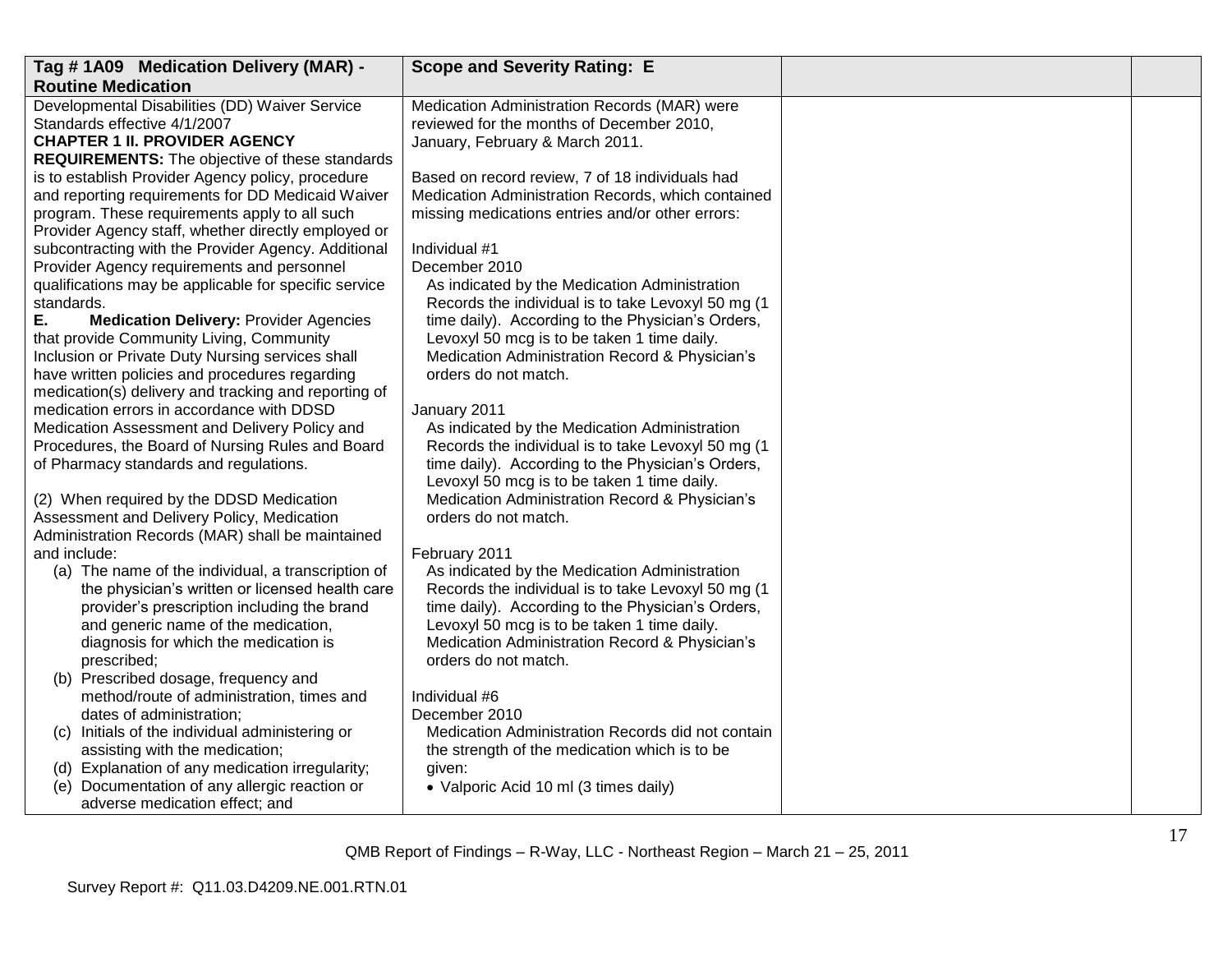| Tag # 1A09 Medication Delivery (MAR) - Routine Medication | Scope and Severity Rating: E | | |
|---|---|---|---|
| Developmental Disabilities (DD) Waiver Service Standards effective 4/1/2007<br>**CHAPTER 1 II. PROVIDER AGENCY REQUIREMENTS:** The objective of these standards is to establish Provider Agency policy, procedure and reporting requirements for DD Medicaid Waiver program. These requirements apply to all such Provider Agency staff, whether directly employed or subcontracting with the Provider Agency. Additional Provider Agency requirements and personnel qualifications may be applicable for specific service standards.<br>**E. Medication Delivery:** Provider Agencies that provide Community Living, Community Inclusion or Private Duty Nursing services shall have written policies and procedures regarding medication(s) delivery and tracking and reporting of medication errors in accordance with DDSD Medication Assessment and Delivery Policy and Procedures, the Board of Nursing Rules and Board of Pharmacy standards and regulations.<br><br>(2) When required by the DDSD Medication Assessment and Delivery Policy, Medication Administration Records (MAR) shall be maintained and include:<br>(a) The name of the individual, a transcription of the physician's written or licensed health care provider's prescription including the brand and generic name of the medication, diagnosis for which the medication is prescribed;<br>(b) Prescribed dosage, frequency and method/route of administration, times and dates of administration;<br>(c) Initials of the individual administering or assisting with the medication;<br>(d) Explanation of any medication irregularity;<br>(e) Documentation of any allergic reaction or adverse medication effect; and | Medication Administration Records (MAR) were reviewed for the months of December 2010, January, February & March 2011.<br><br>Based on record review, 7 of 18 individuals had Medication Administration Records, which contained missing medications entries and/or other errors:<br><br>Individual #1<br>December 2010<br>As indicated by the Medication Administration Records the individual is to take Levoxyl 50 mg (1 time daily). According to the Physician's Orders, Levoxyl 50 mcg is to be taken 1 time daily. Medication Administration Record & Physician's orders do not match.<br><br>January 2011<br>As indicated by the Medication Administration Records the individual is to take Levoxyl 50 mg (1 time daily). According to the Physician's Orders, Levoxyl 50 mcg is to be taken 1 time daily. Medication Administration Record & Physician's orders do not match.<br><br>February 2011<br>As indicated by the Medication Administration Records the individual is to take Levoxyl 50 mg (1 time daily). According to the Physician's Orders, Levoxyl 50 mcg is to be taken 1 time daily. Medication Administration Record & Physician's orders do not match.<br><br>Individual #6<br>December 2010<br>Medication Administration Records did not contain the strength of the medication which is to be given:<br>• Valporic Acid 10 ml (3 times daily) | | |

QMB Report of Findings – R-Way, LLC - Northeast Region – March 21 – 25, 2011

Survey Report #: Q11.03.D4209.NE.001.RTN.01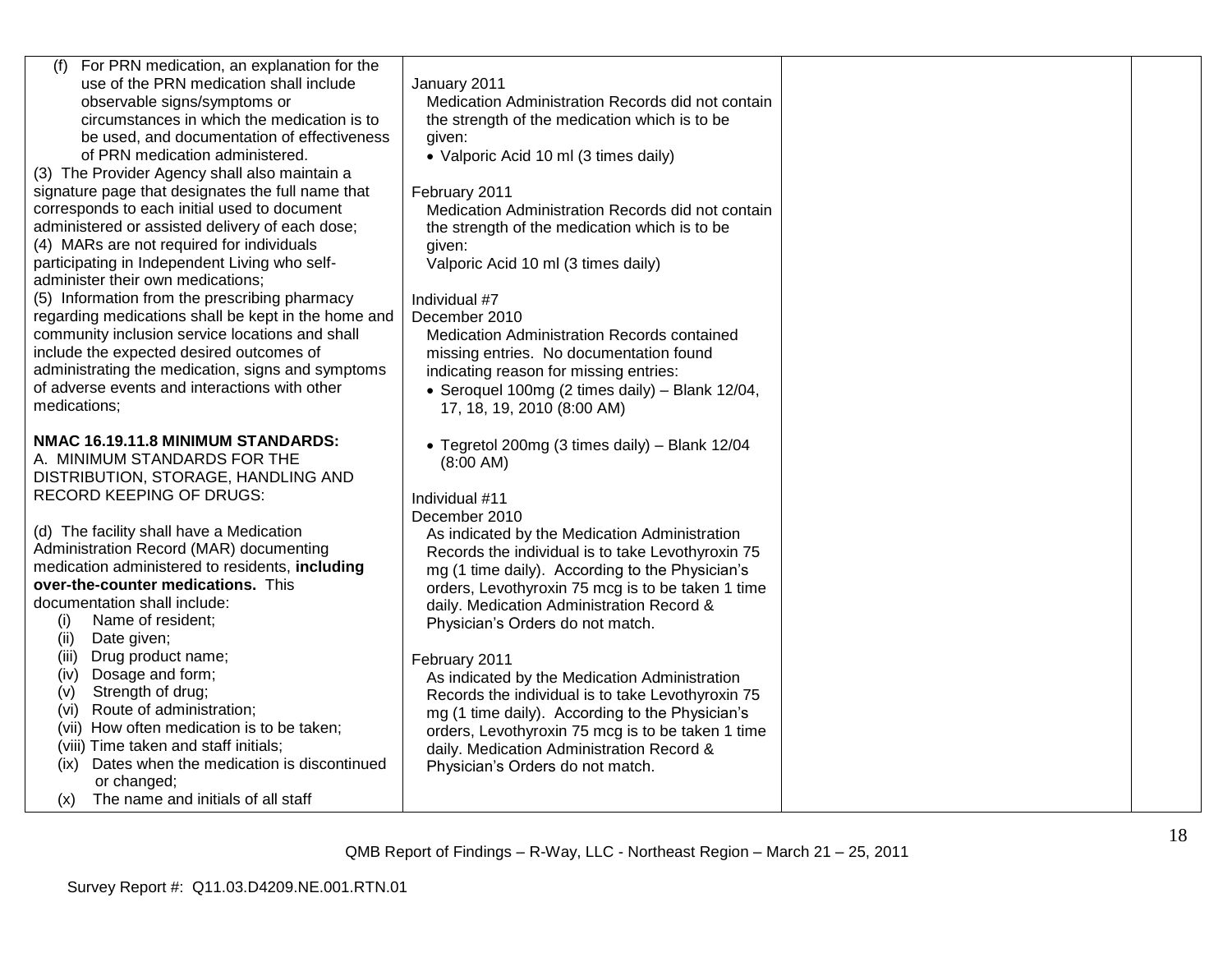| | | | |
|---|---|---|---|
| (f) For PRN medication, an explanation for the use of the PRN medication shall include observable signs/symptoms or circumstances in which the medication is to be used, and documentation of effectiveness of PRN medication administered.<br>(3) The Provider Agency shall also maintain a signature page that designates the full name that corresponds to each initial used to document administered or assisted delivery of each dose;<br>(4) MARs are not required for individuals participating in Independent Living who self-administer their own medications;<br>(5) Information from the prescribing pharmacy regarding medications shall be kept in the home and community inclusion service locations and shall include the expected desired outcomes of administrating the medication, signs and symptoms of adverse events and interactions with other medications;<br><br>**NMAC 16.19.11.8 MINIMUM STANDARDS:**<br>A. MINIMUM STANDARDS FOR THE DISTRIBUTION, STORAGE, HANDLING AND RECORD KEEPING OF DRUGS:<br><br>(d) The facility shall have a Medication Administration Record (MAR) documenting medication administered to residents, **including over-the-counter medications.** This documentation shall include:<br>(i) Name of resident;<br>(ii) Date given;<br>(iii) Drug product name;<br>(iv) Dosage and form;<br>(v) Strength of drug;<br>(vi) Route of administration;<br>(vii) How often medication is to be taken;<br>(viii) Time taken and staff initials;<br>(ix) Dates when the medication is discontinued or changed;<br>(x) The name and initials of all staff | January 2011<br>Medication Administration Records did not contain the strength of the medication which is to be given:<br>• Valporic Acid 10 ml (3 times daily)<br><br>February 2011<br>Medication Administration Records did not contain the strength of the medication which is to be given:<br>Valporic Acid 10 ml (3 times daily)<br><br>Individual #7<br>December 2010<br>Medication Administration Records contained missing entries. No documentation found indicating reason for missing entries:<br>• Seroquel 100mg (2 times daily) – Blank 12/04, 17, 18, 19, 2010 (8:00 AM)<br><br>• Tegretol 200mg (3 times daily) – Blank 12/04 (8:00 AM)<br><br>Individual #11<br>December 2010<br>As indicated by the Medication Administration Records the individual is to take Levothyroxin 75 mg (1 time daily). According to the Physician's orders, Levothyroxin 75 mcg is to be taken 1 time daily. Medication Administration Record & Physician's Orders do not match.<br><br>February 2011<br>As indicated by the Medication Administration Records the individual is to take Levothyroxin 75 mg (1 time daily). According to the Physician's orders, Levothyroxin 75 mcg is to be taken 1 time daily. Medication Administration Record & Physician's Orders do not match. | | |

QMB Report of Findings – R-Way, LLC - Northeast Region – March 21 – 25, 2011

Survey Report #: Q11.03.D4209.NE.001.RTN.01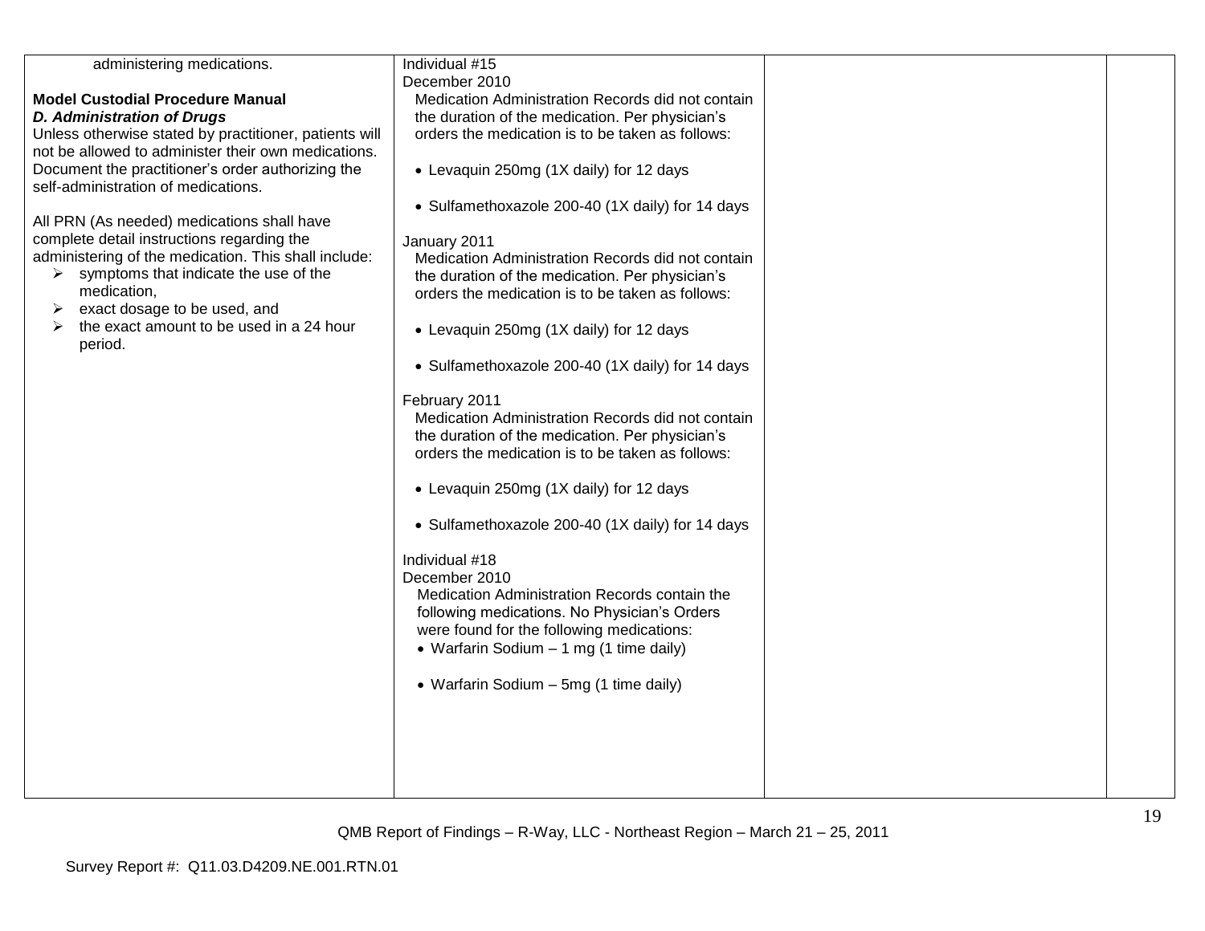| | | | |
|---|---|---|---|
| administering medications.<br><br>**Model Custodial Procedure Manual**<br>***D. Administration of Drugs***<br>Unless otherwise stated by practitioner, patients will not be allowed to administer their own medications. Document the practitioner's order authorizing the self-administration of medications.<br><br>All PRN (As needed) medications shall have complete detail instructions regarding the administering of the medication. This shall include:<br>➢ symptoms that indicate the use of the medication,<br>➢ exact dosage to be used, and<br>➢ the exact amount to be used in a 24 hour period. | Individual #15<br>December 2010<br>Medication Administration Records did not contain the duration of the medication. Per physician's orders the medication is to be taken as follows:<br><br>• Levaquin 250mg (1X daily) for 12 days<br><br>• Sulfamethoxazole 200-40 (1X daily) for 14 days<br><br>January 2011<br>Medication Administration Records did not contain the duration of the medication. Per physician's orders the medication is to be taken as follows:<br><br>• Levaquin 250mg (1X daily) for 12 days<br><br>• Sulfamethoxazole 200-40 (1X daily) for 14 days<br><br>February 2011<br>Medication Administration Records did not contain the duration of the medication. Per physician's orders the medication is to be taken as follows:<br><br>• Levaquin 250mg (1X daily) for 12 days<br><br>• Sulfamethoxazole 200-40 (1X daily) for 14 days<br><br>Individual #18<br>December 2010<br>Medication Administration Records contain the following medications. No Physician's Orders were found for the following medications:<br>• Warfarin Sodium – 1 mg (1 time daily)<br><br>• Warfarin Sodium – 5mg (1 time daily) | | |

QMB Report of Findings – R-Way, LLC - Northeast Region – March 21 – 25, 2011

Survey Report #: Q11.03.D4209.NE.001.RTN.01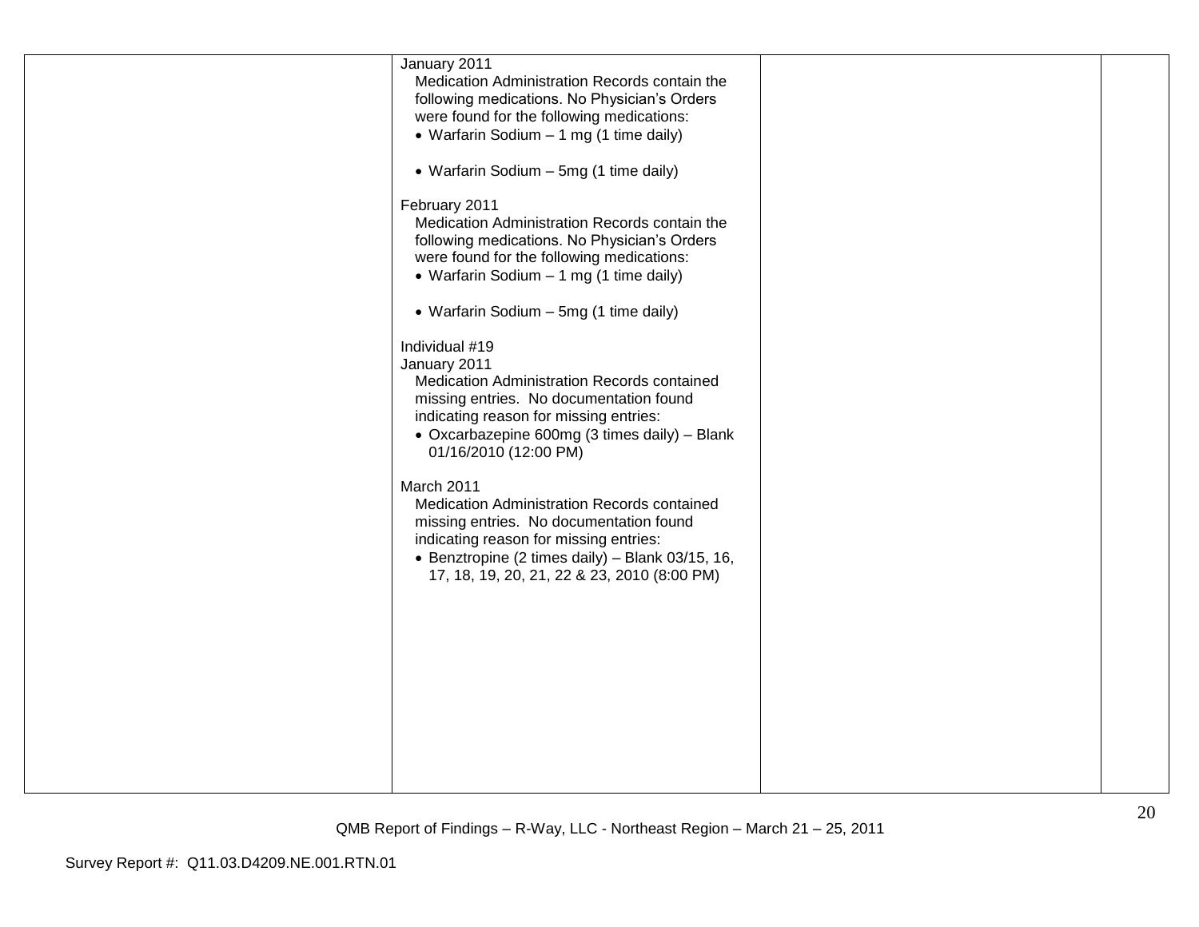| | | | |
|---|---|---|---|
| | January 2011<br>Medication Administration Records contain the following medications. No Physician's Orders were found for the following medications:<br>• Warfarin Sodium – 1 mg (1 time daily)<br><br>• Warfarin Sodium – 5mg (1 time daily)<br><br>February 2011<br>Medication Administration Records contain the following medications. No Physician's Orders were found for the following medications:<br>• Warfarin Sodium – 1 mg (1 time daily)<br><br>• Warfarin Sodium – 5mg (1 time daily)<br><br>Individual #19<br>January 2011<br>Medication Administration Records contained missing entries. No documentation found indicating reason for missing entries:<br>• Oxcarbazepine 600mg (3 times daily) – Blank 01/16/2010 (12:00 PM)<br><br>March 2011<br>Medication Administration Records contained missing entries. No documentation found indicating reason for missing entries:<br>• Benztropine (2 times daily) – Blank 03/15, 16, 17, 18, 19, 20, 21, 22 & 23, 2010 (8:00 PM) | | |

QMB Report of Findings – R-Way, LLC - Northeast Region – March 21 – 25, 2011

Survey Report #: Q11.03.D4209.NE.001.RTN.01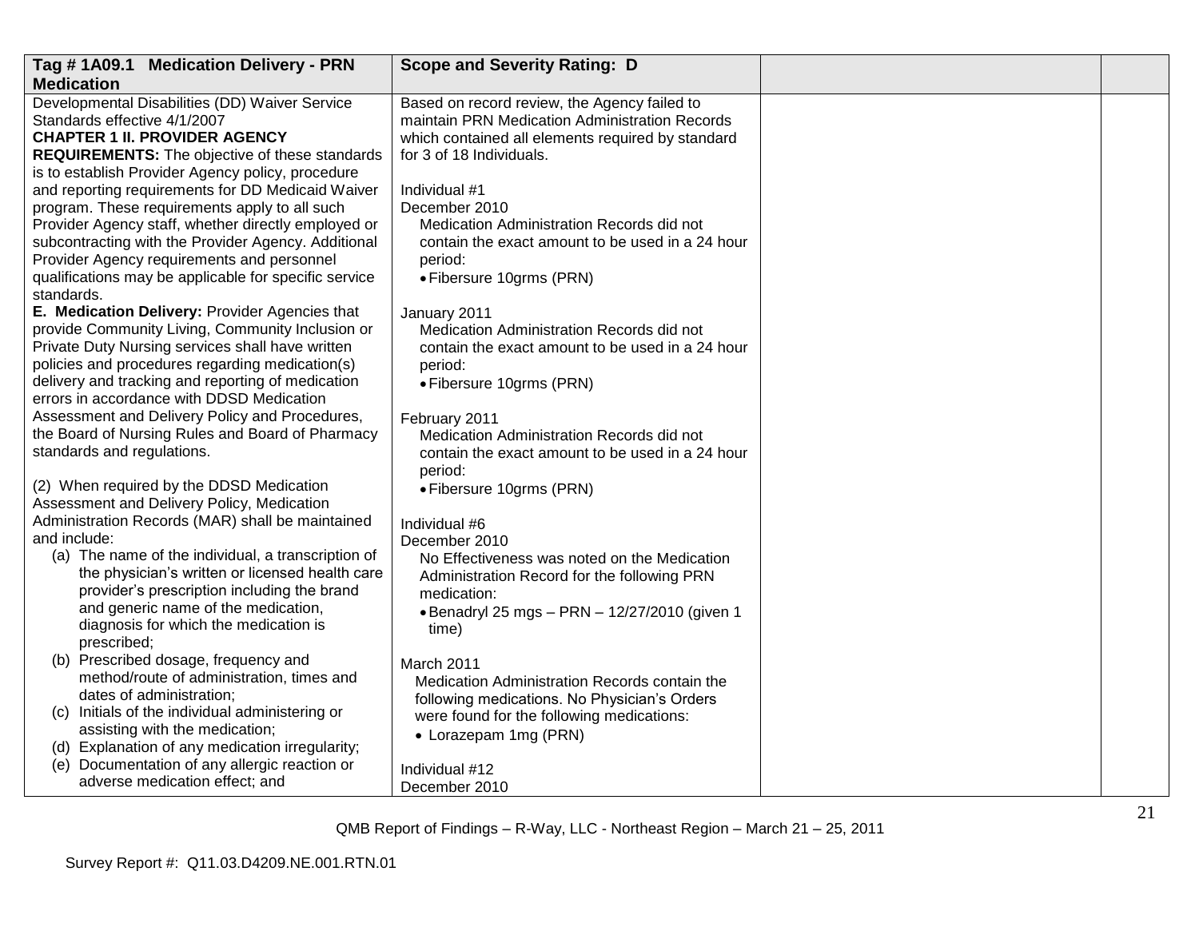| Tag # 1A09.1 Medication Delivery - PRN Medication | Scope and Severity Rating: D | | |
|---|---|---|---|
| Developmental Disabilities (DD) Waiver Service Standards effective 4/1/2007<br>**CHAPTER 1 II. PROVIDER AGENCY REQUIREMENTS:** The objective of these standards is to establish Provider Agency policy, procedure and reporting requirements for DD Medicaid Waiver program. These requirements apply to all such Provider Agency staff, whether directly employed or subcontracting with the Provider Agency. Additional Provider Agency requirements and personnel qualifications may be applicable for specific service standards.<br>**E. Medication Delivery:** Provider Agencies that provide Community Living, Community Inclusion or Private Duty Nursing services shall have written policies and procedures regarding medication(s) delivery and tracking and reporting of medication errors in accordance with DDSD Medication Assessment and Delivery Policy and Procedures, the Board of Nursing Rules and Board of Pharmacy standards and regulations.<br><br>(2) When required by the DDSD Medication Assessment and Delivery Policy, Medication Administration Records (MAR) shall be maintained and include:<br>(a) The name of the individual, a transcription of the physician's written or licensed health care provider's prescription including the brand and generic name of the medication, diagnosis for which the medication is prescribed;<br>(b) Prescribed dosage, frequency and method/route of administration, times and dates of administration;<br>(c) Initials of the individual administering or assisting with the medication;<br>(d) Explanation of any medication irregularity;<br>(e) Documentation of any allergic reaction or adverse medication effect; and | Based on record review, the Agency failed to maintain PRN Medication Administration Records which contained all elements required by standard for 3 of 18 Individuals.<br><br>Individual #1<br>December 2010<br>Medication Administration Records did not contain the exact amount to be used in a 24 hour period:<br>• Fibersure 10grms (PRN)<br><br>January 2011<br>Medication Administration Records did not contain the exact amount to be used in a 24 hour period:<br>• Fibersure 10grms (PRN)<br><br>February 2011<br>Medication Administration Records did not contain the exact amount to be used in a 24 hour period:<br>• Fibersure 10grms (PRN)<br><br>Individual #6<br>December 2010<br>No Effectiveness was noted on the Medication Administration Record for the following PRN medication:<br>• Benadryl 25 mgs – PRN – 12/27/2010 (given 1 time)<br><br>March 2011<br>Medication Administration Records contain the following medications. No Physician's Orders were found for the following medications:<br>• Lorazepam 1mg (PRN)<br><br>Individual #12<br>December 2010 | | |

QMB Report of Findings – R-Way, LLC - Northeast Region – March 21 – 25, 2011

Survey Report #: Q11.03.D4209.NE.001.RTN.01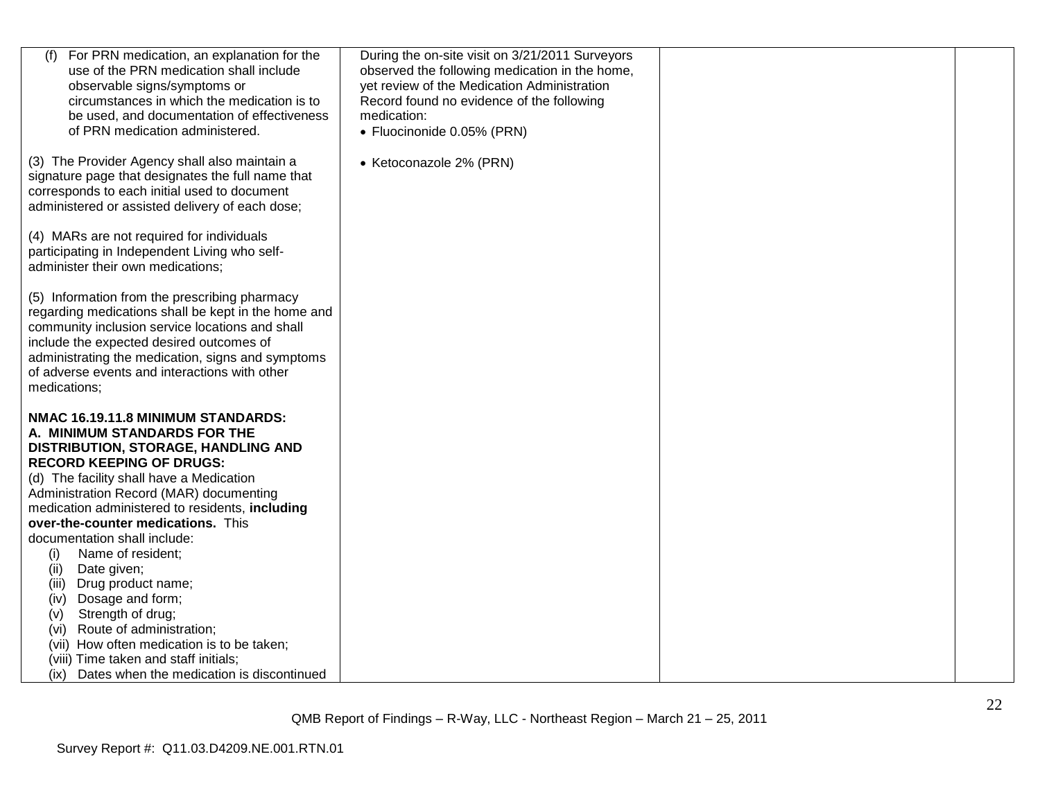| | | | |
|---|---|---|---|
| (f) For PRN medication, an explanation for the use of the PRN medication shall include observable signs/symptoms or circumstances in which the medication is to be used, and documentation of effectiveness of PRN medication administered.<br><br>(3) The Provider Agency shall also maintain a signature page that designates the full name that corresponds to each initial used to document administered or assisted delivery of each dose;<br><br>(4) MARs are not required for individuals participating in Independent Living who self-administer their own medications;<br><br>(5) Information from the prescribing pharmacy regarding medications shall be kept in the home and community inclusion service locations and shall include the expected desired outcomes of administrating the medication, signs and symptoms of adverse events and interactions with other medications;<br><br>**NMAC 16.19.11.8 MINIMUM STANDARDS: A. MINIMUM STANDARDS FOR THE DISTRIBUTION, STORAGE, HANDLING AND RECORD KEEPING OF DRUGS:**<br>(d) The facility shall have a Medication Administration Record (MAR) documenting medication administered to residents, **including over-the-counter medications.** This documentation shall include:<br>(i) Name of resident;<br>(ii) Date given;<br>(iii) Drug product name;<br>(iv) Dosage and form;<br>(v) Strength of drug;<br>(vi) Route of administration;<br>(vii) How often medication is to be taken;<br>(viii) Time taken and staff initials;<br>(ix) Dates when the medication is discontinued | During the on-site visit on 3/21/2011 Surveyors observed the following medication in the home, yet review of the Medication Administration Record found no evidence of the following medication:<br>• Fluocinonide 0.05% (PRN)<br><br>• Ketoconazole 2% (PRN) | | |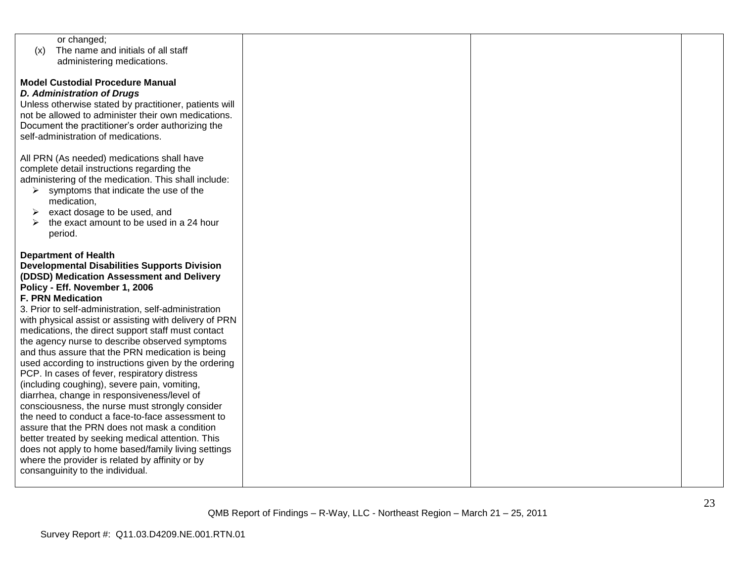| | | | |
|---|---|---|---|
| or changed;<br>(x) The name and initials of all staff administering medications.<br><br>**Model Custodial Procedure Manual**<br>***D. Administration of Drugs***<br>Unless otherwise stated by practitioner, patients will not be allowed to administer their own medications. Document the practitioner's order authorizing the self-administration of medications.<br><br>All PRN (As needed) medications shall have complete detail instructions regarding the administering of the medication. This shall include:<br>➢ symptoms that indicate the use of the medication,<br>➢ exact dosage to be used, and<br>➢ the exact amount to be used in a 24 hour period.<br><br>**Department of Health**<br>**Developmental Disabilities Supports Division (DDSD) Medication Assessment and Delivery Policy - Eff. November 1, 2006**<br>**F. PRN Medication**<br>3. Prior to self-administration, self-administration with physical assist or assisting with delivery of PRN medications, the direct support staff must contact the agency nurse to describe observed symptoms and thus assure that the PRN medication is being used according to instructions given by the ordering PCP. In cases of fever, respiratory distress (including coughing), severe pain, vomiting, diarrhea, change in responsiveness/level of consciousness, the nurse must strongly consider the need to conduct a face-to-face assessment to assure that the PRN does not mask a condition better treated by seeking medical attention. This does not apply to home based/family living settings where the provider is related by affinity or by consanguinity to the individual. | | | |

QMB Report of Findings – R-Way, LLC - Northeast Region – March 21 – 25, 2011

Survey Report #: Q11.03.D4209.NE.001.RTN.01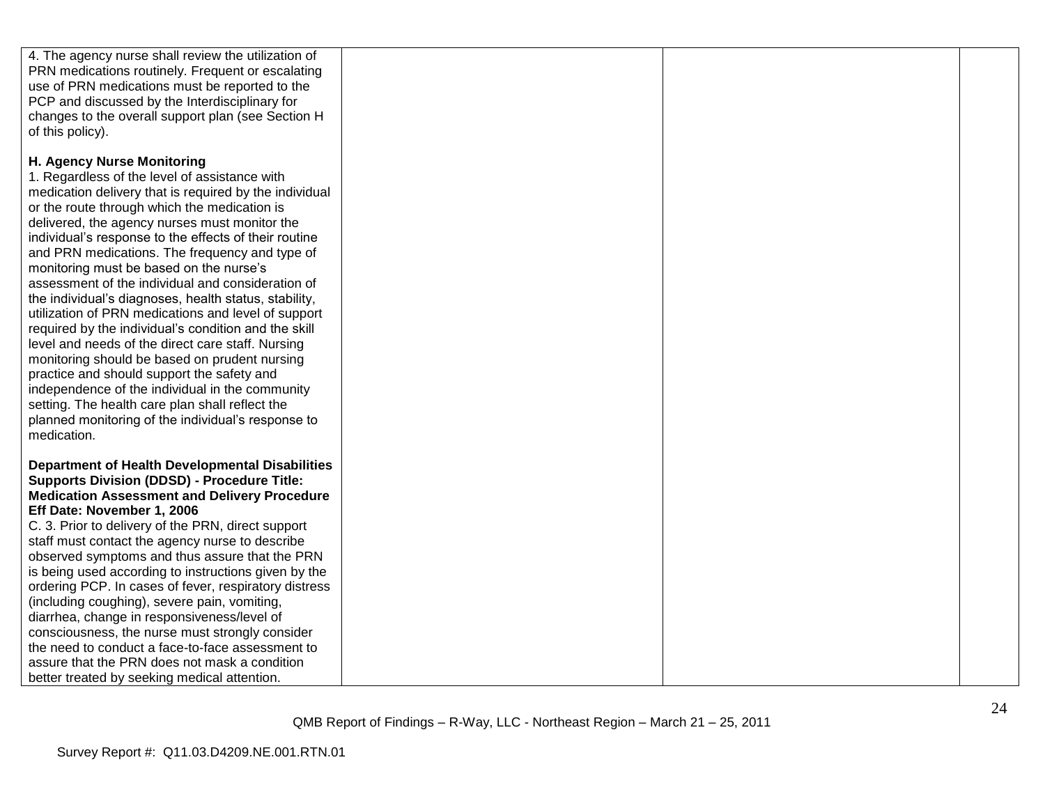| | | | |
|---|---|---|---|
| 4. The agency nurse shall review the utilization of PRN medications routinely. Frequent or escalating use of PRN medications must be reported to the PCP and discussed by the Interdisciplinary for changes to the overall support plan (see Section H of this policy).<br><br>**H. Agency Nurse Monitoring**<br>1. Regardless of the level of assistance with medication delivery that is required by the individual or the route through which the medication is delivered, the agency nurses must monitor the individual's response to the effects of their routine and PRN medications. The frequency and type of monitoring must be based on the nurse's assessment of the individual and consideration of the individual's diagnoses, health status, stability, utilization of PRN medications and level of support required by the individual's condition and the skill level and needs of the direct care staff. Nursing monitoring should be based on prudent nursing practice and should support the safety and independence of the individual in the community setting. The health care plan shall reflect the planned monitoring of the individual's response to medication.<br><br>**Department of Health Developmental Disabilities Supports Division (DDSD) - Procedure Title: Medication Assessment and Delivery Procedure Eff Date: November 1, 2006**<br>C. 3. Prior to delivery of the PRN, direct support staff must contact the agency nurse to describe observed symptoms and thus assure that the PRN is being used according to instructions given by the ordering PCP. In cases of fever, respiratory distress (including coughing), severe pain, vomiting, diarrhea, change in responsiveness/level of consciousness, the nurse must strongly consider the need to conduct a face-to-face assessment to assure that the PRN does not mask a condition better treated by seeking medical attention. | | | |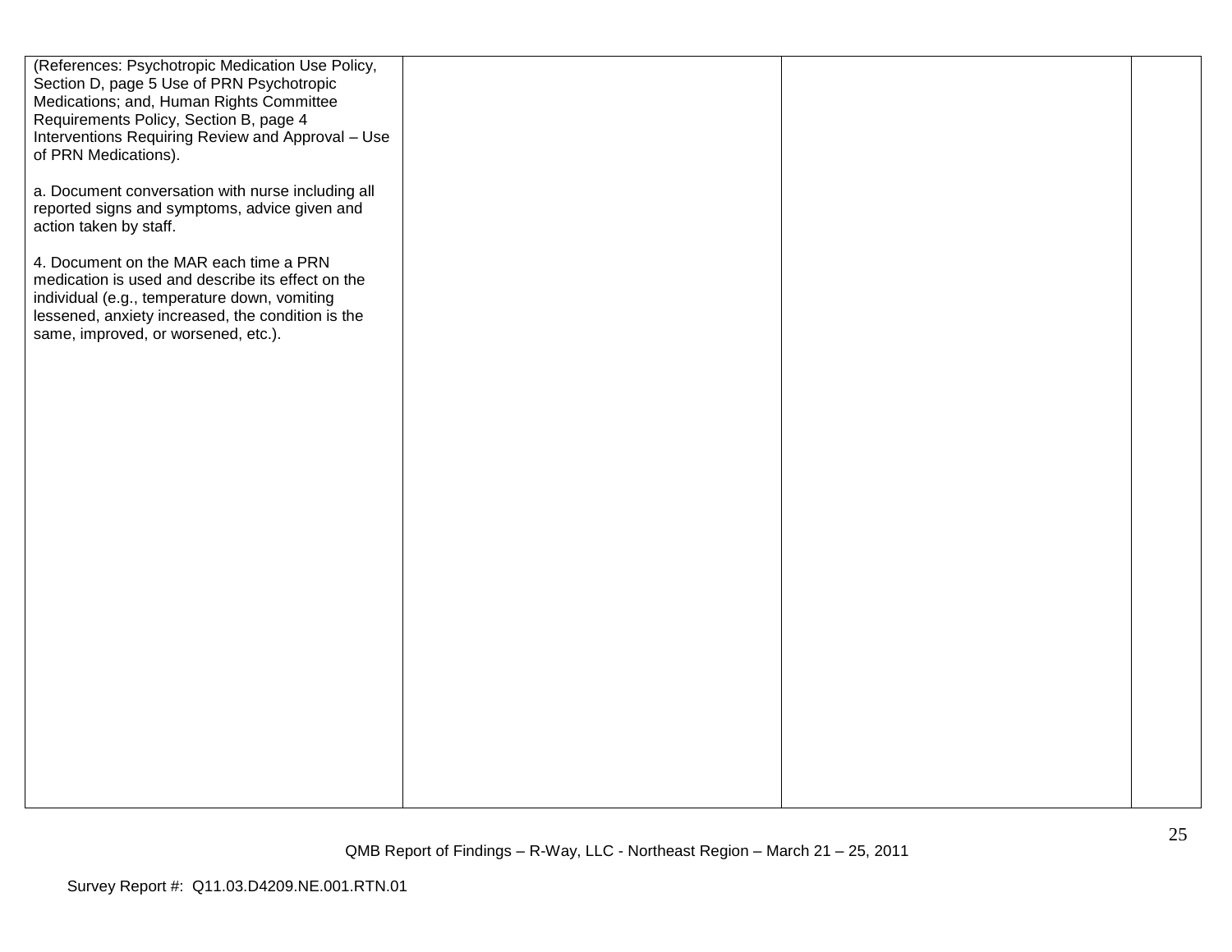| | | | |
|---|---|---|---|
| (References: Psychotropic Medication Use Policy, Section D, page 5 Use of PRN Psychotropic Medications; and, Human Rights Committee Requirements Policy, Section B, page 4 Interventions Requiring Review and Approval – Use of PRN Medications).<br><br>a. Document conversation with nurse including all reported signs and symptoms, advice given and action taken by staff.<br><br>4. Document on the MAR each time a PRN medication is used and describe its effect on the individual (e.g., temperature down, vomiting lessened, anxiety increased, the condition is the same, improved, or worsened, etc.). | | | |

QMB Report of Findings – R-Way, LLC - Northeast Region – March 21 – 25, 2011

Survey Report #: Q11.03.D4209.NE.001.RTN.01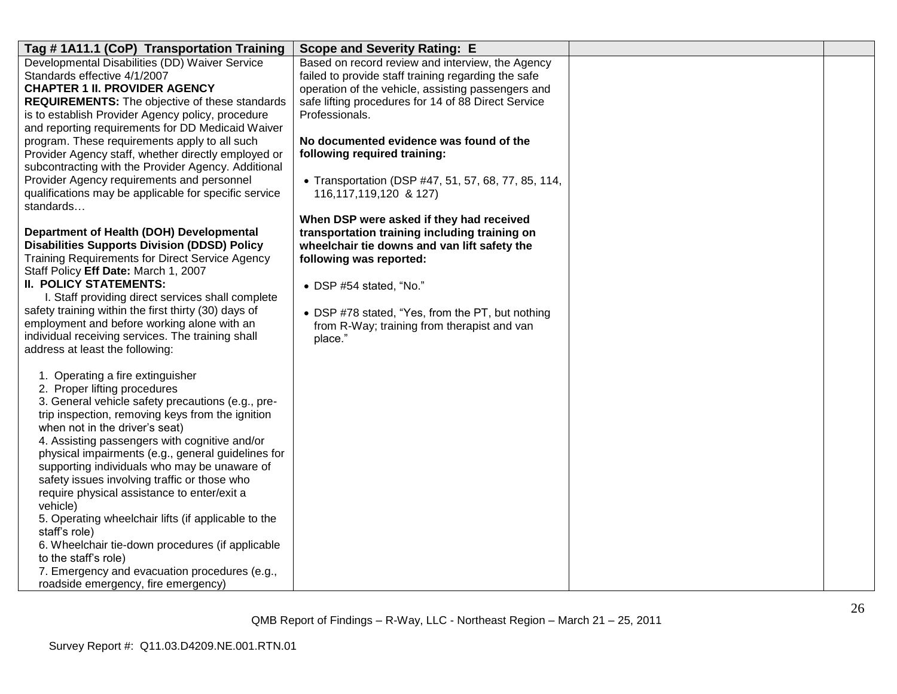| Tag # 1A11.1 (CoP) Transportation Training | Scope and Severity Rating: E | | |
|---|---|---|---|
| Developmental Disabilities (DD) Waiver Service Standards effective 4/1/2007<br>**CHAPTER 1 II. PROVIDER AGENCY REQUIREMENTS:** The objective of these standards is to establish Provider Agency policy, procedure and reporting requirements for DD Medicaid Waiver program. These requirements apply to all such Provider Agency staff, whether directly employed or subcontracting with the Provider Agency. Additional Provider Agency requirements and personnel qualifications may be applicable for specific service standards…<br><br>**Department of Health (DOH) Developmental Disabilities Supports Division (DDSD) Policy** Training Requirements for Direct Service Agency Staff Policy **Eff Date:** March 1, 2007<br>**II. POLICY STATEMENTS:**<br>I. Staff providing direct services shall complete safety training within the first thirty (30) days of employment and before working alone with an individual receiving services. The training shall address at least the following:<br><br>1. Operating a fire extinguisher<br>2. Proper lifting procedures<br>3. General vehicle safety precautions (e.g., pre-trip inspection, removing keys from the ignition when not in the driver's seat)<br>4. Assisting passengers with cognitive and/or physical impairments (e.g., general guidelines for supporting individuals who may be unaware of safety issues involving traffic or those who require physical assistance to enter/exit a vehicle)<br>5. Operating wheelchair lifts (if applicable to the staff's role)<br>6. Wheelchair tie-down procedures (if applicable to the staff's role)<br>7. Emergency and evacuation procedures (e.g., roadside emergency, fire emergency) | Based on record review and interview, the Agency failed to provide staff training regarding the safe operation of the vehicle, assisting passengers and safe lifting procedures for 14 of 88 Direct Service Professionals.<br><br>**No documented evidence was found of the following required training:**<br><br>• Transportation (DSP #47, 51, 57, 68, 77, 85, 114, 116,117,119,120 & 127)<br><br>**When DSP were asked if they had received transportation training including training on wheelchair tie downs and van lift safety the following was reported:**<br><br>• DSP #54 stated, "No."<br><br>• DSP #78 stated, "Yes, from the PT, but nothing from R-Way; training from therapist and van place." | | |

QMB Report of Findings – R-Way, LLC - Northeast Region – March 21 – 25, 2011

Survey Report #: Q11.03.D4209.NE.001.RTN.01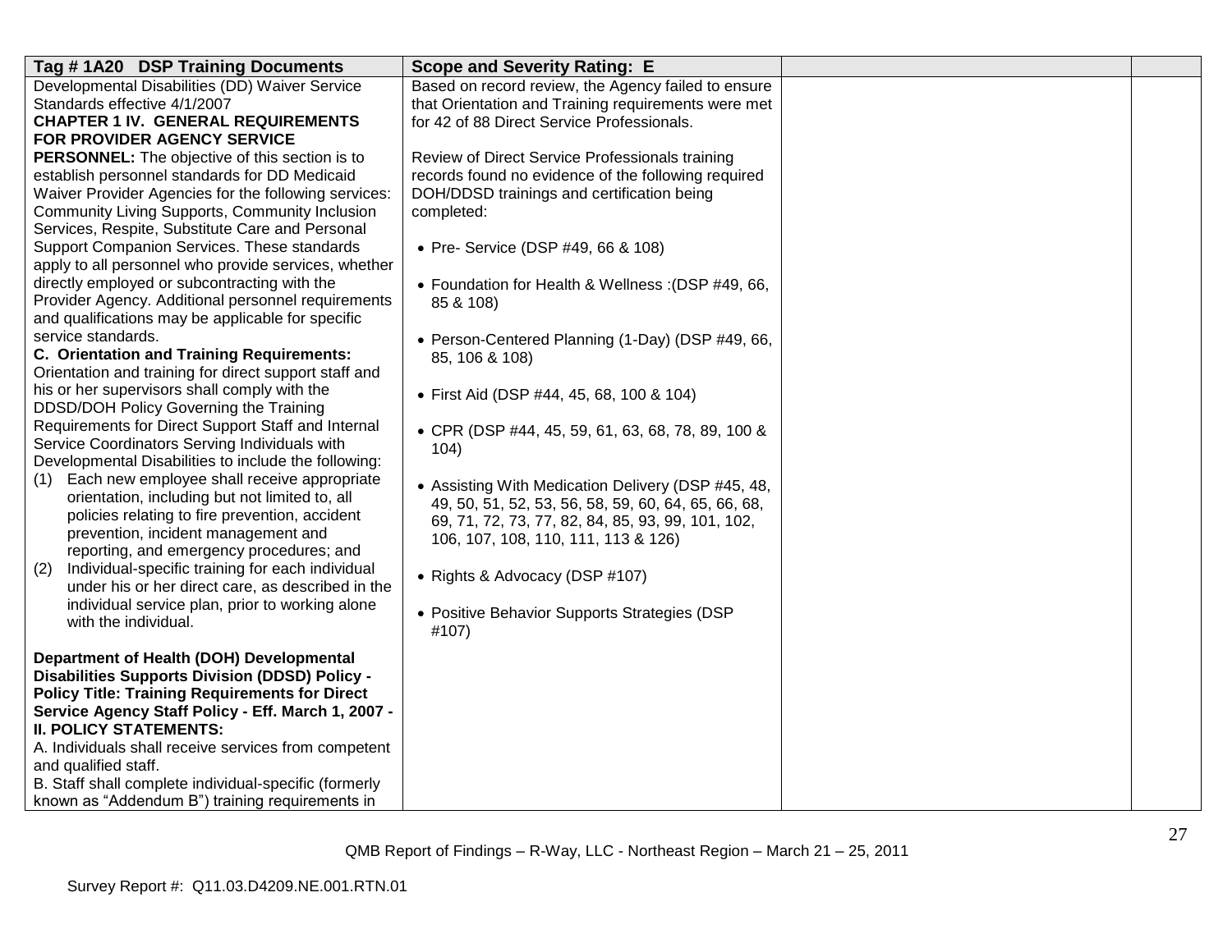| Tag # 1A20 DSP Training Documents | Scope and Severity Rating: E | | |
|---|---|---|---|
| Developmental Disabilities (DD) Waiver Service Standards effective 4/1/2007<br>**CHAPTER 1 IV. GENERAL REQUIREMENTS FOR PROVIDER AGENCY SERVICE PERSONNEL:** The objective of this section is to establish personnel standards for DD Medicaid Waiver Provider Agencies for the following services: Community Living Supports, Community Inclusion Services, Respite, Substitute Care and Personal Support Companion Services. These standards apply to all personnel who provide services, whether directly employed or subcontracting with the Provider Agency. Additional personnel requirements and qualifications may be applicable for specific service standards.<br>**C. Orientation and Training Requirements:** Orientation and training for direct support staff and his or her supervisors shall comply with the DDSD/DOH Policy Governing the Training Requirements for Direct Support Staff and Internal Service Coordinators Serving Individuals with Developmental Disabilities to include the following:<br>(1) Each new employee shall receive appropriate orientation, including but not limited to, all policies relating to fire prevention, accident prevention, incident management and reporting, and emergency procedures; and<br>(2) Individual-specific training for each individual under his or her direct care, as described in the individual service plan, prior to working alone with the individual.<br><br>**Department of Health (DOH) Developmental Disabilities Supports Division (DDSD) Policy - Policy Title: Training Requirements for Direct Service Agency Staff Policy - Eff. March 1, 2007 - II. POLICY STATEMENTS:**<br>A. Individuals shall receive services from competent and qualified staff.<br>B. Staff shall complete individual-specific (formerly known as "Addendum B") training requirements in | Based on record review, the Agency failed to ensure that Orientation and Training requirements were met for 42 of 88 Direct Service Professionals.<br><br>Review of Direct Service Professionals training records found no evidence of the following required DOH/DDSD trainings and certification being completed:<br><br>• Pre- Service (DSP #49, 66 & 108)<br><br>• Foundation for Health & Wellness :(DSP #49, 66, 85 & 108)<br><br>• Person-Centered Planning (1-Day) (DSP #49, 66, 85, 106 & 108)<br><br>• First Aid (DSP #44, 45, 68, 100 & 104)<br><br>• CPR (DSP #44, 45, 59, 61, 63, 68, 78, 89, 100 & 104)<br><br>• Assisting With Medication Delivery (DSP #45, 48, 49, 50, 51, 52, 53, 56, 58, 59, 60, 64, 65, 66, 68, 69, 71, 72, 73, 77, 82, 84, 85, 93, 99, 101, 102, 106, 107, 108, 110, 111, 113 & 126)<br><br>• Rights & Advocacy (DSP #107)<br><br>• Positive Behavior Supports Strategies (DSP #107) | | |

QMB Report of Findings – R-Way, LLC - Northeast Region – March 21 – 25, 2011

Survey Report #: Q11.03.D4209.NE.001.RTN.01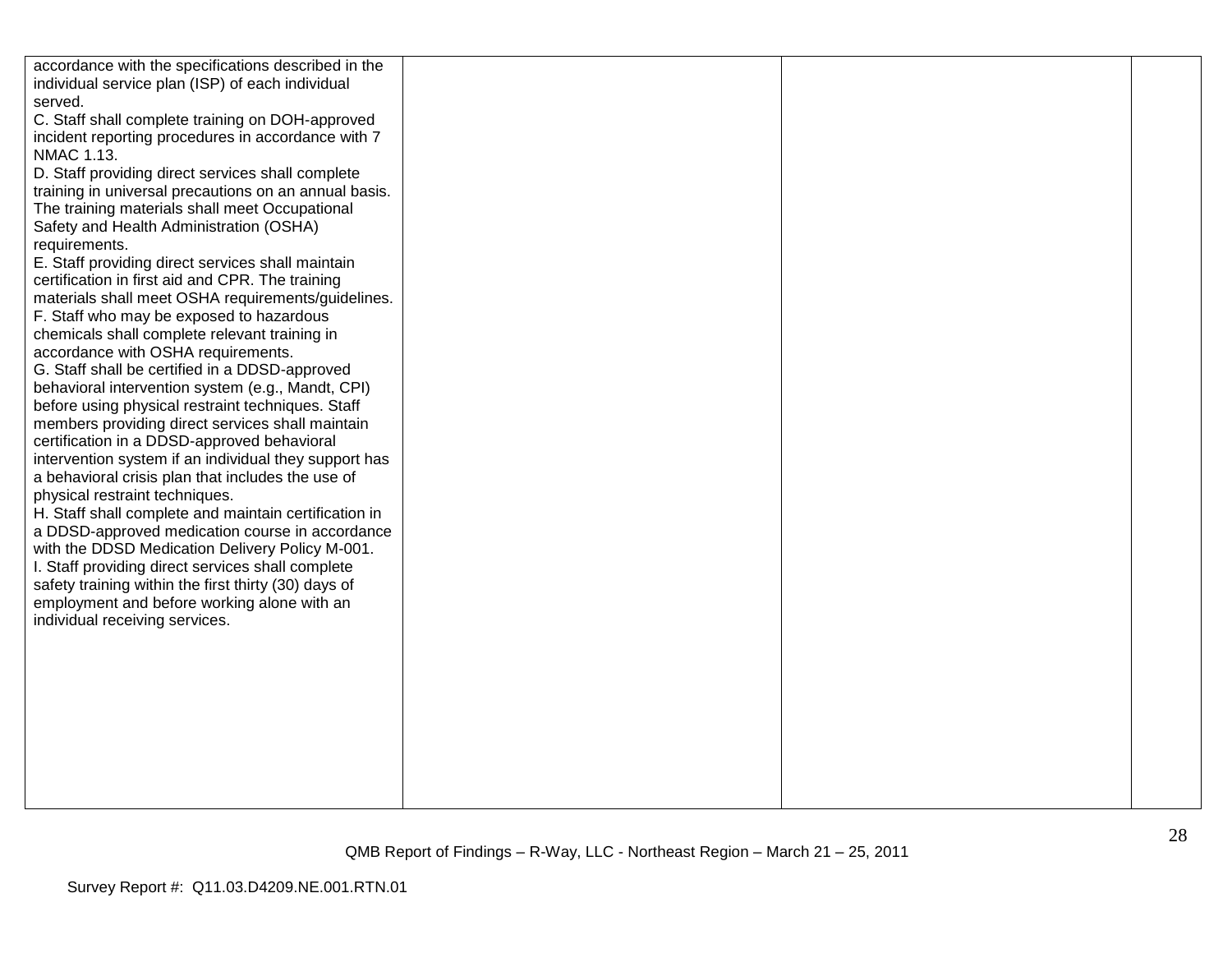| | | | |
|---|---|---|---|
| accordance with the specifications described in the individual service plan (ISP) of each individual served.<br>C. Staff shall complete training on DOH-approved incident reporting procedures in accordance with 7 NMAC 1.13.<br>D. Staff providing direct services shall complete training in universal precautions on an annual basis. The training materials shall meet Occupational Safety and Health Administration (OSHA) requirements.<br>E. Staff providing direct services shall maintain certification in first aid and CPR. The training materials shall meet OSHA requirements/guidelines.<br>F. Staff who may be exposed to hazardous chemicals shall complete relevant training in accordance with OSHA requirements.<br>G. Staff shall be certified in a DDSD-approved behavioral intervention system (e.g., Mandt, CPI) before using physical restraint techniques. Staff members providing direct services shall maintain certification in a DDSD-approved behavioral intervention system if an individual they support has a behavioral crisis plan that includes the use of physical restraint techniques.<br>H. Staff shall complete and maintain certification in a DDSD-approved medication course in accordance with the DDSD Medication Delivery Policy M-001.<br>I. Staff providing direct services shall complete safety training within the first thirty (30) days of employment and before working alone with an individual receiving services. | | | |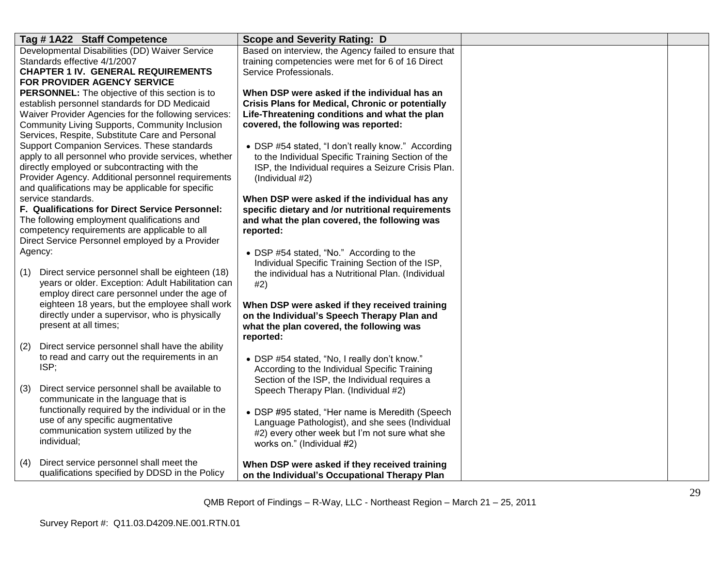| Tag # 1A22 Staff Competence | Scope and Severity Rating: D | | |
|---|---|---|---|
| Developmental Disabilities (DD) Waiver Service Standards effective 4/1/2007<br>**CHAPTER 1 IV. GENERAL REQUIREMENTS FOR PROVIDER AGENCY SERVICE PERSONNEL:** The objective of this section is to establish personnel standards for DD Medicaid Waiver Provider Agencies for the following services: Community Living Supports, Community Inclusion Services, Respite, Substitute Care and Personal Support Companion Services. These standards apply to all personnel who provide services, whether directly employed or subcontracting with the Provider Agency. Additional personnel requirements and qualifications may be applicable for specific service standards.<br>**F. Qualifications for Direct Service Personnel:** The following employment qualifications and competency requirements are applicable to all Direct Service Personnel employed by a Provider Agency:<br><br>(1) Direct service personnel shall be eighteen (18) years or older. Exception: Adult Habilitation can employ direct care personnel under the age of eighteen 18 years, but the employee shall work directly under a supervisor, who is physically present at all times;<br><br>(2) Direct service personnel shall have the ability to read and carry out the requirements in an ISP;<br><br>(3) Direct service personnel shall be available to communicate in the language that is functionally required by the individual or in the use of any specific augmentative communication system utilized by the individual;<br><br>(4) Direct service personnel shall meet the qualifications specified by DDSD in the Policy | Based on interview, the Agency failed to ensure that training competencies were met for 6 of 16 Direct Service Professionals.<br><br>**When DSP were asked if the individual has an Crisis Plans for Medical, Chronic or potentially Life-Threatening conditions and what the plan covered, the following was reported:**<br><br>• DSP #54 stated, "I don't really know." According to the Individual Specific Training Section of the ISP, the Individual requires a Seizure Crisis Plan. (Individual #2)<br><br>**When DSP were asked if the individual has any specific dietary and /or nutritional requirements and what the plan covered, the following was reported:**<br><br>• DSP #54 stated, "No." According to the Individual Specific Training Section of the ISP, the individual has a Nutritional Plan. (Individual #2)<br><br>**When DSP were asked if they received training on the Individual's Speech Therapy Plan and what the plan covered, the following was reported:**<br><br>• DSP #54 stated, "No, I really don't know." According to the Individual Specific Training Section of the ISP, the Individual requires a Speech Therapy Plan. (Individual #2)<br><br>• DSP #95 stated, "Her name is Meredith (Speech Language Pathologist), and she sees (Individual #2) every other week but I'm not sure what she works on." (Individual #2)<br><br>**When DSP were asked if they received training on the Individual's Occupational Therapy Plan** | | |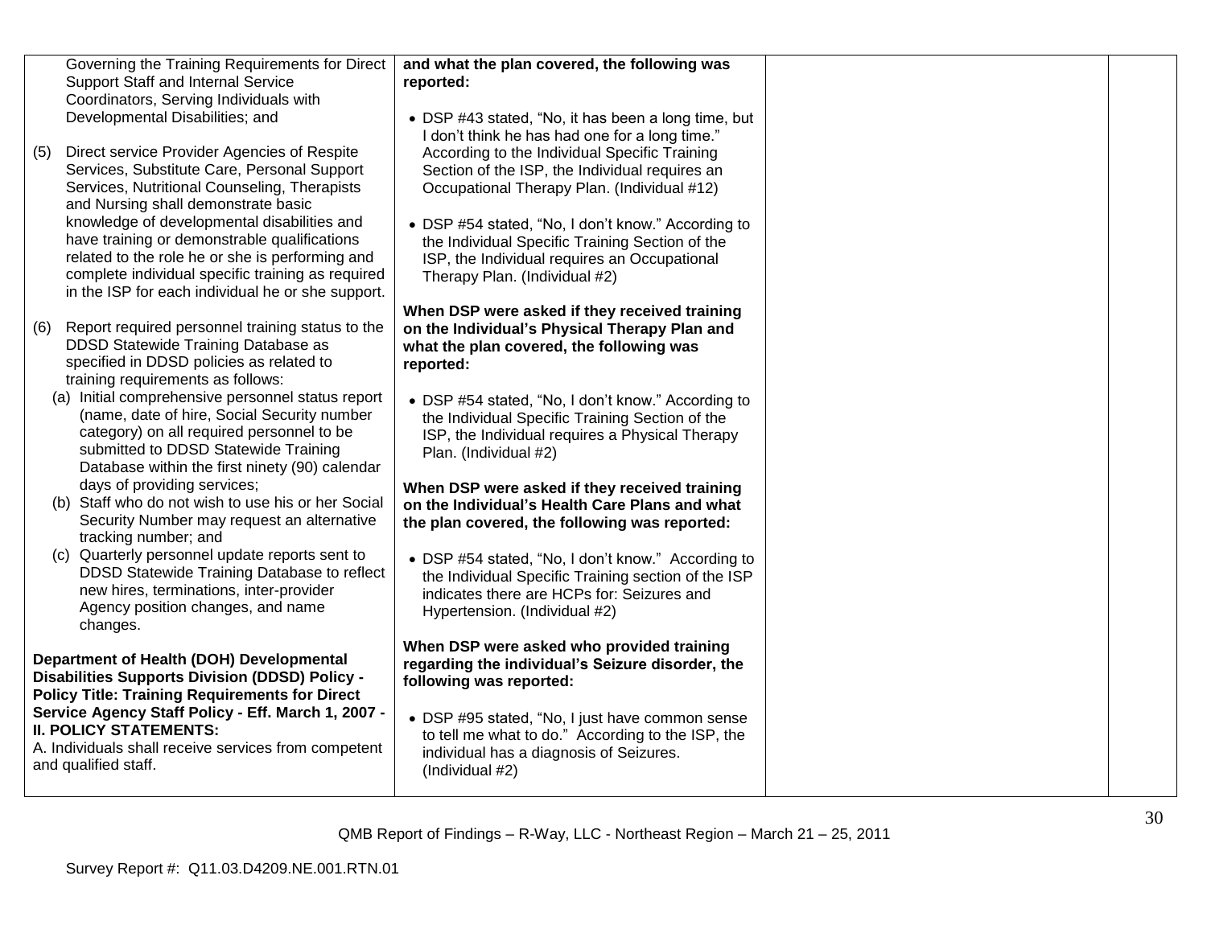| | | | |
|---|---|---|---|
| Governing the Training Requirements for Direct Support Staff and Internal Service Coordinators, Serving Individuals with Developmental Disabilities; and<br><br>(5) Direct service Provider Agencies of Respite Services, Substitute Care, Personal Support Services, Nutritional Counseling, Therapists and Nursing shall demonstrate basic knowledge of developmental disabilities and have training or demonstrable qualifications related to the role he or she is performing and complete individual specific training as required in the ISP for each individual he or she support.<br><br>(6) Report required personnel training status to the DDSD Statewide Training Database as specified in DDSD policies as related to training requirements as follows:<br>(a) Initial comprehensive personnel status report (name, date of hire, Social Security number category) on all required personnel to be submitted to DDSD Statewide Training Database within the first ninety (90) calendar days of providing services;<br>(b) Staff who do not wish to use his or her Social Security Number may request an alternative tracking number; and<br>(c) Quarterly personnel update reports sent to DDSD Statewide Training Database to reflect new hires, terminations, inter-provider Agency position changes, and name changes.<br><br>**Department of Health (DOH) Developmental Disabilities Supports Division (DDSD) Policy - Policy Title: Training Requirements for Direct Service Agency Staff Policy - Eff. March 1, 2007 - II. POLICY STATEMENTS:**<br>A. Individuals shall receive services from competent and qualified staff. | **and what the plan covered, the following was reported:**<br><br>• DSP #43 stated, "No, it has been a long time, but I don't think he has had one for a long time." According to the Individual Specific Training Section of the ISP, the Individual requires an Occupational Therapy Plan. (Individual #12)<br><br>• DSP #54 stated, "No, I don't know." According to the Individual Specific Training Section of the ISP, the Individual requires an Occupational Therapy Plan. (Individual #2)<br><br>**When DSP were asked if they received training on the Individual's Physical Therapy Plan and what the plan covered, the following was reported:**<br><br>• DSP #54 stated, "No, I don't know." According to the Individual Specific Training Section of the ISP, the Individual requires a Physical Therapy Plan. (Individual #2)<br><br>**When DSP were asked if they received training on the Individual's Health Care Plans and what the plan covered, the following was reported:**<br><br>• DSP #54 stated, "No, I don't know." According to the Individual Specific Training section of the ISP indicates there are HCPs for: Seizures and Hypertension. (Individual #2)<br><br>**When DSP were asked who provided training regarding the individual's Seizure disorder, the following was reported:**<br><br>• DSP #95 stated, "No, I just have common sense to tell me what to do." According to the ISP, the individual has a diagnosis of Seizures. (Individual #2) | | |

QMB Report of Findings – R-Way, LLC - Northeast Region – March 21 – 25, 2011

Survey Report #: Q11.03.D4209.NE.001.RTN.01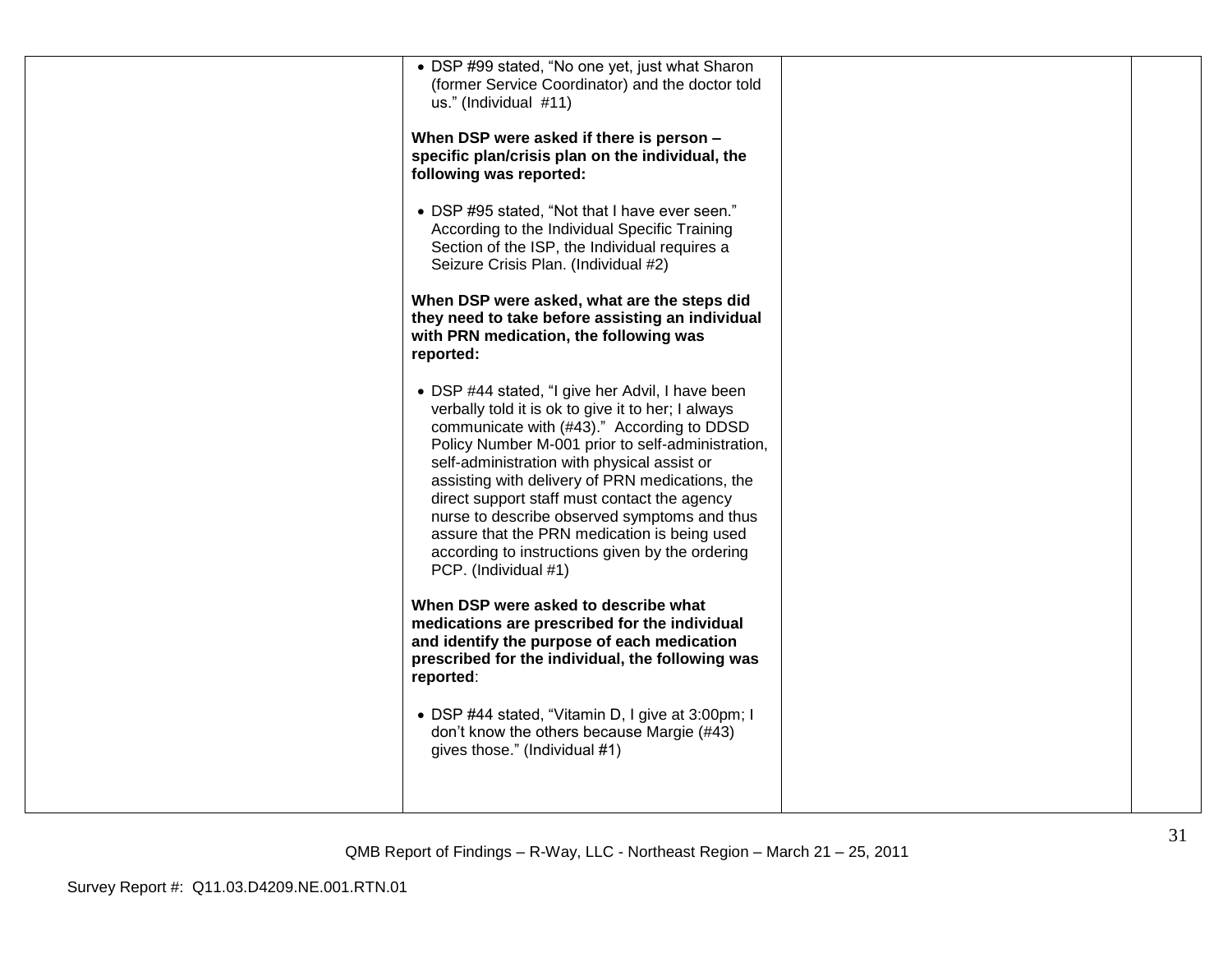| | | | |
|---|---|---|---|
| | • DSP #99 stated, "No one yet, just what Sharon (former Service Coordinator) and the doctor told us." (Individual #11)<br><br>**When DSP were asked if there is person – specific plan/crisis plan on the individual, the following was reported:**<br><br>• DSP #95 stated, "Not that I have ever seen." According to the Individual Specific Training Section of the ISP, the Individual requires a Seizure Crisis Plan. (Individual #2)<br><br>**When DSP were asked, what are the steps did they need to take before assisting an individual with PRN medication, the following was reported:**<br><br>• DSP #44 stated, "I give her Advil, I have been verbally told it is ok to give it to her; I always communicate with (#43)." According to DDSD Policy Number M-001 prior to self-administration, self-administration with physical assist or assisting with delivery of PRN medications, the direct support staff must contact the agency nurse to describe observed symptoms and thus assure that the PRN medication is being used according to instructions given by the ordering PCP. (Individual #1)<br><br>**When DSP were asked to describe what medications are prescribed for the individual and identify the purpose of each medication prescribed for the individual, the following was reported**:<br><br>• DSP #44 stated, "Vitamin D, I give at 3:00pm; I don't know the others because Margie (#43) gives those." (Individual #1) | | |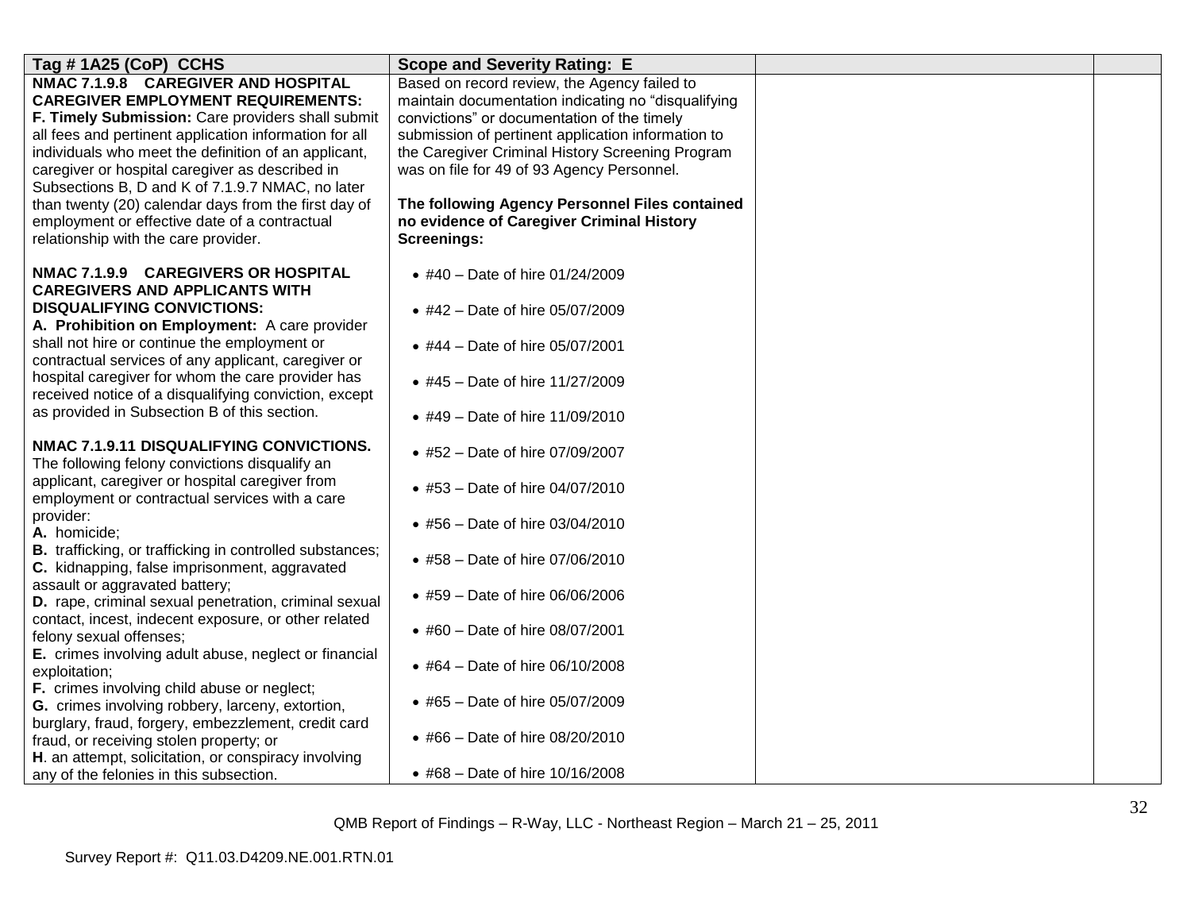| Tag # 1A25 (CoP) CCHS | Scope and Severity Rating: E | | |
|---|---|---|---|
| **NMAC 7.1.9.8 CAREGIVER AND HOSPITAL CAREGIVER EMPLOYMENT REQUIREMENTS:**<br>**F. Timely Submission:** Care providers shall submit all fees and pertinent application information for all individuals who meet the definition of an applicant, caregiver or hospital caregiver as described in Subsections B, D and K of 7.1.9.7 NMAC, no later than twenty (20) calendar days from the first day of employment or effective date of a contractual relationship with the care provider.<br><br>**NMAC 7.1.9.9 CAREGIVERS OR HOSPITAL CAREGIVERS AND APPLICANTS WITH DISQUALIFYING CONVICTIONS:**<br>**A. Prohibition on Employment:** A care provider shall not hire or continue the employment or contractual services of any applicant, caregiver or hospital caregiver for whom the care provider has received notice of a disqualifying conviction, except as provided in Subsection B of this section.<br><br>**NMAC 7.1.9.11 DISQUALIFYING CONVICTIONS.** The following felony convictions disqualify an applicant, caregiver or hospital caregiver from employment or contractual services with a care provider:<br>**A.** homicide;<br>**B.** trafficking, or trafficking in controlled substances;<br>**C.** kidnapping, false imprisonment, aggravated assault or aggravated battery;<br>**D.** rape, criminal sexual penetration, criminal sexual contact, incest, indecent exposure, or other related felony sexual offenses;<br>**E.** crimes involving adult abuse, neglect or financial exploitation;<br>**F.** crimes involving child abuse or neglect;<br>**G.** crimes involving robbery, larceny, extortion, burglary, fraud, forgery, embezzlement, credit card fraud, or receiving stolen property; or<br>**H**. an attempt, solicitation, or conspiracy involving any of the felonies in this subsection. | Based on record review, the Agency failed to maintain documentation indicating no "disqualifying convictions" or documentation of the timely submission of pertinent application information to the Caregiver Criminal History Screening Program was on file for 49 of 93 Agency Personnel.<br><br>**The following Agency Personnel Files contained no evidence of Caregiver Criminal History Screenings:**<br><br>• #40 – Date of hire 01/24/2009<br>• #42 – Date of hire 05/07/2009<br>• #44 – Date of hire 05/07/2001<br>• #45 – Date of hire 11/27/2009<br>• #49 – Date of hire 11/09/2010<br>• #52 – Date of hire 07/09/2007<br>• #53 – Date of hire 04/07/2010<br>• #56 – Date of hire 03/04/2010<br>• #58 – Date of hire 07/06/2010<br>• #59 – Date of hire 06/06/2006<br>• #60 – Date of hire 08/07/2001<br>• #64 – Date of hire 06/10/2008<br>• #65 – Date of hire 05/07/2009<br>• #66 – Date of hire 08/20/2010<br>• #68 – Date of hire 10/16/2008 | | |

QMB Report of Findings – R-Way, LLC - Northeast Region – March 21 – 25, 2011

Survey Report #: Q11.03.D4209.NE.001.RTN.01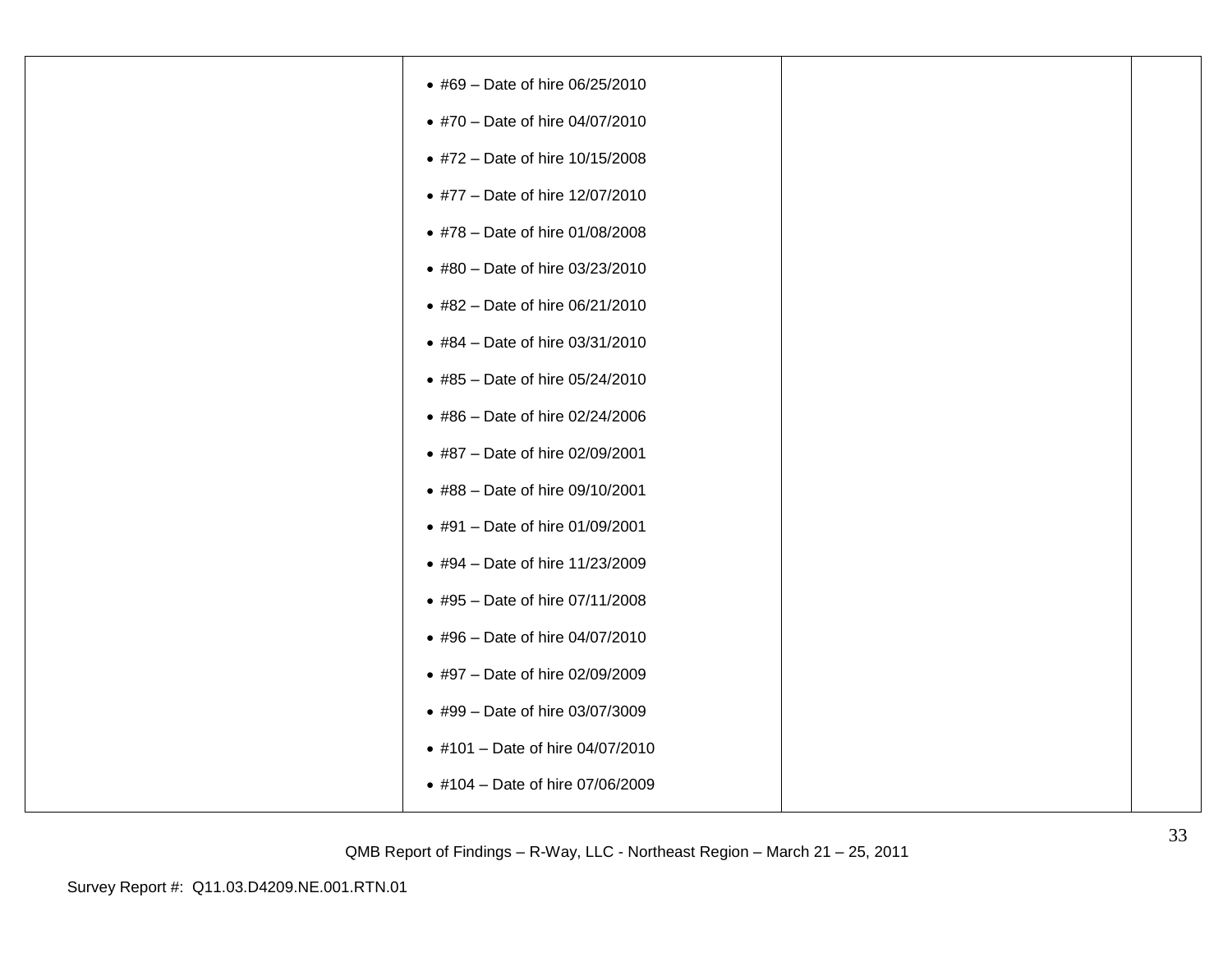| | | | |
|---|---|---|---|
| | • #69 – Date of hire 06/25/2010<br>• #70 – Date of hire 04/07/2010<br>• #72 – Date of hire 10/15/2008<br>• #77 – Date of hire 12/07/2010<br>• #78 – Date of hire 01/08/2008<br>• #80 – Date of hire 03/23/2010<br>• #82 – Date of hire 06/21/2010<br>• #84 – Date of hire 03/31/2010<br>• #85 – Date of hire 05/24/2010<br>• #86 – Date of hire 02/24/2006<br>• #87 – Date of hire 02/09/2001<br>• #88 – Date of hire 09/10/2001<br>• #91 – Date of hire 01/09/2001<br>• #94 – Date of hire 11/23/2009<br>• #95 – Date of hire 07/11/2008<br>• #96 – Date of hire 04/07/2010<br>• #97 – Date of hire 02/09/2009<br>• #99 – Date of hire 03/07/3009<br>• #101 – Date of hire 04/07/2010<br>• #104 – Date of hire 07/06/2009 | | |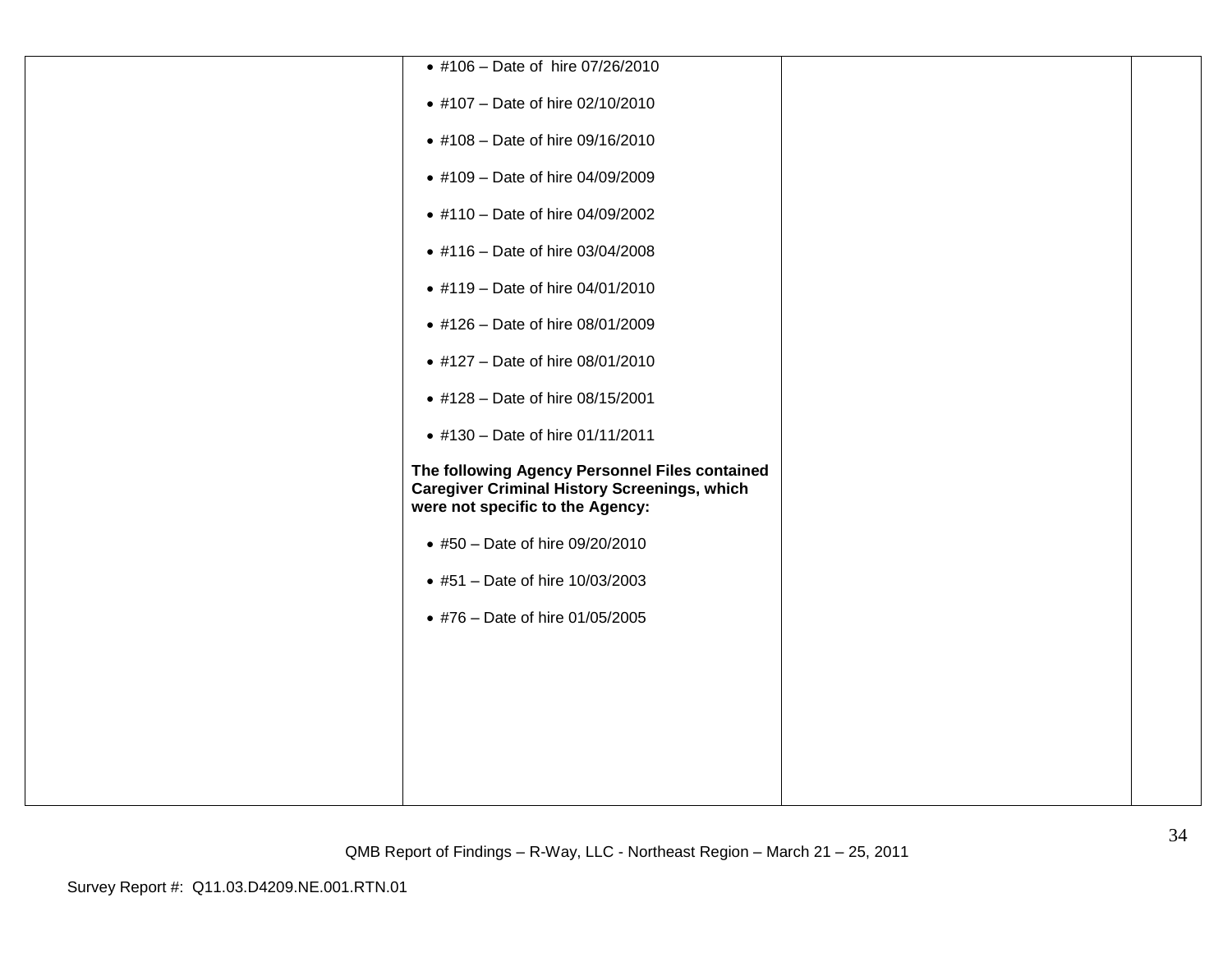|  |  |  |  |
|---|---|---|---|
|  | • #106 – Date of hire 07/26/2010<br><br>• #107 – Date of hire 02/10/2010<br><br>• #108 – Date of hire 09/16/2010<br><br>• #109 – Date of hire 04/09/2009<br><br>• #110 – Date of hire 04/09/2002<br><br>• #116 – Date of hire 03/04/2008<br><br>• #119 – Date of hire 04/01/2010<br><br>• #126 – Date of hire 08/01/2009<br><br>• #127 – Date of hire 08/01/2010<br><br>• #128 – Date of hire 08/15/2001<br><br>• #130 – Date of hire 01/11/2011<br><br>**The following Agency Personnel Files contained Caregiver Criminal History Screenings, which were not specific to the Agency:**<br><br>• #50 – Date of hire 09/20/2010<br><br>• #51 – Date of hire 10/03/2003<br><br>• #76 – Date of hire 01/05/2005 |  |  |

QMB Report of Findings – R-Way, LLC - Northeast Region – March 21 – 25, 2011

Survey Report #: Q11.03.D4209.NE.001.RTN.01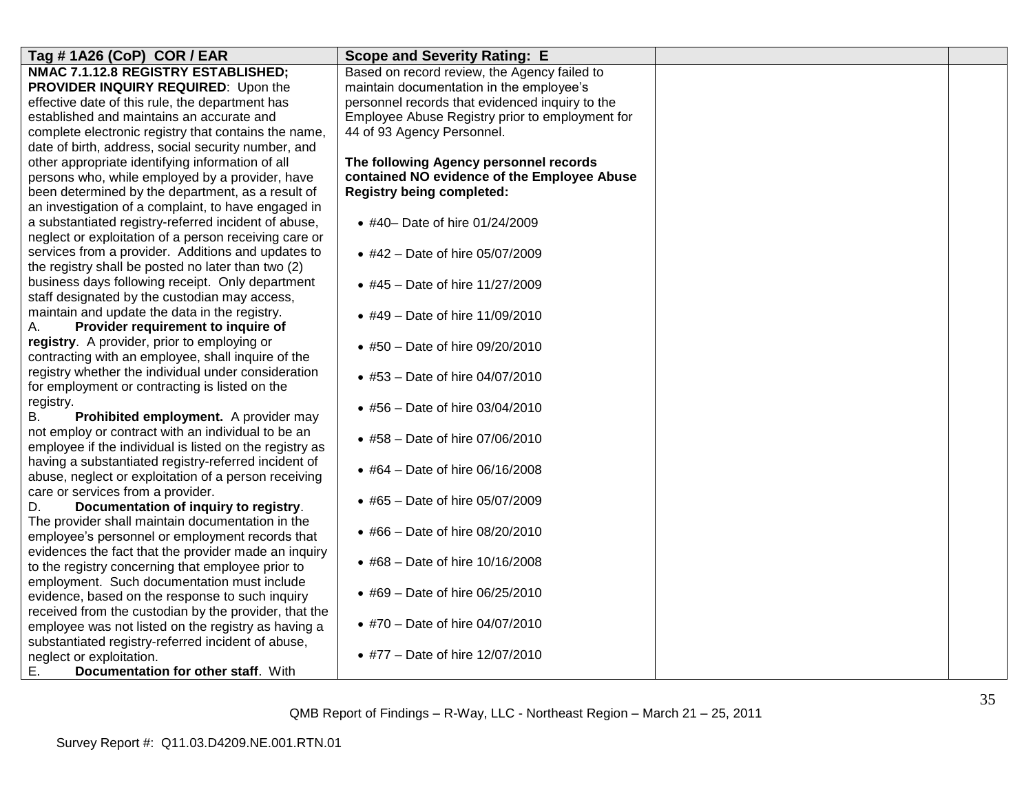| Tag # 1A26 (CoP) COR / EAR | Scope and Severity Rating: E | | |
|---|---|---|---|
| **NMAC 7.1.12.8 REGISTRY ESTABLISHED; PROVIDER INQUIRY REQUIRED**: Upon the effective date of this rule, the department has established and maintains an accurate and complete electronic registry that contains the name, date of birth, address, social security number, and other appropriate identifying information of all persons who, while employed by a provider, have been determined by the department, as a result of an investigation of a complaint, to have engaged in a substantiated registry-referred incident of abuse, neglect or exploitation of a person receiving care or services from a provider. Additions and updates to the registry shall be posted no later than two (2) business days following receipt. Only department staff designated by the custodian may access, maintain and update the data in the registry.<br>A. **Provider requirement to inquire of registry**. A provider, prior to employing or contracting with an employee, shall inquire of the registry whether the individual under consideration for employment or contracting is listed on the registry.<br>B. **Prohibited employment.** A provider may not employ or contract with an individual to be an employee if the individual is listed on the registry as having a substantiated registry-referred incident of abuse, neglect or exploitation of a person receiving care or services from a provider.<br>D. **Documentation of inquiry to registry**. The provider shall maintain documentation in the employee's personnel or employment records that evidences the fact that the provider made an inquiry to the registry concerning that employee prior to employment. Such documentation must include evidence, based on the response to such inquiry received from the custodian by the provider, that the employee was not listed on the registry as having a substantiated registry-referred incident of abuse, neglect or exploitation.<br>E. **Documentation for other staff**. With | Based on record review, the Agency failed to maintain documentation in the employee's personnel records that evidenced inquiry to the Employee Abuse Registry prior to employment for 44 of 93 Agency Personnel.<br><br>**The following Agency personnel records contained NO evidence of the Employee Abuse Registry being completed:**<br><br>• #40– Date of hire 01/24/2009<br>• #42 – Date of hire 05/07/2009<br>• #45 – Date of hire 11/27/2009<br>• #49 – Date of hire 11/09/2010<br>• #50 – Date of hire 09/20/2010<br>• #53 – Date of hire 04/07/2010<br>• #56 – Date of hire 03/04/2010<br>• #58 – Date of hire 07/06/2010<br>• #64 – Date of hire 06/16/2008<br>• #65 – Date of hire 05/07/2009<br>• #66 – Date of hire 08/20/2010<br>• #68 – Date of hire 10/16/2008<br>• #69 – Date of hire 06/25/2010<br>• #70 – Date of hire 04/07/2010<br>• #77 – Date of hire 12/07/2010 | | |

QMB Report of Findings – R-Way, LLC - Northeast Region – March 21 – 25, 2011

Survey Report #: Q11.03.D4209.NE.001.RTN.01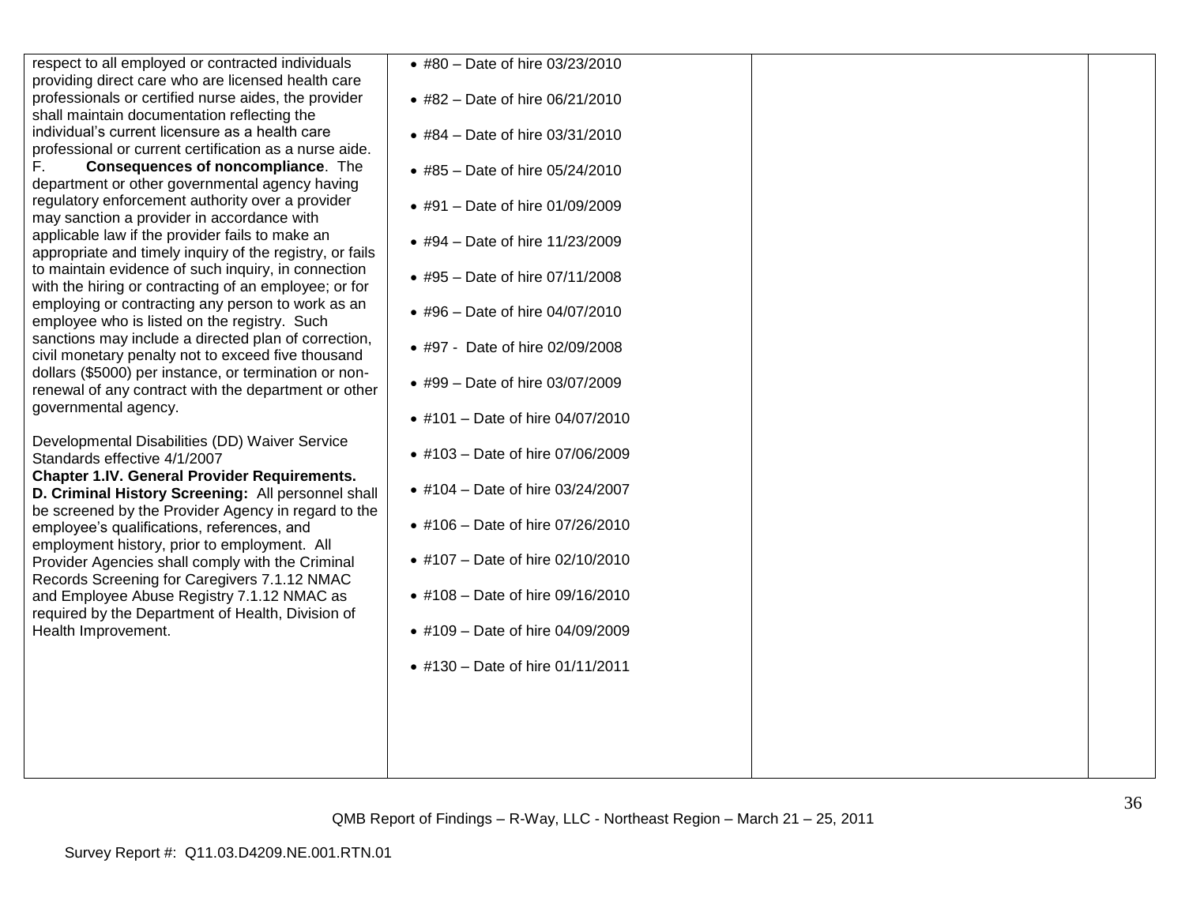| | | | |
|---|---|---|---|
| respect to all employed or contracted individuals providing direct care who are licensed health care professionals or certified nurse aides, the provider shall maintain documentation reflecting the individual's current licensure as a health care professional or current certification as a nurse aide.<br>F. **Consequences of noncompliance**. The department or other governmental agency having regulatory enforcement authority over a provider may sanction a provider in accordance with applicable law if the provider fails to make an appropriate and timely inquiry of the registry, or fails to maintain evidence of such inquiry, in connection with the hiring or contracting of an employee; or for employing or contracting any person to work as an employee who is listed on the registry. Such sanctions may include a directed plan of correction, civil monetary penalty not to exceed five thousand dollars ($5000) per instance, or termination or non-renewal of any contract with the department or other governmental agency.<br><br>Developmental Disabilities (DD) Waiver Service Standards effective 4/1/2007<br>**Chapter 1.IV. General Provider Requirements.**<br>**D. Criminal History Screening:** All personnel shall be screened by the Provider Agency in regard to the employee's qualifications, references, and employment history, prior to employment. All Provider Agencies shall comply with the Criminal Records Screening for Caregivers 7.1.12 NMAC and Employee Abuse Registry 7.1.12 NMAC as required by the Department of Health, Division of Health Improvement. | • #80 – Date of hire 03/23/2010<br>• #82 – Date of hire 06/21/2010<br>• #84 – Date of hire 03/31/2010<br>• #85 – Date of hire 05/24/2010<br>• #91 – Date of hire 01/09/2009<br>• #94 – Date of hire 11/23/2009<br>• #95 – Date of hire 07/11/2008<br>• #96 – Date of hire 04/07/2010<br>• #97 - Date of hire 02/09/2008<br>• #99 – Date of hire 03/07/2009<br>• #101 – Date of hire 04/07/2010<br>• #103 – Date of hire 07/06/2009<br>• #104 – Date of hire 03/24/2007<br>• #106 – Date of hire 07/26/2010<br>• #107 – Date of hire 02/10/2010<br>• #108 – Date of hire 09/16/2010<br>• #109 – Date of hire 04/09/2009<br>• #130 – Date of hire 01/11/2011 | | |

QMB Report of Findings – R-Way, LLC - Northeast Region – March 21 – 25, 2011

Survey Report #: Q11.03.D4209.NE.001.RTN.01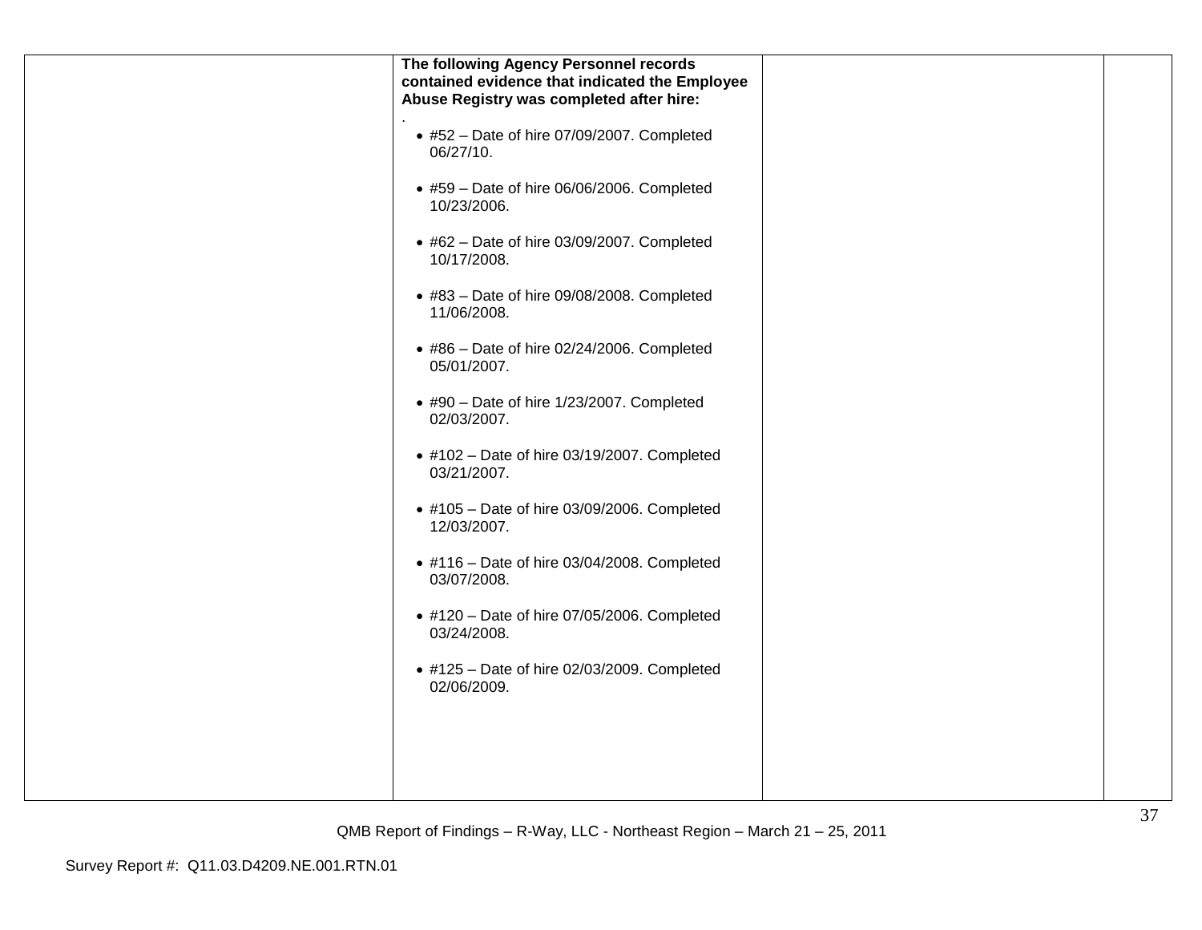| | **The following Agency Personnel records contained evidence that indicated the Employee Abuse Registry was completed after hire:**<br>.<br>• #52 – Date of hire 07/09/2007. Completed 06/27/10.<br>• #59 – Date of hire 06/06/2006. Completed 10/23/2006.<br>• #62 – Date of hire 03/09/2007. Completed 10/17/2008.<br>• #83 – Date of hire 09/08/2008. Completed 11/06/2008.<br>• #86 – Date of hire 02/24/2006. Completed 05/01/2007.<br>• #90 – Date of hire 1/23/2007. Completed 02/03/2007.<br>• #102 – Date of hire 03/19/2007. Completed 03/21/2007.<br>• #105 – Date of hire 03/09/2006. Completed 12/03/2007.<br>• #116 – Date of hire 03/04/2008. Completed 03/07/2008.<br>• #120 – Date of hire 07/05/2006. Completed 03/24/2008.<br>• #125 – Date of hire 02/03/2009. Completed 02/06/2009. | | |
|---|---|---|---|

QMB Report of Findings – R-Way, LLC - Northeast Region – March 21 – 25, 2011

Survey Report #: Q11.03.D4209.NE.001.RTN.01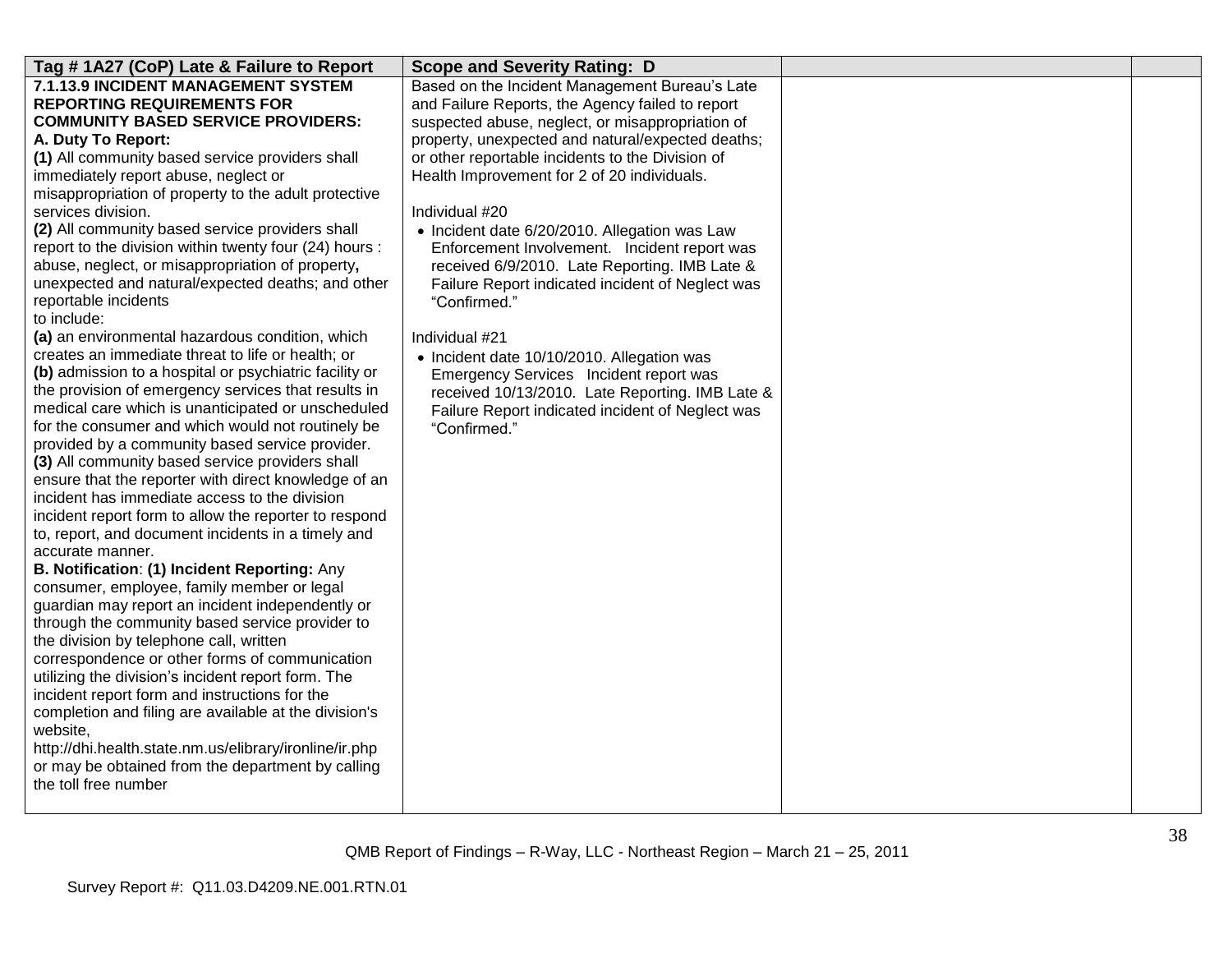| Tag # 1A27 (CoP) Late & Failure to Report | Scope and Severity Rating: D | | |
|---|---|---|---|
| **7.1.13.9 INCIDENT MANAGEMENT SYSTEM REPORTING REQUIREMENTS FOR COMMUNITY BASED SERVICE PROVIDERS:**<br>**A. Duty To Report:**<br>**(1)** All community based service providers shall immediately report abuse, neglect or misappropriation of property to the adult protective services division.<br>**(2)** All community based service providers shall report to the division within twenty four (24) hours : abuse, neglect, or misappropriation of property**,** unexpected and natural/expected deaths; and other reportable incidents<br>to include:<br>**(a)** an environmental hazardous condition, which creates an immediate threat to life or health; or<br>**(b)** admission to a hospital or psychiatric facility or the provision of emergency services that results in medical care which is unanticipated or unscheduled for the consumer and which would not routinely be provided by a community based service provider.<br>**(3)** All community based service providers shall ensure that the reporter with direct knowledge of an incident has immediate access to the division incident report form to allow the reporter to respond to, report, and document incidents in a timely and accurate manner.<br>**B. Notification**: **(1) Incident Reporting:** Any consumer, employee, family member or legal guardian may report an incident independently or through the community based service provider to the division by telephone call, written correspondence or other forms of communication utilizing the division's incident report form. The incident report form and instructions for the completion and filing are available at the division's website,<br>http://dhi.health.state.nm.us/elibrary/ironline/ir.php or may be obtained from the department by calling the toll free number | Based on the Incident Management Bureau's Late and Failure Reports, the Agency failed to report suspected abuse, neglect, or misappropriation of property, unexpected and natural/expected deaths; or other reportable incidents to the Division of Health Improvement for 2 of 20 individuals.<br><br>Individual #20<br>• Incident date 6/20/2010. Allegation was Law Enforcement Involvement. Incident report was received 6/9/2010. Late Reporting. IMB Late & Failure Report indicated incident of Neglect was "Confirmed."<br><br>Individual #21<br>• Incident date 10/10/2010. Allegation was Emergency Services Incident report was received 10/13/2010. Late Reporting. IMB Late & Failure Report indicated incident of Neglect was "Confirmed." | | |

QMB Report of Findings – R-Way, LLC - Northeast Region – March 21 – 25, 2011

Survey Report #: Q11.03.D4209.NE.001.RTN.01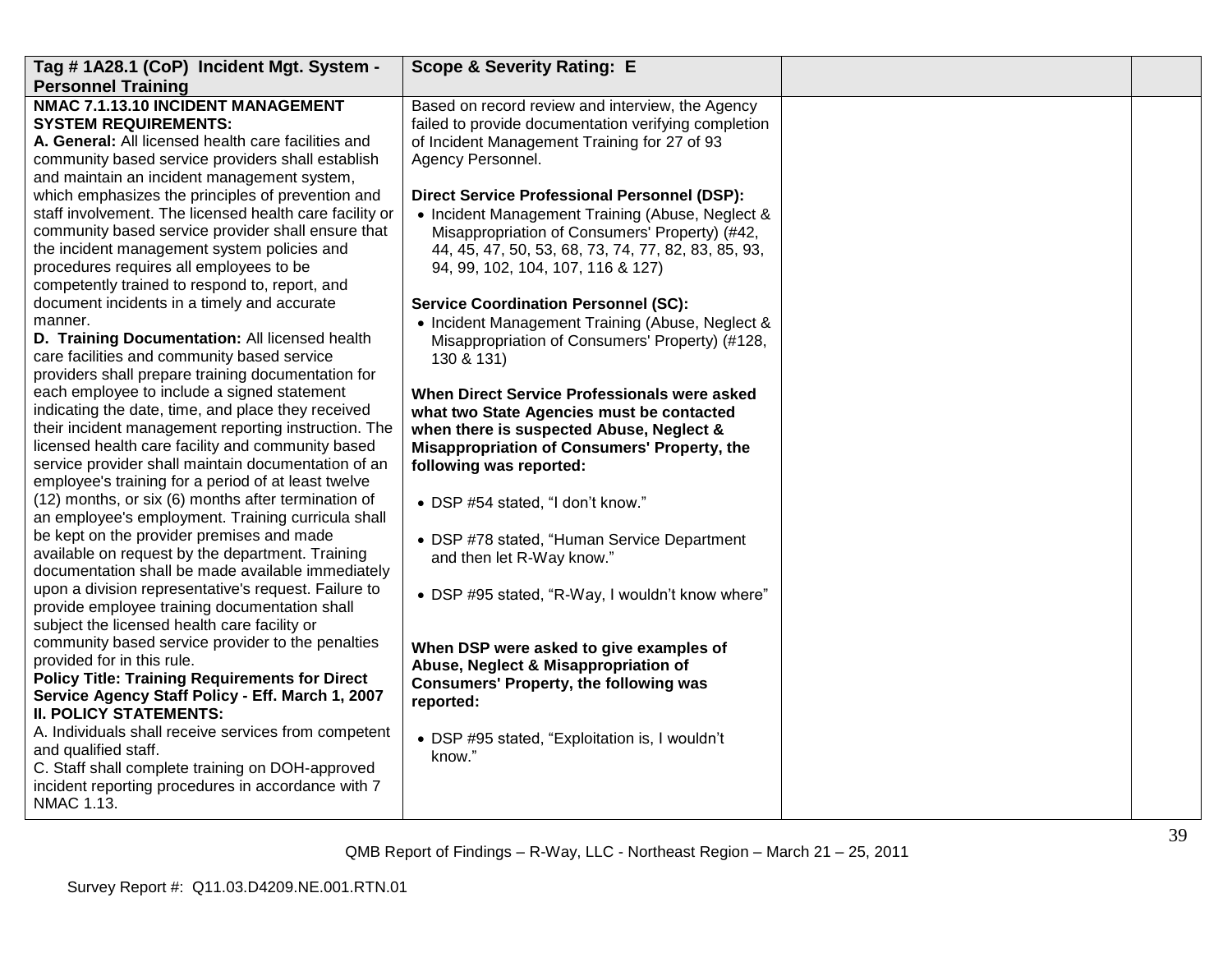| Tag # 1A28.1 (CoP) Incident Mgt. System - Personnel Training | Scope & Severity Rating: E | | |
|---|---|---|---|
| **NMAC 7.1.13.10 INCIDENT MANAGEMENT SYSTEM REQUIREMENTS:**<br>**A. General:** All licensed health care facilities and community based service providers shall establish and maintain an incident management system, which emphasizes the principles of prevention and staff involvement. The licensed health care facility or community based service provider shall ensure that the incident management system policies and procedures requires all employees to be competently trained to respond to, report, and document incidents in a timely and accurate manner.<br>**D. Training Documentation:** All licensed health care facilities and community based service providers shall prepare training documentation for each employee to include a signed statement indicating the date, time, and place they received their incident management reporting instruction. The licensed health care facility and community based service provider shall maintain documentation of an employee's training for a period of at least twelve (12) months, or six (6) months after termination of an employee's employment. Training curricula shall be kept on the provider premises and made available on request by the department. Training documentation shall be made available immediately upon a division representative's request. Failure to provide employee training documentation shall subject the licensed health care facility or community based service provider to the penalties provided for in this rule.<br>**Policy Title: Training Requirements for Direct Service Agency Staff Policy - Eff. March 1, 2007**<br>**II. POLICY STATEMENTS:**<br>A. Individuals shall receive services from competent and qualified staff.<br>C. Staff shall complete training on DOH-approved incident reporting procedures in accordance with 7 NMAC 1.13. | Based on record review and interview, the Agency failed to provide documentation verifying completion of Incident Management Training for 27 of 93 Agency Personnel.<br><br>**Direct Service Professional Personnel (DSP):**<br>• Incident Management Training (Abuse, Neglect & Misappropriation of Consumers' Property) (#42, 44, 45, 47, 50, 53, 68, 73, 74, 77, 82, 83, 85, 93, 94, 99, 102, 104, 107, 116 & 127)<br><br>**Service Coordination Personnel (SC):**<br>• Incident Management Training (Abuse, Neglect & Misappropriation of Consumers' Property) (#128, 130 & 131)<br><br>**When Direct Service Professionals were asked what two State Agencies must be contacted when there is suspected Abuse, Neglect & Misappropriation of Consumers' Property, the following was reported:**<br><br>• DSP #54 stated, "I don't know."<br><br>• DSP #78 stated, "Human Service Department and then let R-Way know."<br><br>• DSP #95 stated, "R-Way, I wouldn't know where"<br><br>**When DSP were asked to give examples of Abuse, Neglect & Misappropriation of Consumers' Property, the following was reported:**<br><br>• DSP #95 stated, "Exploitation is, I wouldn't know." | | |

QMB Report of Findings – R-Way, LLC - Northeast Region – March 21 – 25, 2011

Survey Report #: Q11.03.D4209.NE.001.RTN.01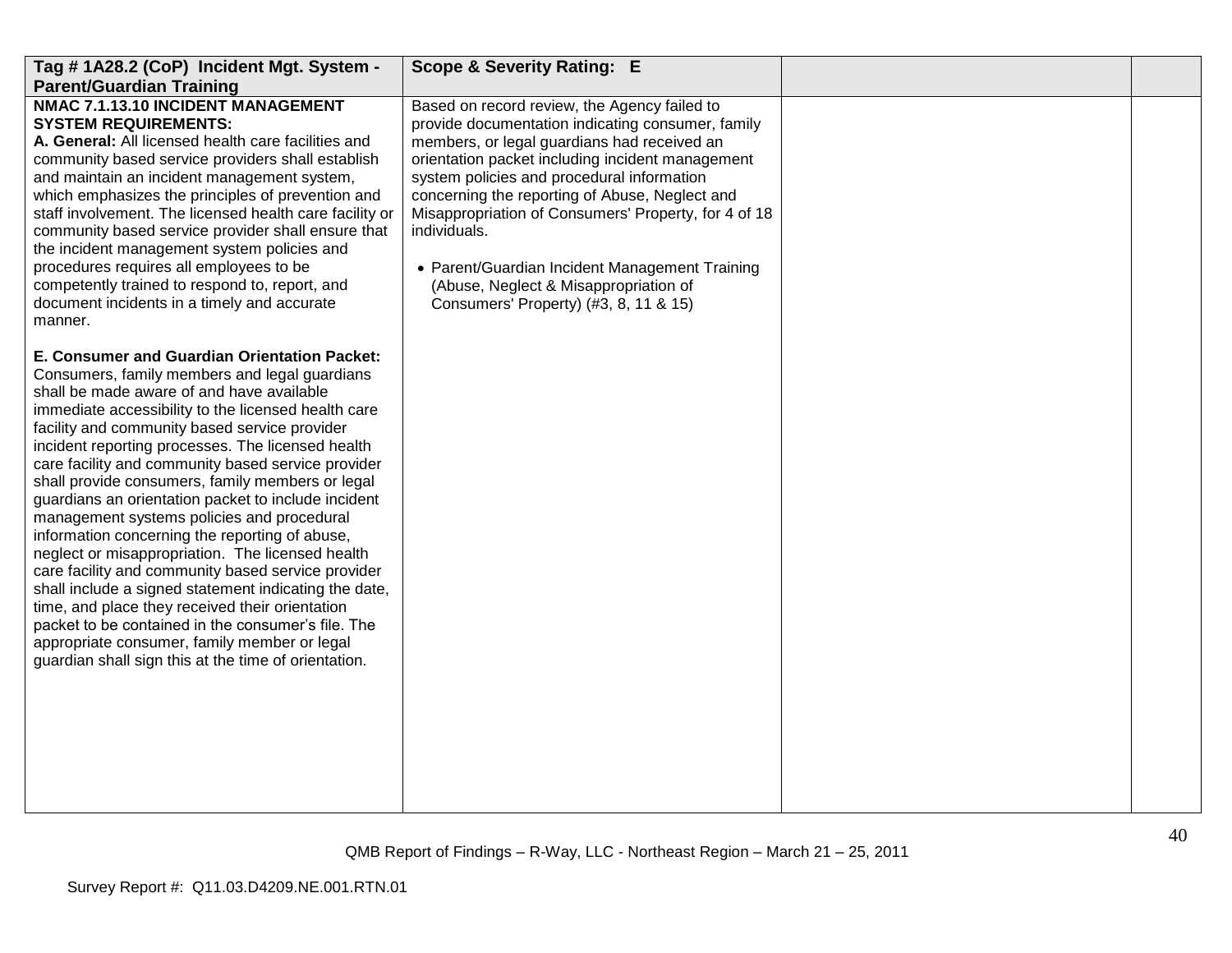| Tag # 1A28.2 (CoP) Incident Mgt. System - Parent/Guardian Training | Scope & Severity Rating: E | | |
|---|---|---|---|
| **NMAC 7.1.13.10 INCIDENT MANAGEMENT SYSTEM REQUIREMENTS:**<br>**A. General:** All licensed health care facilities and community based service providers shall establish and maintain an incident management system, which emphasizes the principles of prevention and staff involvement. The licensed health care facility or community based service provider shall ensure that the incident management system policies and procedures requires all employees to be competently trained to respond to, report, and document incidents in a timely and accurate manner.<br><br>**E. Consumer and Guardian Orientation Packet:** Consumers, family members and legal guardians shall be made aware of and have available immediate accessibility to the licensed health care facility and community based service provider incident reporting processes. The licensed health care facility and community based service provider shall provide consumers, family members or legal guardians an orientation packet to include incident management systems policies and procedural information concerning the reporting of abuse, neglect or misappropriation. The licensed health care facility and community based service provider shall include a signed statement indicating the date, time, and place they received their orientation packet to be contained in the consumer's file. The appropriate consumer, family member or legal guardian shall sign this at the time of orientation. | Based on record review, the Agency failed to provide documentation indicating consumer, family members, or legal guardians had received an orientation packet including incident management system policies and procedural information concerning the reporting of Abuse, Neglect and Misappropriation of Consumers' Property, for 4 of 18 individuals.<br><br>• Parent/Guardian Incident Management Training (Abuse, Neglect & Misappropriation of Consumers' Property) (#3, 8, 11 & 15) | | |

QMB Report of Findings – R-Way, LLC - Northeast Region – March 21 – 25, 2011

Survey Report #: Q11.03.D4209.NE.001.RTN.01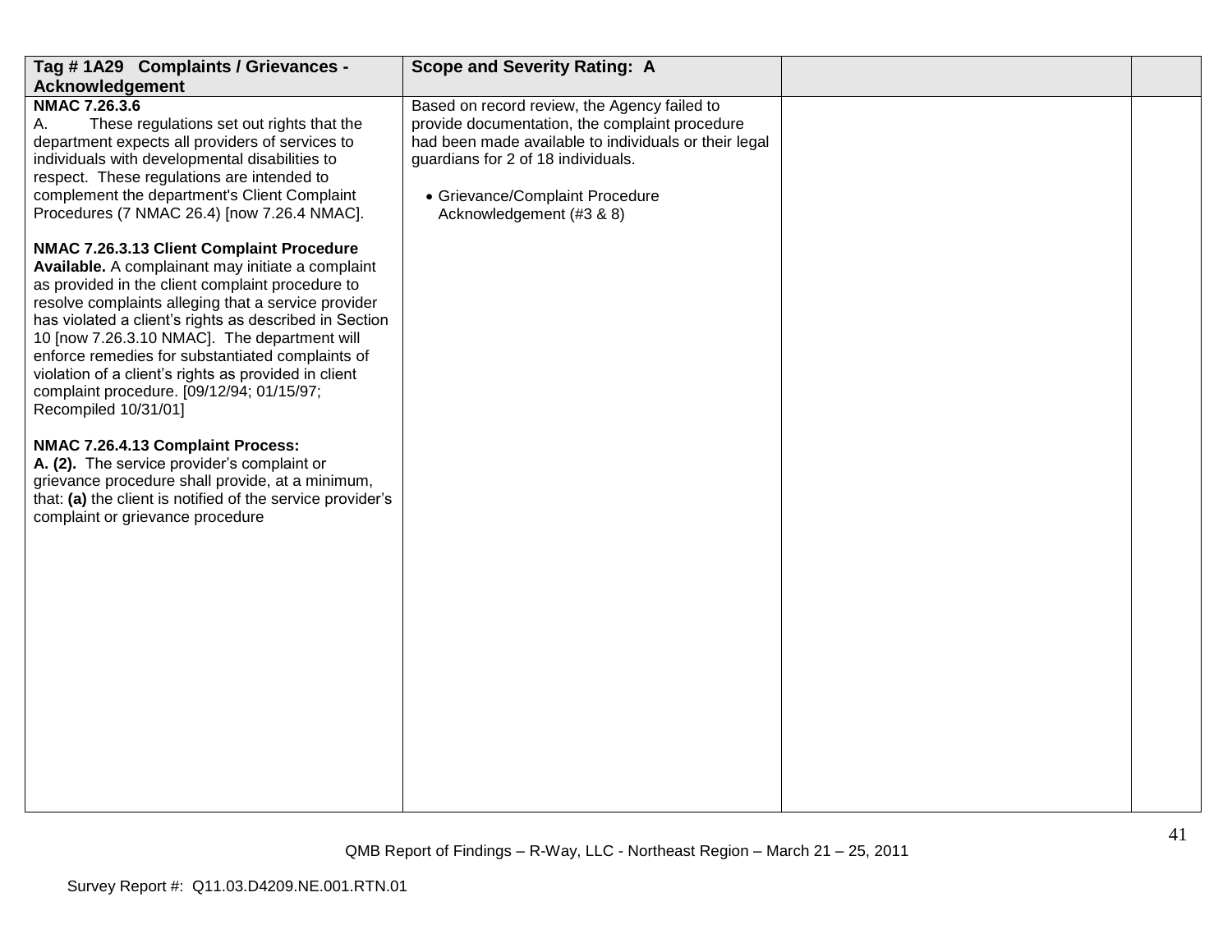| Tag # 1A29 Complaints / Grievances - Acknowledgement | Scope and Severity Rating: A | | |
|---|---|---|---|
| **NMAC 7.26.3.6**<br>A. These regulations set out rights that the department expects all providers of services to individuals with developmental disabilities to respect. These regulations are intended to complement the department's Client Complaint Procedures (7 NMAC 26.4) [now 7.26.4 NMAC].<br><br>**NMAC 7.26.3.13 Client Complaint Procedure Available.** A complainant may initiate a complaint as provided in the client complaint procedure to resolve complaints alleging that a service provider has violated a client's rights as described in Section 10 [now 7.26.3.10 NMAC]. The department will enforce remedies for substantiated complaints of violation of a client's rights as provided in client complaint procedure. [09/12/94; 01/15/97; Recompiled 10/31/01]<br><br>**NMAC 7.26.4.13 Complaint Process:**<br>**A. (2).** The service provider's complaint or grievance procedure shall provide, at a minimum, that: **(a)** the client is notified of the service provider's complaint or grievance procedure | Based on record review, the Agency failed to provide documentation, the complaint procedure had been made available to individuals or their legal guardians for 2 of 18 individuals.<br><br>• Grievance/Complaint Procedure Acknowledgement (#3 & 8) | | |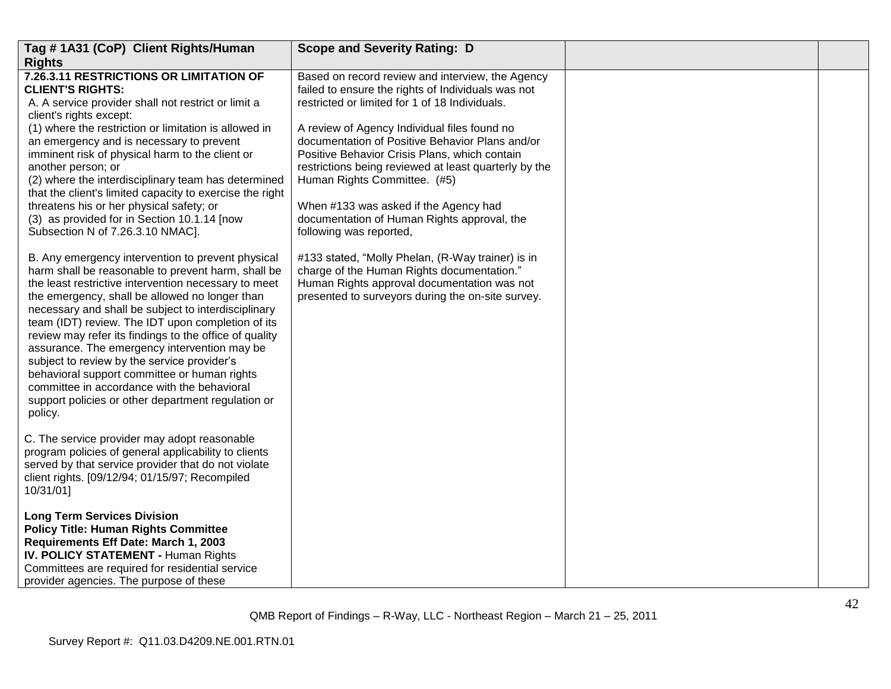| Tag # 1A31 (CoP) Client Rights/Human Rights | Scope and Severity Rating: D | | |
|---|---|---|---|
| **7.26.3.11 RESTRICTIONS OR LIMITATION OF CLIENT'S RIGHTS:**<br>A. A service provider shall not restrict or limit a client's rights except:<br>(1) where the restriction or limitation is allowed in an emergency and is necessary to prevent imminent risk of physical harm to the client or another person; or<br>(2) where the interdisciplinary team has determined that the client's limited capacity to exercise the right threatens his or her physical safety; or<br>(3) as provided for in Section 10.1.14 [now Subsection N of 7.26.3.10 NMAC].<br><br>B. Any emergency intervention to prevent physical harm shall be reasonable to prevent harm, shall be the least restrictive intervention necessary to meet the emergency, shall be allowed no longer than necessary and shall be subject to interdisciplinary team (IDT) review. The IDT upon completion of its review may refer its findings to the office of quality assurance. The emergency intervention may be subject to review by the service provider's behavioral support committee or human rights committee in accordance with the behavioral support policies or other department regulation or policy.<br><br>C. The service provider may adopt reasonable program policies of general applicability to clients served by that service provider that do not violate client rights. [09/12/94; 01/15/97; Recompiled 10/31/01]<br><br>**Long Term Services Division**<br>**Policy Title: Human Rights Committee Requirements Eff Date: March 1, 2003**<br>**IV. POLICY STATEMENT -** Human Rights Committees are required for residential service provider agencies. The purpose of these | Based on record review and interview, the Agency failed to ensure the rights of Individuals was not restricted or limited for 1 of 18 Individuals.<br><br>A review of Agency Individual files found no documentation of Positive Behavior Plans and/or Positive Behavior Crisis Plans, which contain restrictions being reviewed at least quarterly by the Human Rights Committee. (#5)<br><br>When #133 was asked if the Agency had documentation of Human Rights approval, the following was reported,<br><br>#133 stated, "Molly Phelan, (R-Way trainer) is in charge of the Human Rights documentation." Human Rights approval documentation was not presented to surveyors during the on-site survey. | | |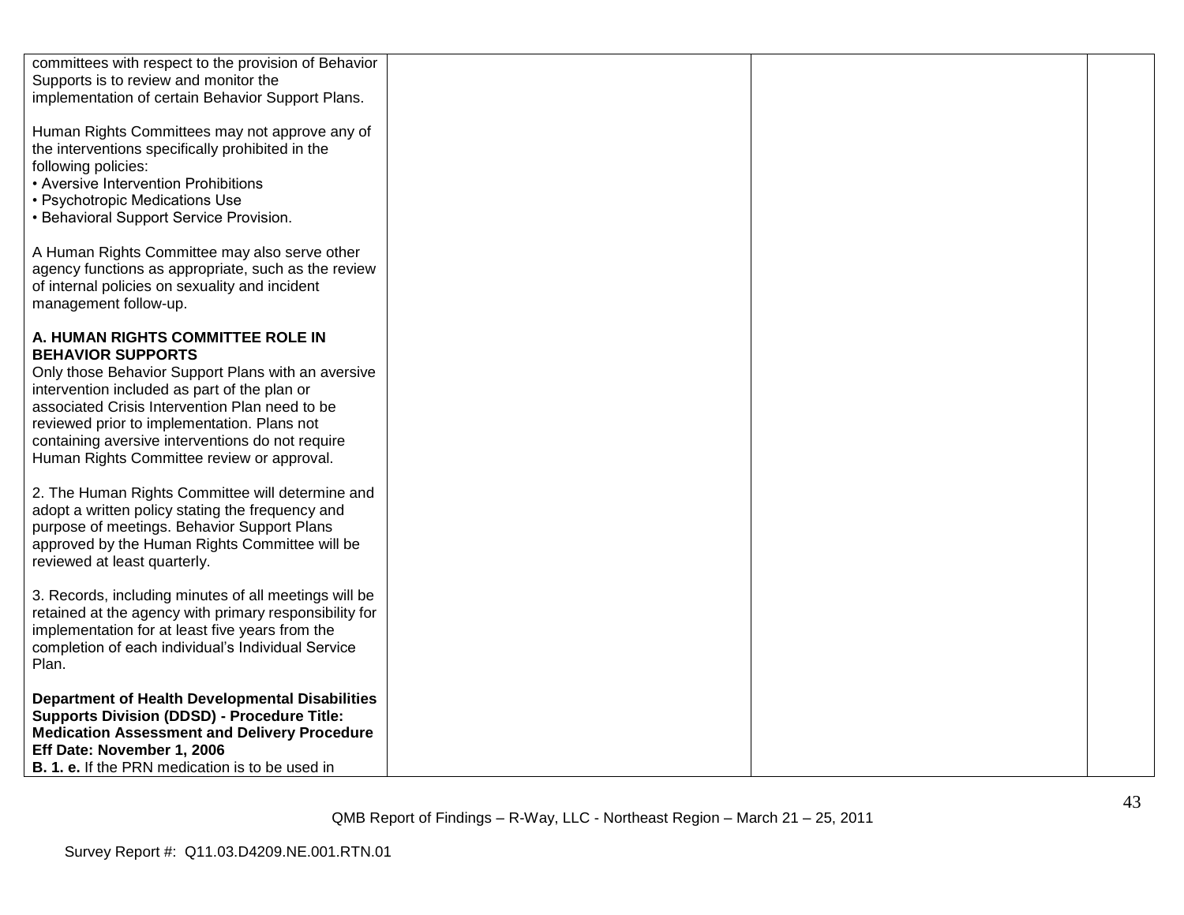| | | | |
|---|---|---|---|
| committees with respect to the provision of Behavior Supports is to review and monitor the implementation of certain Behavior Support Plans.<br><br>Human Rights Committees may not approve any of the interventions specifically prohibited in the following policies:<br>• Aversive Intervention Prohibitions<br>• Psychotropic Medications Use<br>• Behavioral Support Service Provision.<br><br>A Human Rights Committee may also serve other agency functions as appropriate, such as the review of internal policies on sexuality and incident management follow-up.<br><br>**A. HUMAN RIGHTS COMMITTEE ROLE IN BEHAVIOR SUPPORTS**<br>Only those Behavior Support Plans with an aversive intervention included as part of the plan or associated Crisis Intervention Plan need to be reviewed prior to implementation. Plans not containing aversive interventions do not require Human Rights Committee review or approval.<br><br>2. The Human Rights Committee will determine and adopt a written policy stating the frequency and purpose of meetings. Behavior Support Plans approved by the Human Rights Committee will be reviewed at least quarterly.<br><br>3. Records, including minutes of all meetings will be retained at the agency with primary responsibility for implementation for at least five years from the completion of each individual's Individual Service Plan.<br><br>**Department of Health Developmental Disabilities Supports Division (DDSD) - Procedure Title: Medication Assessment and Delivery Procedure Eff Date: November 1, 2006**<br>**B. 1. e.** If the PRN medication is to be used in | | | |

QMB Report of Findings – R-Way, LLC - Northeast Region – March 21 – 25, 2011

Survey Report #: Q11.03.D4209.NE.001.RTN.01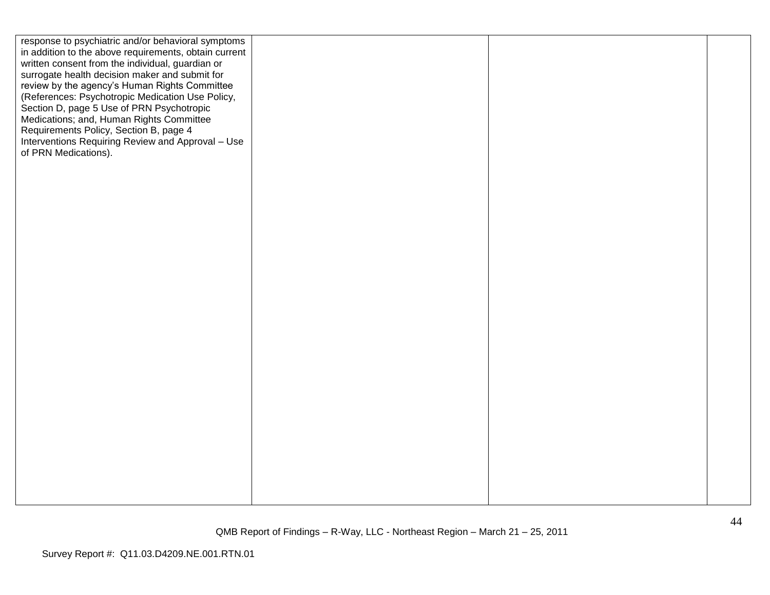| | | | |
|---|---|---|---|
| response to psychiatric and/or behavioral symptoms in addition to the above requirements, obtain current written consent from the individual, guardian or surrogate health decision maker and submit for review by the agency's Human Rights Committee (References: Psychotropic Medication Use Policy, Section D, page 5 Use of PRN Psychotropic Medications; and, Human Rights Committee Requirements Policy, Section B, page 4 Interventions Requiring Review and Approval – Use of PRN Medications). | | | |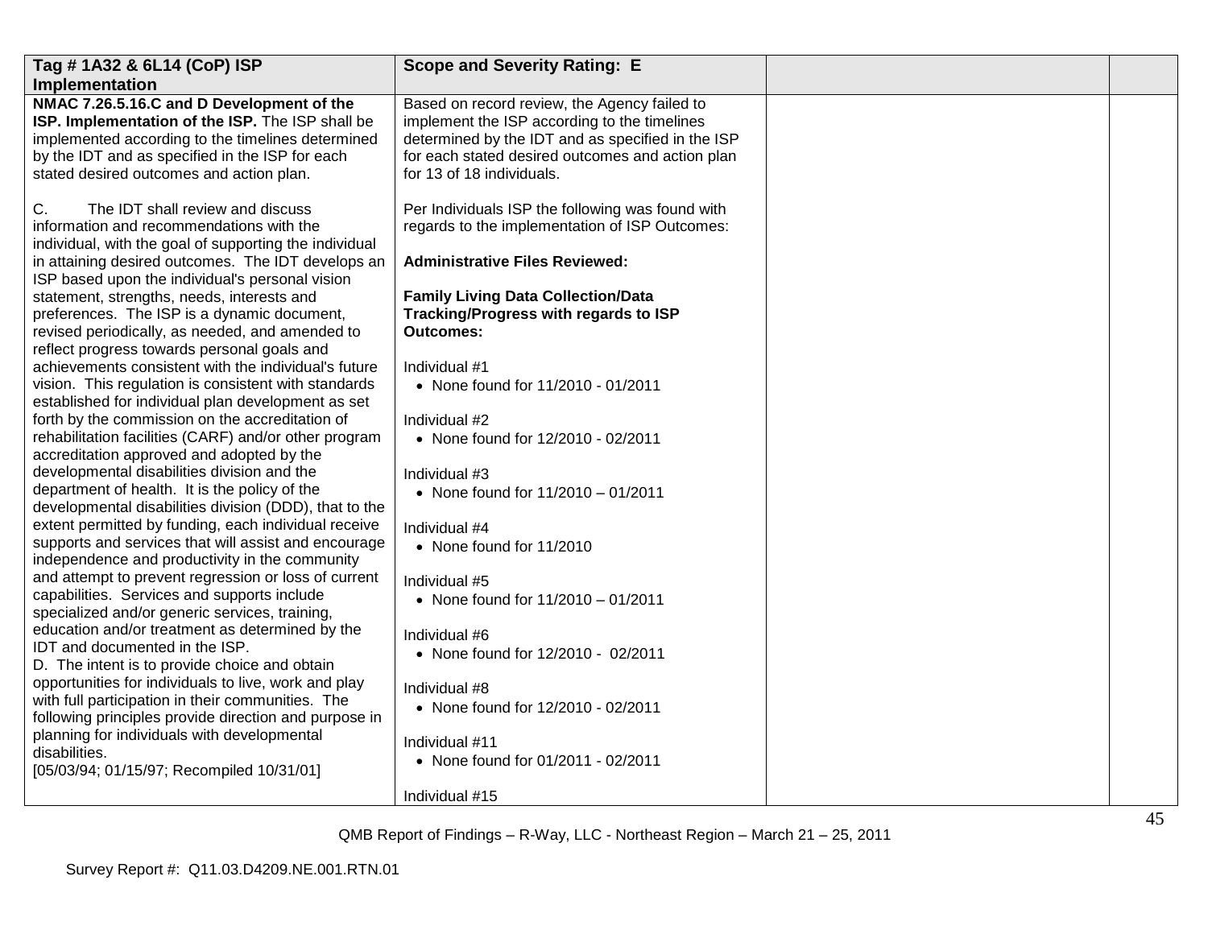| Tag # 1A32 & 6L14 (CoP) ISP Implementation | Scope and Severity Rating: E | | |
|---|---|---|---|
| **NMAC 7.26.5.16.C and D Development of the ISP. Implementation of the ISP.** The ISP shall be implemented according to the timelines determined by the IDT and as specified in the ISP for each stated desired outcomes and action plan.<br><br>C. The IDT shall review and discuss information and recommendations with the individual, with the goal of supporting the individual in attaining desired outcomes. The IDT develops an ISP based upon the individual's personal vision statement, strengths, needs, interests and preferences. The ISP is a dynamic document, revised periodically, as needed, and amended to reflect progress towards personal goals and achievements consistent with the individual's future vision. This regulation is consistent with standards established for individual plan development as set forth by the commission on the accreditation of rehabilitation facilities (CARF) and/or other program accreditation approved and adopted by the developmental disabilities division and the department of health. It is the policy of the developmental disabilities division (DDD), that to the extent permitted by funding, each individual receive supports and services that will assist and encourage independence and productivity in the community and attempt to prevent regression or loss of current capabilities. Services and supports include specialized and/or generic services, training, education and/or treatment as determined by the IDT and documented in the ISP.<br>D. The intent is to provide choice and obtain opportunities for individuals to live, work and play with full participation in their communities. The following principles provide direction and purpose in planning for individuals with developmental disabilities.<br>[05/03/94; 01/15/97; Recompiled 10/31/01] | Based on record review, the Agency failed to implement the ISP according to the timelines determined by the IDT and as specified in the ISP for each stated desired outcomes and action plan for 13 of 18 individuals.<br><br>Per Individuals ISP the following was found with regards to the implementation of ISP Outcomes:<br><br>**Administrative Files Reviewed:**<br><br>**Family Living Data Collection/Data Tracking/Progress with regards to ISP Outcomes:**<br><br>Individual #1<br>• None found for 11/2010 - 01/2011<br><br>Individual #2<br>• None found for 12/2010 - 02/2011<br><br>Individual #3<br>• None found for 11/2010 – 01/2011<br><br>Individual #4<br>• None found for 11/2010<br><br>Individual #5<br>• None found for 11/2010 – 01/2011<br><br>Individual #6<br>• None found for 12/2010 - 02/2011<br><br>Individual #8<br>• None found for 12/2010 - 02/2011<br><br>Individual #11<br>• None found for 01/2011 - 02/2011<br><br>Individual #15 | | |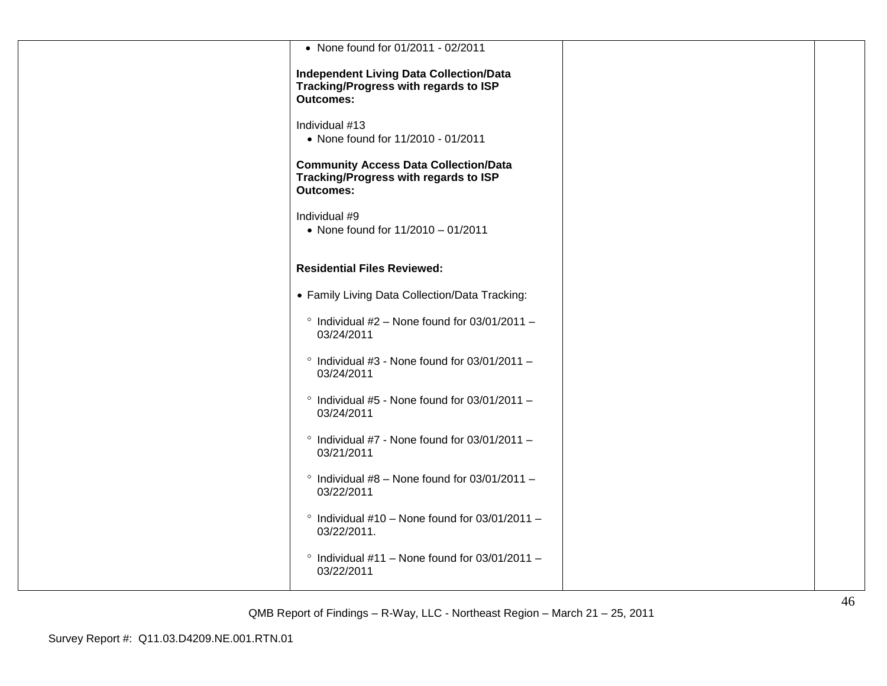| | | | |
|---|---|---|---|
| | • None found for 01/2011 - 02/2011<br><br>**Independent Living Data Collection/Data Tracking/Progress with regards to ISP Outcomes:**<br><br>Individual #13<br>• None found for 11/2010 - 01/2011<br><br>**Community Access Data Collection/Data Tracking/Progress with regards to ISP Outcomes:**<br><br>Individual #9<br>• None found for 11/2010 – 01/2011<br><br>**Residential Files Reviewed:**<br><br>• Family Living Data Collection/Data Tracking:<br><br>° Individual #2 – None found for 03/01/2011 – 03/24/2011<br><br>° Individual #3 - None found for 03/01/2011 – 03/24/2011<br><br>° Individual #5 - None found for 03/01/2011 – 03/24/2011<br><br>° Individual #7 - None found for 03/01/2011 – 03/21/2011<br><br>° Individual #8 – None found for 03/01/2011 – 03/22/2011<br><br>° Individual #10 – None found for 03/01/2011 – 03/22/2011.<br><br>° Individual #11 – None found for 03/01/2011 – 03/22/2011 | | |

QMB Report of Findings – R-Way, LLC - Northeast Region – March 21 – 25, 2011

Survey Report #: Q11.03.D4209.NE.001.RTN.01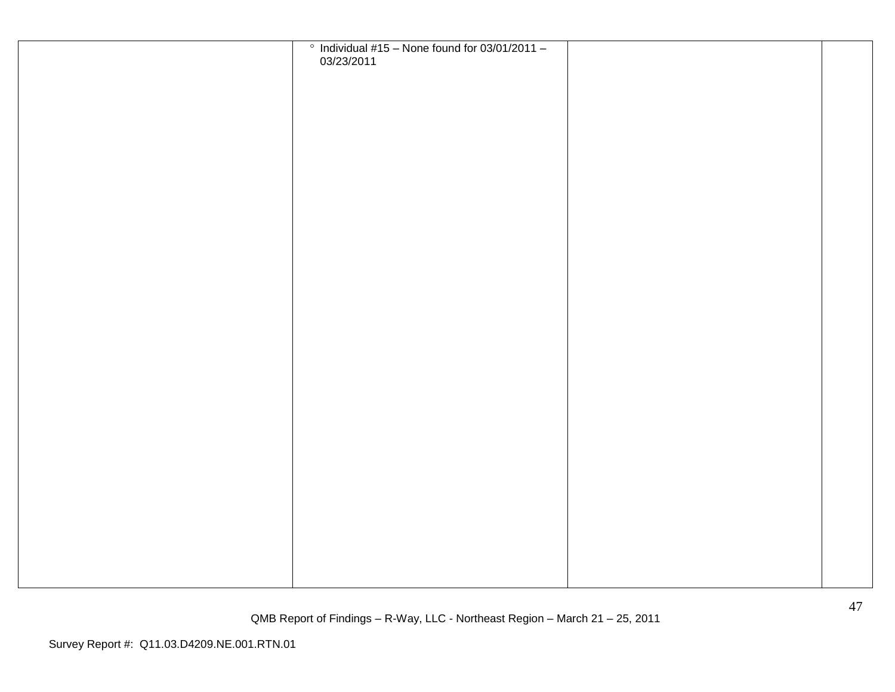| | | | |
|---|---|---|---|
| | ° Individual #15 – None found for 03/01/2011 – 03/23/2011 | | |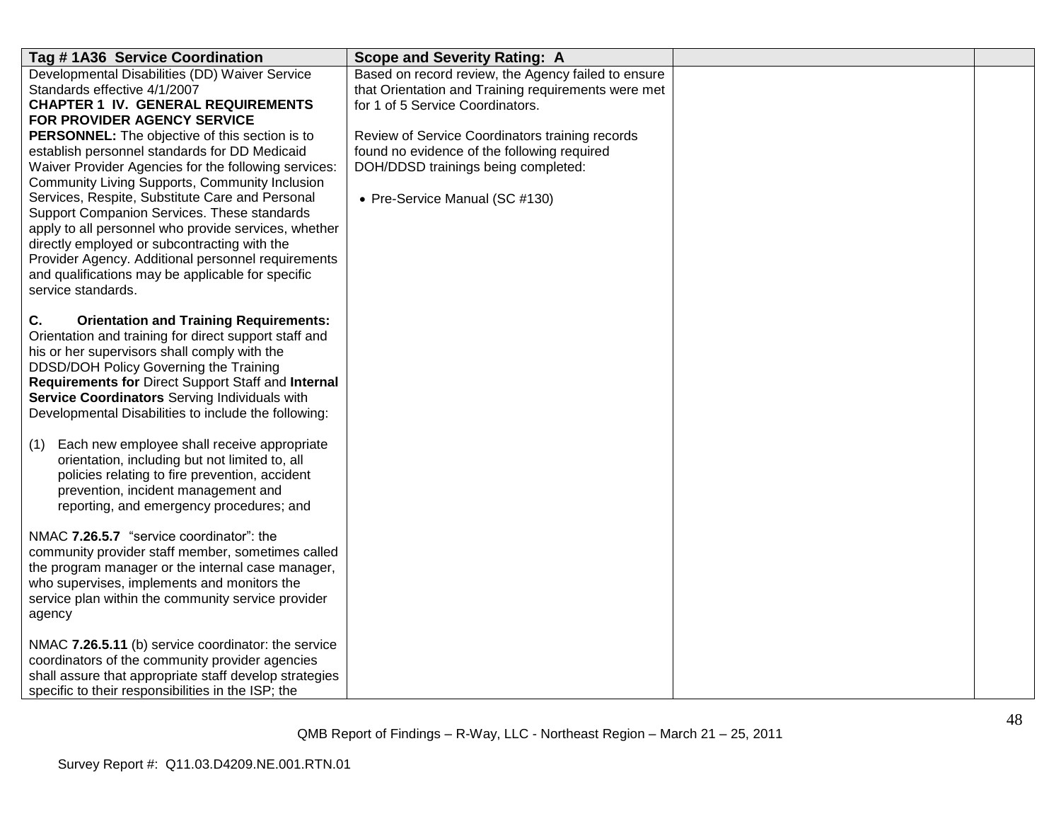| Tag # 1A36 Service Coordination | Scope and Severity Rating: A | | |
|---|---|---|---|
| Developmental Disabilities (DD) Waiver Service Standards effective 4/1/2007<br>**CHAPTER 1 IV. GENERAL REQUIREMENTS FOR PROVIDER AGENCY SERVICE PERSONNEL:** The objective of this section is to establish personnel standards for DD Medicaid Waiver Provider Agencies for the following services: Community Living Supports, Community Inclusion Services, Respite, Substitute Care and Personal Support Companion Services. These standards apply to all personnel who provide services, whether directly employed or subcontracting with the Provider Agency. Additional personnel requirements and qualifications may be applicable for specific service standards.<br><br>**C. Orientation and Training Requirements:** Orientation and training for direct support staff and his or her supervisors shall comply with the DDSD/DOH Policy Governing the Training **Requirements for** Direct Support Staff and **Internal Service Coordinators** Serving Individuals with Developmental Disabilities to include the following:<br><br>(1) Each new employee shall receive appropriate orientation, including but not limited to, all policies relating to fire prevention, accident prevention, incident management and reporting, and emergency procedures; and<br><br>NMAC **7.26.5.7** "service coordinator": the community provider staff member, sometimes called the program manager or the internal case manager, who supervises, implements and monitors the service plan within the community service provider agency<br><br>NMAC **7.26.5.11** (b) service coordinator: the service coordinators of the community provider agencies shall assure that appropriate staff develop strategies specific to their responsibilities in the ISP; the | Based on record review, the Agency failed to ensure that Orientation and Training requirements were met for 1 of 5 Service Coordinators.<br><br>Review of Service Coordinators training records found no evidence of the following required DOH/DDSD trainings being completed:<br><br>• Pre-Service Manual (SC #130) | | |

QMB Report of Findings – R-Way, LLC - Northeast Region – March 21 – 25, 2011

Survey Report #: Q11.03.D4209.NE.001.RTN.01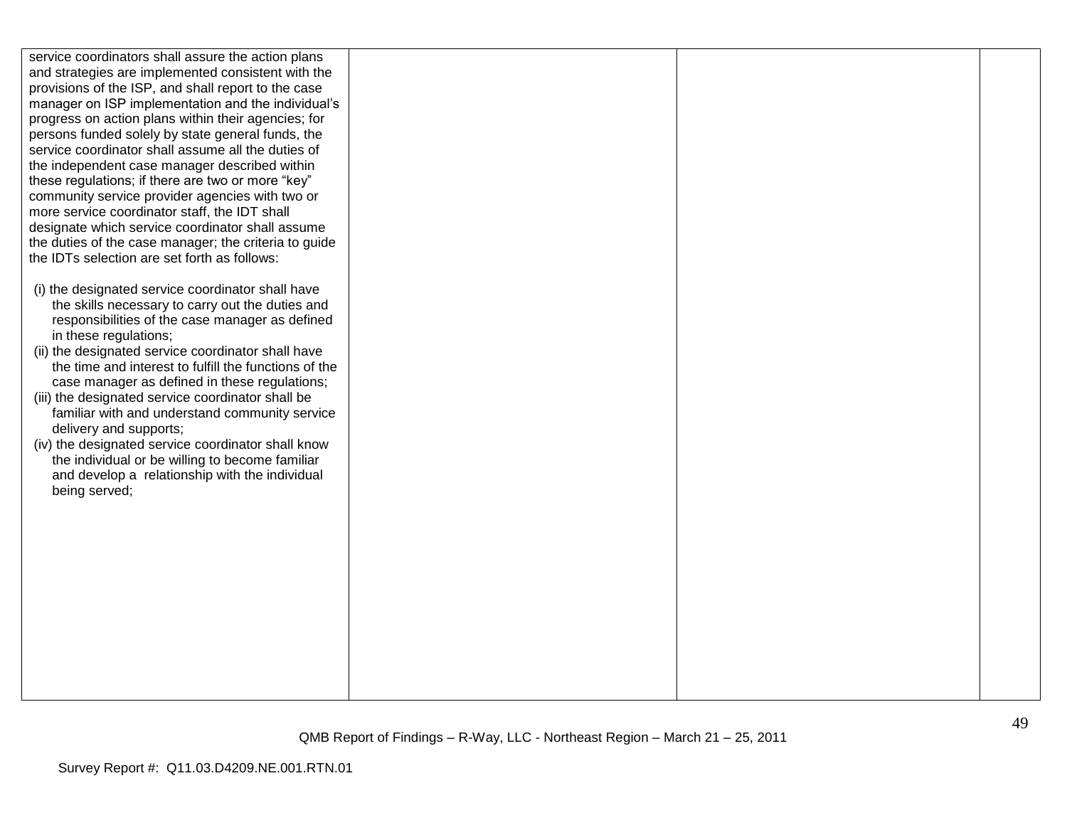| | | | |
|---|---|---|---|
| service coordinators shall assure the action plans and strategies are implemented consistent with the provisions of the ISP, and shall report to the case manager on ISP implementation and the individual's progress on action plans within their agencies; for persons funded solely by state general funds, the service coordinator shall assume all the duties of the independent case manager described within these regulations; if there are two or more "key" community service provider agencies with two or more service coordinator staff, the IDT shall designate which service coordinator shall assume the duties of the case manager; the criteria to guide the IDTs selection are set forth as follows:<br><br>(i) the designated service coordinator shall have the skills necessary to carry out the duties and responsibilities of the case manager as defined in these regulations;<br>(ii) the designated service coordinator shall have the time and interest to fulfill the functions of the case manager as defined in these regulations;<br>(iii) the designated service coordinator shall be familiar with and understand community service delivery and supports;<br>(iv) the designated service coordinator shall know the individual or be willing to become familiar and develop a relationship with the individual being served; | | | |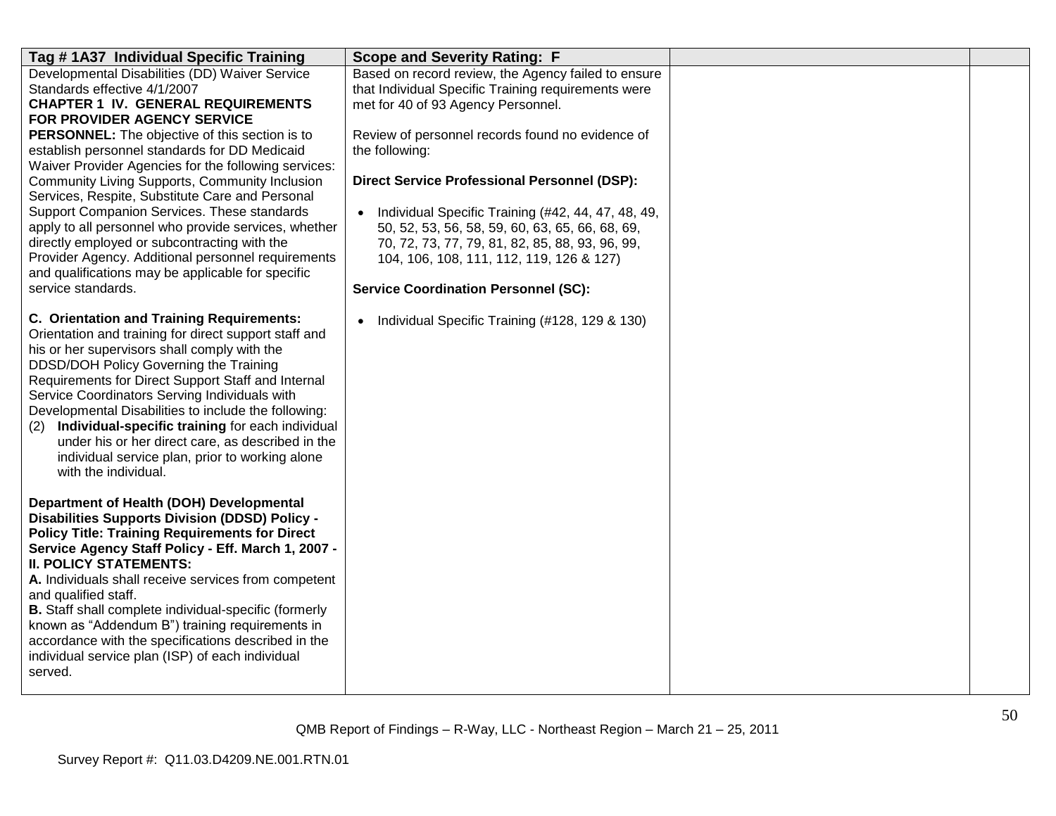| Tag # 1A37 Individual Specific Training | Scope and Severity Rating: F | | |
|---|---|---|---|
| Developmental Disabilities (DD) Waiver Service Standards effective 4/1/2007<br>**CHAPTER 1 IV. GENERAL REQUIREMENTS FOR PROVIDER AGENCY SERVICE PERSONNEL:** The objective of this section is to establish personnel standards for DD Medicaid Waiver Provider Agencies for the following services: Community Living Supports, Community Inclusion Services, Respite, Substitute Care and Personal Support Companion Services. These standards apply to all personnel who provide services, whether directly employed or subcontracting with the Provider Agency. Additional personnel requirements and qualifications may be applicable for specific service standards.<br><br>**C. Orientation and Training Requirements:** Orientation and training for direct support staff and his or her supervisors shall comply with the DDSD/DOH Policy Governing the Training Requirements for Direct Support Staff and Internal Service Coordinators Serving Individuals with Developmental Disabilities to include the following:<br>(2) **Individual-specific training** for each individual under his or her direct care, as described in the individual service plan, prior to working alone with the individual.<br><br>**Department of Health (DOH) Developmental Disabilities Supports Division (DDSD) Policy - Policy Title: Training Requirements for Direct Service Agency Staff Policy - Eff. March 1, 2007 - II. POLICY STATEMENTS:**<br>**A.** Individuals shall receive services from competent and qualified staff.<br>**B.** Staff shall complete individual-specific (formerly known as "Addendum B") training requirements in accordance with the specifications described in the individual service plan (ISP) of each individual served. | Based on record review, the Agency failed to ensure that Individual Specific Training requirements were met for 40 of 93 Agency Personnel.<br><br>Review of personnel records found no evidence of the following:<br><br>**Direct Service Professional Personnel (DSP):**<br><br>• Individual Specific Training (#42, 44, 47, 48, 49, 50, 52, 53, 56, 58, 59, 60, 63, 65, 66, 68, 69, 70, 72, 73, 77, 79, 81, 82, 85, 88, 93, 96, 99, 104, 106, 108, 111, 112, 119, 126 & 127)<br><br>**Service Coordination Personnel (SC):**<br><br>• Individual Specific Training (#128, 129 & 130) | | |

QMB Report of Findings – R-Way, LLC - Northeast Region – March 21 – 25, 2011

Survey Report #: Q11.03.D4209.NE.001.RTN.01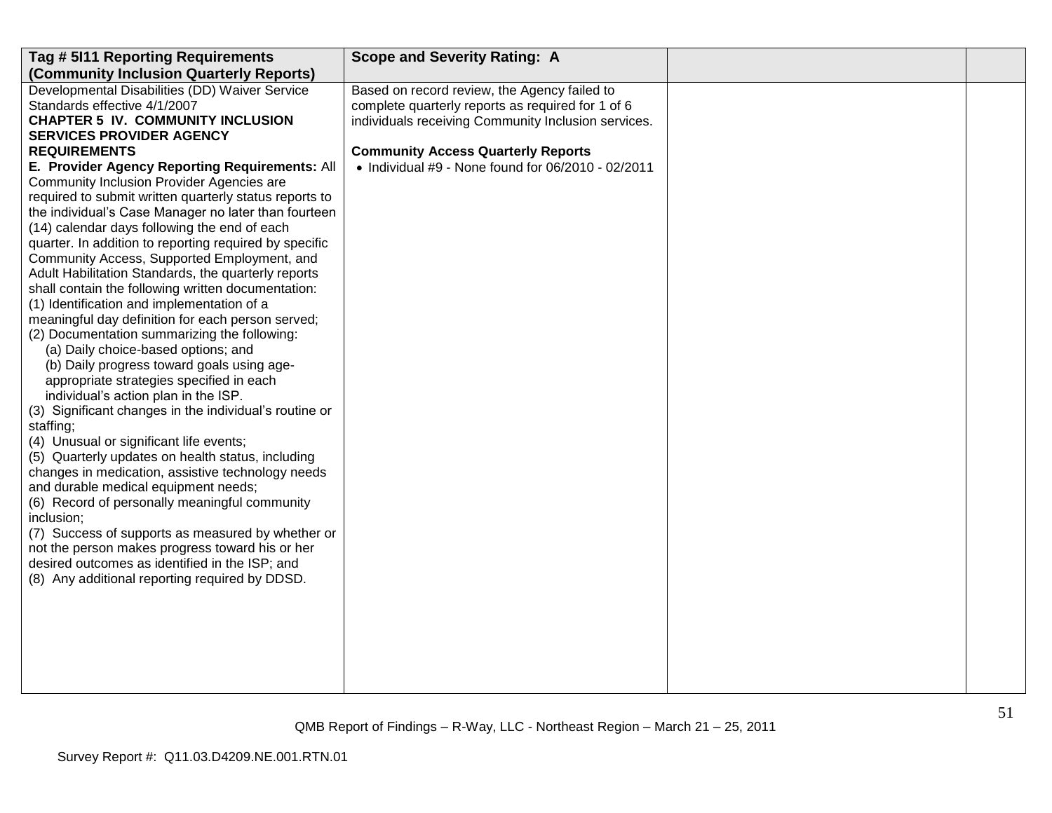| Tag # 5I11 Reporting Requirements (Community Inclusion Quarterly Reports) | Scope and Severity Rating: A | | |
|---|---|---|---|
| Developmental Disabilities (DD) Waiver Service Standards effective 4/1/2007<br>**CHAPTER 5 IV. COMMUNITY INCLUSION SERVICES PROVIDER AGENCY REQUIREMENTS**<br>**E. Provider Agency Reporting Requirements:** All Community Inclusion Provider Agencies are required to submit written quarterly status reports to the individual's Case Manager no later than fourteen (14) calendar days following the end of each quarter. In addition to reporting required by specific Community Access, Supported Employment, and Adult Habilitation Standards, the quarterly reports shall contain the following written documentation:<br>(1) Identification and implementation of a meaningful day definition for each person served;<br>(2) Documentation summarizing the following:<br>(a) Daily choice-based options; and<br>(b) Daily progress toward goals using age-appropriate strategies specified in each individual's action plan in the ISP.<br>(3) Significant changes in the individual's routine or staffing;<br>(4) Unusual or significant life events;<br>(5) Quarterly updates on health status, including changes in medication, assistive technology needs and durable medical equipment needs;<br>(6) Record of personally meaningful community inclusion;<br>(7) Success of supports as measured by whether or not the person makes progress toward his or her desired outcomes as identified in the ISP; and<br>(8) Any additional reporting required by DDSD. | Based on record review, the Agency failed to complete quarterly reports as required for 1 of 6 individuals receiving Community Inclusion services.<br><br>**Community Access Quarterly Reports**<br>• Individual #9 - None found for 06/2010 - 02/2011 | | |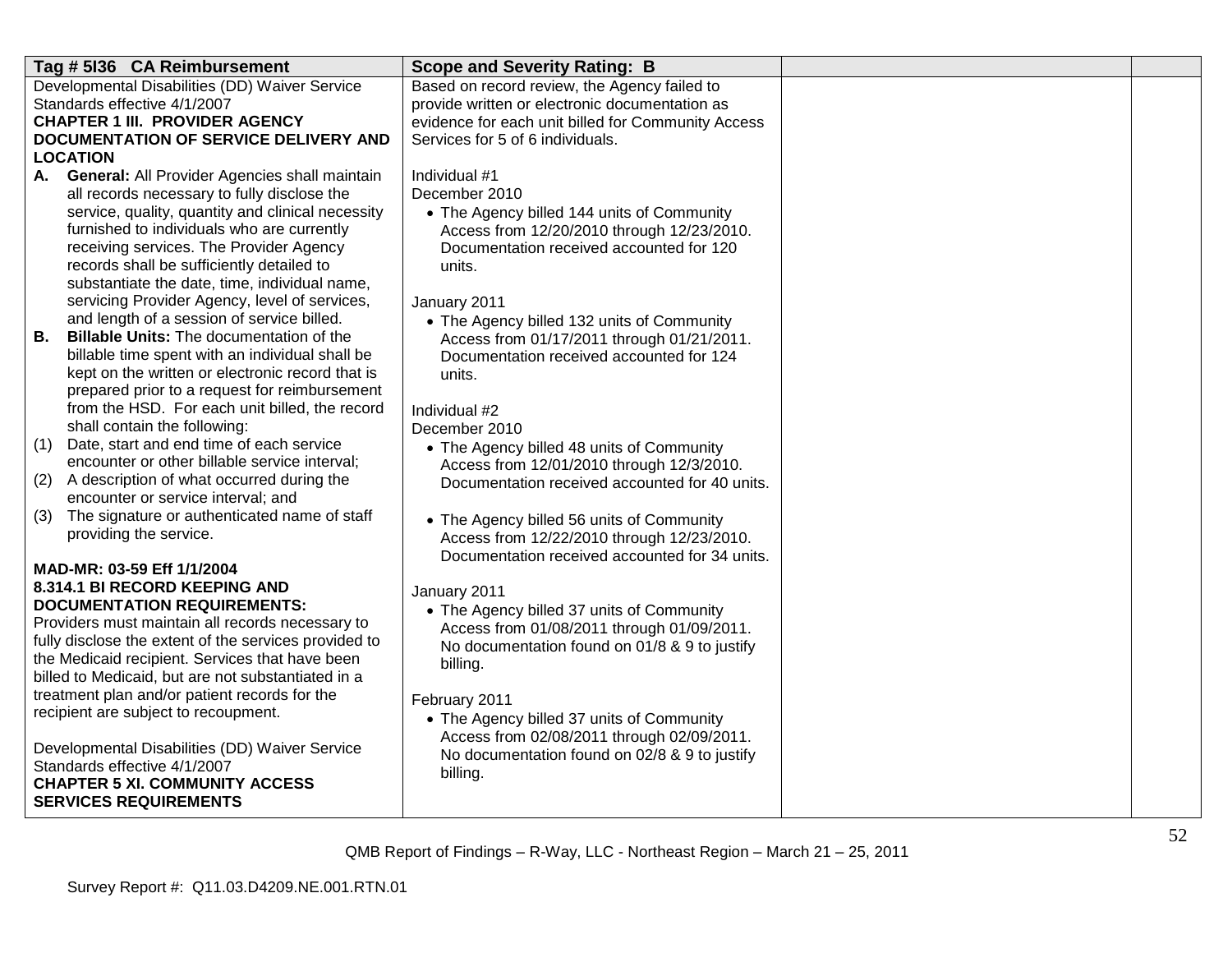| Tag # 5I36 CA Reimbursement | Scope and Severity Rating: B | | |
|---|---|---|---|
| Developmental Disabilities (DD) Waiver Service Standards effective 4/1/2007<br>**CHAPTER 1 III. PROVIDER AGENCY DOCUMENTATION OF SERVICE DELIVERY AND LOCATION**<br>**A. General:** All Provider Agencies shall maintain all records necessary to fully disclose the service, quality, quantity and clinical necessity furnished to individuals who are currently receiving services. The Provider Agency records shall be sufficiently detailed to substantiate the date, time, individual name, servicing Provider Agency, level of services, and length of a session of service billed.<br>**B. Billable Units:** The documentation of the billable time spent with an individual shall be kept on the written or electronic record that is prepared prior to a request for reimbursement from the HSD. For each unit billed, the record shall contain the following:<br>(1) Date, start and end time of each service encounter or other billable service interval;<br>(2) A description of what occurred during the encounter or service interval; and<br>(3) The signature or authenticated name of staff providing the service.<br><br>**MAD-MR: 03-59 Eff 1/1/2004**<br>**8.314.1 BI RECORD KEEPING AND DOCUMENTATION REQUIREMENTS:**<br>Providers must maintain all records necessary to fully disclose the extent of the services provided to the Medicaid recipient. Services that have been billed to Medicaid, but are not substantiated in a treatment plan and/or patient records for the recipient are subject to recoupment.<br><br>Developmental Disabilities (DD) Waiver Service Standards effective 4/1/2007<br>**CHAPTER 5 XI. COMMUNITY ACCESS SERVICES REQUIREMENTS** | Based on record review, the Agency failed to provide written or electronic documentation as evidence for each unit billed for Community Access Services for 5 of 6 individuals.<br><br>Individual #1<br>December 2010<br>• The Agency billed 144 units of Community Access from 12/20/2010 through 12/23/2010. Documentation received accounted for 120 units.<br><br>January 2011<br>• The Agency billed 132 units of Community Access from 01/17/2011 through 01/21/2011. Documentation received accounted for 124 units.<br><br>Individual #2<br>December 2010<br>• The Agency billed 48 units of Community Access from 12/01/2010 through 12/3/2010. Documentation received accounted for 40 units.<br><br>• The Agency billed 56 units of Community Access from 12/22/2010 through 12/23/2010. Documentation received accounted for 34 units.<br><br>January 2011<br>• The Agency billed 37 units of Community Access from 01/08/2011 through 01/09/2011. No documentation found on 01/8 & 9 to justify billing.<br><br>February 2011<br>• The Agency billed 37 units of Community Access from 02/08/2011 through 02/09/2011. No documentation found on 02/8 & 9 to justify billing. | | |

QMB Report of Findings – R-Way, LLC - Northeast Region – March 21 – 25, 2011

Survey Report #: Q11.03.D4209.NE.001.RTN.01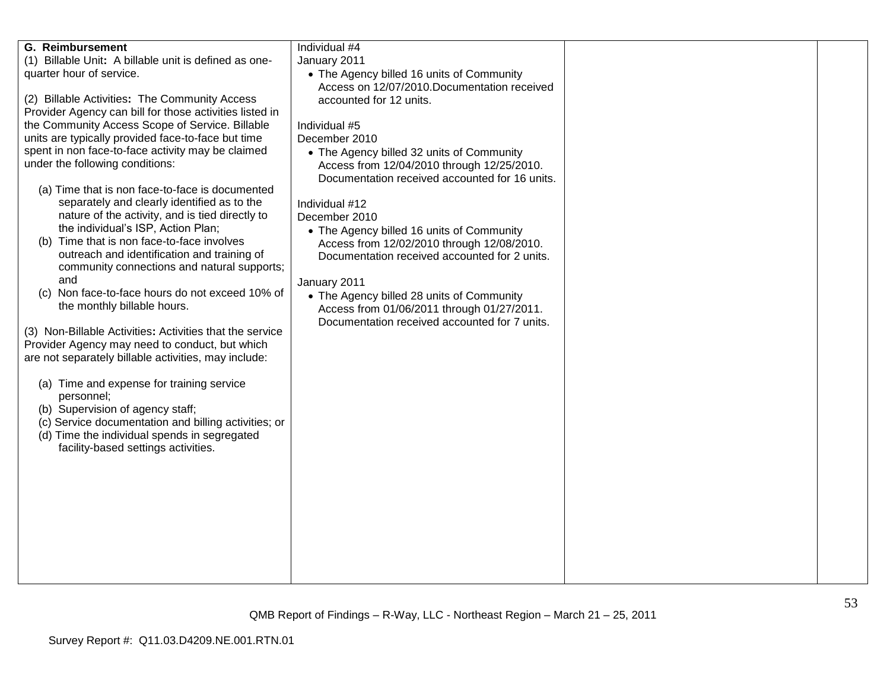| | | | |
|---|---|---|---|
| **G. Reimbursement**<br>(1) Billable Unit**:** A billable unit is defined as one-quarter hour of service.<br><br>(2) Billable Activities**:** The Community Access Provider Agency can bill for those activities listed in the Community Access Scope of Service. Billable units are typically provided face-to-face but time spent in non face-to-face activity may be claimed under the following conditions:<br><br>(a) Time that is non face-to-face is documented separately and clearly identified as to the nature of the activity, and is tied directly to the individual's ISP, Action Plan;<br>(b) Time that is non face-to-face involves outreach and identification and training of community connections and natural supports; and<br>(c) Non face-to-face hours do not exceed 10% of the monthly billable hours.<br><br>(3) Non-Billable Activities**:** Activities that the service Provider Agency may need to conduct, but which are not separately billable activities, may include:<br><br>(a) Time and expense for training service personnel;<br>(b) Supervision of agency staff;<br>(c) Service documentation and billing activities; or<br>(d) Time the individual spends in segregated facility-based settings activities. | Individual #4<br>January 2011<br>• The Agency billed 16 units of Community Access on 12/07/2010.Documentation received accounted for 12 units.<br><br>Individual #5<br>December 2010<br>• The Agency billed 32 units of Community Access from 12/04/2010 through 12/25/2010. Documentation received accounted for 16 units.<br><br>Individual #12<br>December 2010<br>• The Agency billed 16 units of Community Access from 12/02/2010 through 12/08/2010. Documentation received accounted for 2 units.<br><br>January 2011<br>• The Agency billed 28 units of Community Access from 01/06/2011 through 01/27/2011. Documentation received accounted for 7 units. | | |

QMB Report of Findings – R-Way, LLC - Northeast Region – March 21 – 25, 2011

Survey Report #: Q11.03.D4209.NE.001.RTN.01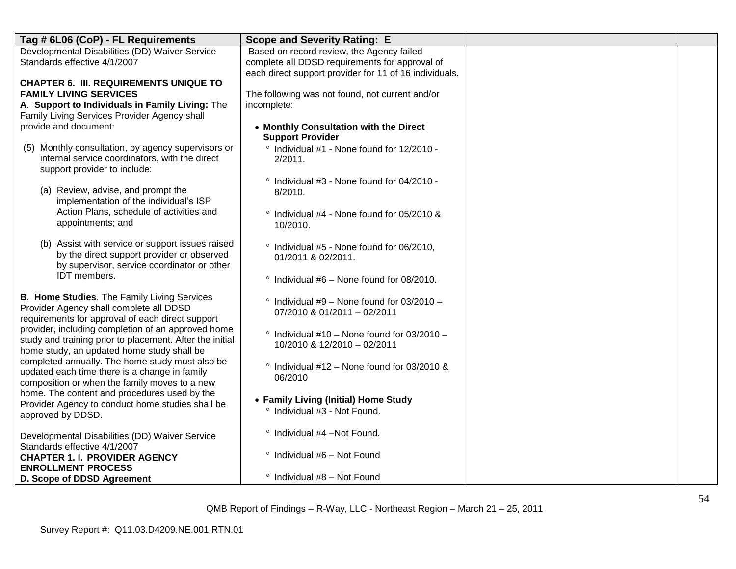| Tag # 6L06 (CoP) - FL Requirements | Scope and Severity Rating: E | | |
|---|---|---|---|
| Developmental Disabilities (DD) Waiver Service Standards effective 4/1/2007<br><br>**CHAPTER 6. III. REQUIREMENTS UNIQUE TO FAMILY LIVING SERVICES**<br>**A. Support to Individuals in Family Living:** The Family Living Services Provider Agency shall provide and document:<br><br>(5) Monthly consultation, by agency supervisors or internal service coordinators, with the direct support provider to include:<br><br>(a) Review, advise, and prompt the implementation of the individual's ISP Action Plans, schedule of activities and appointments; and<br><br>(b) Assist with service or support issues raised by the direct support provider or observed by supervisor, service coordinator or other IDT members.<br><br>**B. Home Studies**. The Family Living Services Provider Agency shall complete all DDSD requirements for approval of each direct support provider, including completion of an approved home study and training prior to placement. After the initial home study, an updated home study shall be completed annually. The home study must also be updated each time there is a change in family composition or when the family moves to a new home. The content and procedures used by the Provider Agency to conduct home studies shall be approved by DDSD.<br><br>Developmental Disabilities (DD) Waiver Service Standards effective 4/1/2007<br>**CHAPTER 1. I. PROVIDER AGENCY ENROLLMENT PROCESS**<br>**D. Scope of DDSD Agreement** | Based on record review, the Agency failed complete all DDSD requirements for approval of each direct support provider for 11 of 16 individuals.<br><br>The following was not found, not current and/or incomplete:<br><br>• **Monthly Consultation with the Direct Support Provider**<br>° Individual #1 - None found for 12/2010 - 2/2011.<br><br>° Individual #3 - None found for 04/2010 - 8/2010.<br><br>° Individual #4 - None found for 05/2010 & 10/2010.<br><br>° Individual #5 - None found for 06/2010, 01/2011 & 02/2011.<br><br>° Individual #6 – None found for 08/2010.<br><br>° Individual #9 – None found for 03/2010 – 07/2010 & 01/2011 – 02/2011<br><br>° Individual #10 – None found for 03/2010 – 10/2010 & 12/2010 – 02/2011<br><br>° Individual #12 – None found for 03/2010 & 06/2010<br><br>• **Family Living (Initial) Home Study**<br>° Individual #3 - Not Found.<br><br>° Individual #4 –Not Found.<br><br>° Individual #6 – Not Found<br><br>° Individual #8 – Not Found | | |

QMB Report of Findings – R-Way, LLC - Northeast Region – March 21 – 25, 2011

Survey Report #: Q11.03.D4209.NE.001.RTN.01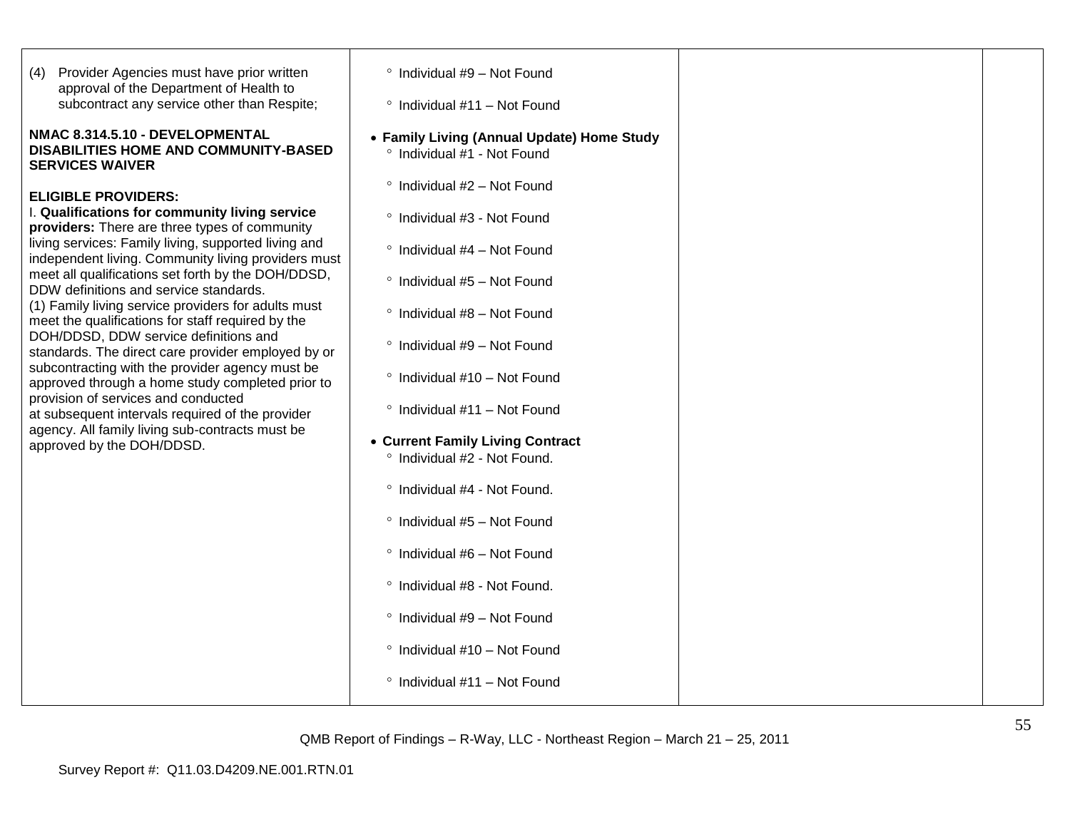| | | | |
|---|---|---|---|
| (4) Provider Agencies must have prior written approval of the Department of Health to subcontract any service other than Respite;<br><br>**NMAC 8.314.5.10 - DEVELOPMENTAL DISABILITIES HOME AND COMMUNITY-BASED SERVICES WAIVER**<br><br>**ELIGIBLE PROVIDERS:**<br>I. **Qualifications for community living service providers:** There are three types of community living services: Family living, supported living and independent living. Community living providers must meet all qualifications set forth by the DOH/DDSD, DDW definitions and service standards.<br>(1) Family living service providers for adults must meet the qualifications for staff required by the DOH/DDSD, DDW service definitions and standards. The direct care provider employed by or subcontracting with the provider agency must be approved through a home study completed prior to provision of services and conducted at subsequent intervals required of the provider agency. All family living sub-contracts must be approved by the DOH/DDSD. | ° Individual #9 – Not Found<br><br>° Individual #11 – Not Found<br><br>• **Family Living (Annual Update) Home Study**<br>° Individual #1 - Not Found<br><br>° Individual #2 – Not Found<br><br>° Individual #3 - Not Found<br><br>° Individual #4 – Not Found<br><br>° Individual #5 – Not Found<br><br>° Individual #8 – Not Found<br><br>° Individual #9 – Not Found<br><br>° Individual #10 – Not Found<br><br>° Individual #11 – Not Found<br><br>• **Current Family Living Contract**<br>° Individual #2 - Not Found.<br><br>° Individual #4 - Not Found.<br><br>° Individual #5 – Not Found<br><br>° Individual #6 – Not Found<br><br>° Individual #8 - Not Found.<br><br>° Individual #9 – Not Found<br><br>° Individual #10 – Not Found<br><br>° Individual #11 – Not Found | | |

QMB Report of Findings – R-Way, LLC - Northeast Region – March 21 – 25, 2011

Survey Report #: Q11.03.D4209.NE.001.RTN.01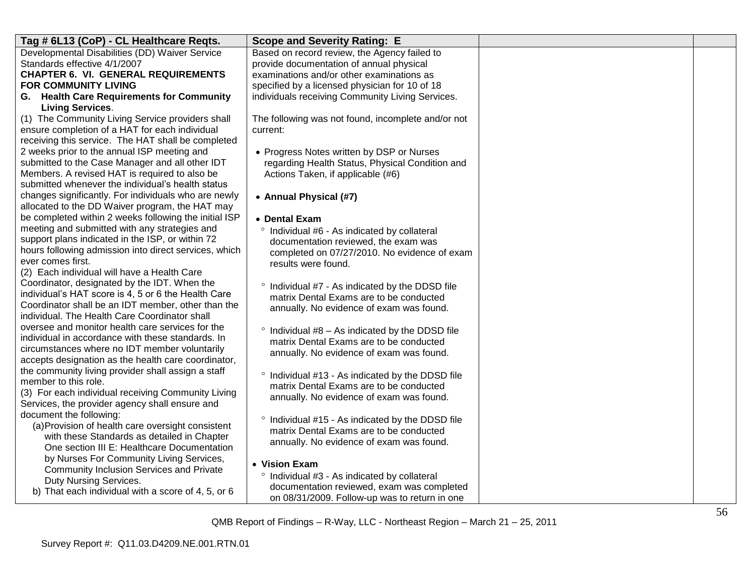| Tag # 6L13 (CoP) - CL Healthcare Reqts. | Scope and Severity Rating: E | | |
|---|---|---|---|
| Developmental Disabilities (DD) Waiver Service Standards effective 4/1/2007<br>**CHAPTER 6. VI. GENERAL REQUIREMENTS FOR COMMUNITY LIVING**<br>**G. Health Care Requirements for Community Living Services**.<br>(1) The Community Living Service providers shall ensure completion of a HAT for each individual receiving this service. The HAT shall be completed 2 weeks prior to the annual ISP meeting and submitted to the Case Manager and all other IDT Members. A revised HAT is required to also be submitted whenever the individual's health status changes significantly. For individuals who are newly allocated to the DD Waiver program, the HAT may be completed within 2 weeks following the initial ISP meeting and submitted with any strategies and support plans indicated in the ISP, or within 72 hours following admission into direct services, which ever comes first.<br>(2) Each individual will have a Health Care Coordinator, designated by the IDT. When the individual's HAT score is 4, 5 or 6 the Health Care Coordinator shall be an IDT member, other than the individual. The Health Care Coordinator shall oversee and monitor health care services for the individual in accordance with these standards. In circumstances where no IDT member voluntarily accepts designation as the health care coordinator, the community living provider shall assign a staff member to this role.<br>(3) For each individual receiving Community Living Services, the provider agency shall ensure and document the following:<br>(a) Provision of health care oversight consistent with these Standards as detailed in Chapter One section III E: Healthcare Documentation by Nurses For Community Living Services, Community Inclusion Services and Private Duty Nursing Services.<br>b) That each individual with a score of 4, 5, or 6 | Based on record review, the Agency failed to provide documentation of annual physical examinations and/or other examinations as specified by a licensed physician for 10 of 18 individuals receiving Community Living Services.<br><br>The following was not found, incomplete and/or not current:<br><br>• Progress Notes written by DSP or Nurses regarding Health Status, Physical Condition and Actions Taken, if applicable (#6)<br><br>• **Annual Physical (#7)**<br><br>• **Dental Exam**<br>° Individual #6 - As indicated by collateral documentation reviewed, the exam was completed on 07/27/2010. No evidence of exam results were found.<br><br>° Individual #7 - As indicated by the DDSD file matrix Dental Exams are to be conducted annually. No evidence of exam was found.<br><br>° Individual #8 – As indicated by the DDSD file matrix Dental Exams are to be conducted annually. No evidence of exam was found.<br><br>° Individual #13 - As indicated by the DDSD file matrix Dental Exams are to be conducted annually. No evidence of exam was found.<br><br>° Individual #15 - As indicated by the DDSD file matrix Dental Exams are to be conducted annually. No evidence of exam was found.<br><br>• **Vision Exam**<br>° Individual #3 - As indicated by collateral documentation reviewed, exam was completed on 08/31/2009. Follow-up was to return in one | | |

QMB Report of Findings – R-Way, LLC - Northeast Region – March 21 – 25, 2011

Survey Report #: Q11.03.D4209.NE.001.RTN.01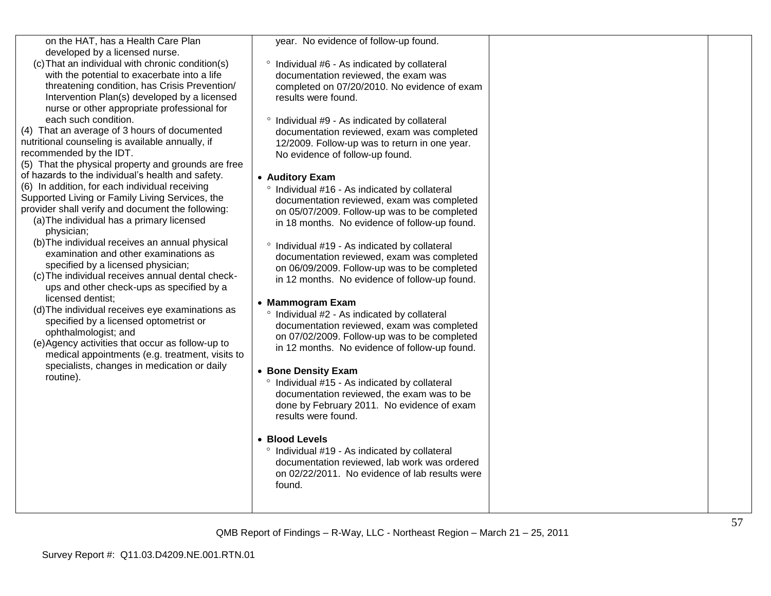| | | | |
|---|---|---|---|
| on the HAT, has a Health Care Plan developed by a licensed nurse.<br>(c) That an individual with chronic condition(s) with the potential to exacerbate into a life threatening condition, has Crisis Prevention/ Intervention Plan(s) developed by a licensed nurse or other appropriate professional for each such condition.<br>(4) That an average of 3 hours of documented nutritional counseling is available annually, if recommended by the IDT.<br>(5) That the physical property and grounds are free of hazards to the individual's health and safety.<br>(6) In addition, for each individual receiving Supported Living or Family Living Services, the provider shall verify and document the following:<br>(a) The individual has a primary licensed physician;<br>(b) The individual receives an annual physical examination and other examinations as specified by a licensed physician;<br>(c) The individual receives annual dental check-ups and other check-ups as specified by a licensed dentist;<br>(d) The individual receives eye examinations as specified by a licensed optometrist or ophthalmologist; and<br>(e) Agency activities that occur as follow-up to medical appointments (e.g. treatment, visits to specialists, changes in medication or daily routine). | year. No evidence of follow-up found.<br><br>° Individual #6 - As indicated by collateral documentation reviewed, the exam was completed on 07/20/2010. No evidence of exam results were found.<br><br>° Individual #9 - As indicated by collateral documentation reviewed, exam was completed 12/2009. Follow-up was to return in one year. No evidence of follow-up found.<br><br>• **Auditory Exam**<br>° Individual #16 - As indicated by collateral documentation reviewed, exam was completed on 05/07/2009. Follow-up was to be completed in 18 months. No evidence of follow-up found.<br><br>° Individual #19 - As indicated by collateral documentation reviewed, exam was completed on 06/09/2009. Follow-up was to be completed in 12 months. No evidence of follow-up found.<br><br>• **Mammogram Exam**<br>° Individual #2 - As indicated by collateral documentation reviewed, exam was completed on 07/02/2009. Follow-up was to be completed in 12 months. No evidence of follow-up found.<br><br>• **Bone Density Exam**<br>° Individual #15 - As indicated by collateral documentation reviewed, the exam was to be done by February 2011. No evidence of exam results were found.<br><br>• **Blood Levels**<br>° Individual #19 - As indicated by collateral documentation reviewed, lab work was ordered on 02/22/2011. No evidence of lab results were found. | | |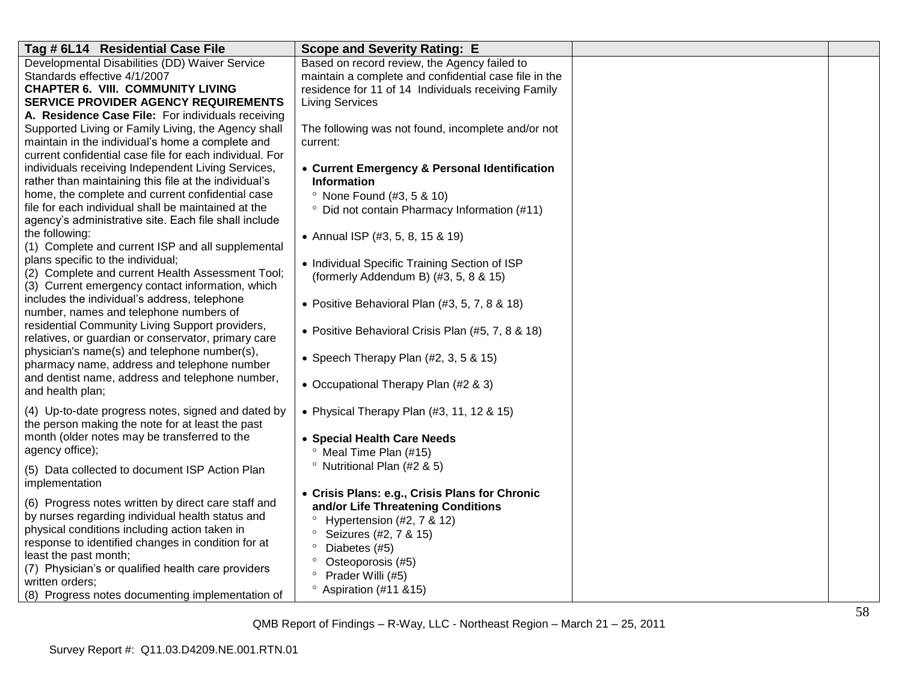| Tag # 6L14 Residential Case File | Scope and Severity Rating: E | | |
|---|---|---|---|
| Developmental Disabilities (DD) Waiver Service Standards effective 4/1/2007<br>**CHAPTER 6. VIII. COMMUNITY LIVING SERVICE PROVIDER AGENCY REQUIREMENTS**<br>**A. Residence Case File:** For individuals receiving Supported Living or Family Living, the Agency shall maintain in the individual's home a complete and current confidential case file for each individual. For individuals receiving Independent Living Services, rather than maintaining this file at the individual's home, the complete and current confidential case file for each individual shall be maintained at the agency's administrative site. Each file shall include the following:<br>(1) Complete and current ISP and all supplemental plans specific to the individual;<br>(2) Complete and current Health Assessment Tool;<br>(3) Current emergency contact information, which includes the individual's address, telephone number, names and telephone numbers of residential Community Living Support providers, relatives, or guardian or conservator, primary care physician's name(s) and telephone number(s), pharmacy name, address and telephone number and dentist name, address and telephone number, and health plan;<br><br>(4) Up-to-date progress notes, signed and dated by the person making the note for at least the past month (older notes may be transferred to the agency office);<br><br>(5) Data collected to document ISP Action Plan implementation<br><br>(6) Progress notes written by direct care staff and by nurses regarding individual health status and physical conditions including action taken in response to identified changes in condition for at least the past month;<br>(7) Physician's or qualified health care providers written orders;<br>(8) Progress notes documenting implementation of | Based on record review, the Agency failed to maintain a complete and confidential case file in the residence for 11 of 14 Individuals receiving Family Living Services<br><br>The following was not found, incomplete and/or not current:<br><br>• **Current Emergency & Personal Identification Information**<br>° None Found (#3, 5 & 10)<br>° Did not contain Pharmacy Information (#11)<br><br>• Annual ISP (#3, 5, 8, 15 & 19)<br><br>• Individual Specific Training Section of ISP (formerly Addendum B) (#3, 5, 8 & 15)<br><br>• Positive Behavioral Plan (#3, 5, 7, 8 & 18)<br><br>• Positive Behavioral Crisis Plan (#5, 7, 8 & 18)<br><br>• Speech Therapy Plan (#2, 3, 5 & 15)<br><br>• Occupational Therapy Plan (#2 & 3)<br><br>• Physical Therapy Plan (#3, 11, 12 & 15)<br><br>• **Special Health Care Needs**<br>° Meal Time Plan (#15)<br>° Nutritional Plan (#2 & 5)<br><br>• **Crisis Plans: e.g., Crisis Plans for Chronic and/or Life Threatening Conditions**<br>° Hypertension (#2, 7 & 12)<br>° Seizures (#2, 7 & 15)<br>° Diabetes (#5)<br>° Osteoporosis (#5)<br>° Prader Willi (#5)<br>° Aspiration (#11 &15) | | |

QMB Report of Findings – R-Way, LLC - Northeast Region – March 21 – 25, 2011

Survey Report #: Q11.03.D4209.NE.001.RTN.01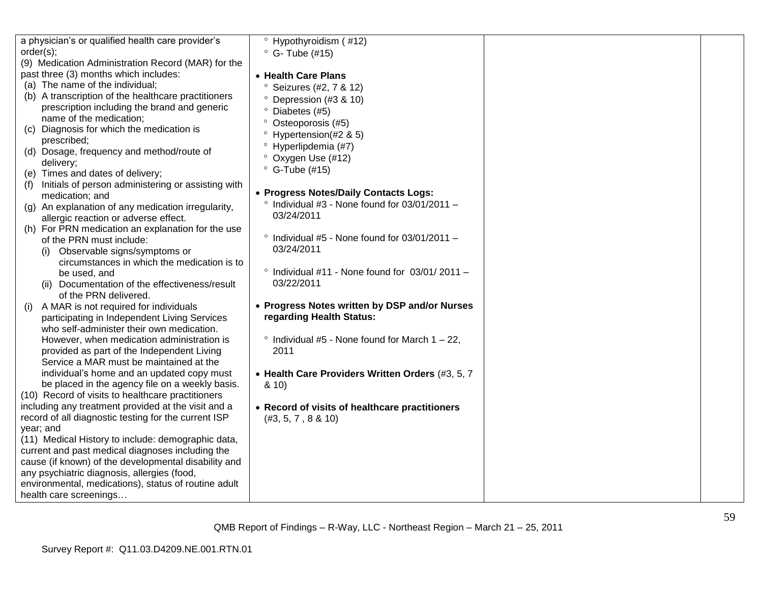| | | | |
|---|---|---|---|
| a physician's or qualified health care provider's order(s);<br>(9) Medication Administration Record (MAR) for the past three (3) months which includes:<br>(a) The name of the individual;<br>(b) A transcription of the healthcare practitioners prescription including the brand and generic name of the medication;<br>(c) Diagnosis for which the medication is prescribed;<br>(d) Dosage, frequency and method/route of delivery;<br>(e) Times and dates of delivery;<br>(f) Initials of person administering or assisting with medication; and<br>(g) An explanation of any medication irregularity, allergic reaction or adverse effect.<br>(h) For PRN medication an explanation for the use of the PRN must include:<br>(i) Observable signs/symptoms or circumstances in which the medication is to be used, and<br>(ii) Documentation of the effectiveness/result of the PRN delivered.<br>(i) A MAR is not required for individuals participating in Independent Living Services who self-administer their own medication. However, when medication administration is provided as part of the Independent Living Service a MAR must be maintained at the individual's home and an updated copy must be placed in the agency file on a weekly basis.<br>(10) Record of visits to healthcare practitioners including any treatment provided at the visit and a record of all diagnostic testing for the current ISP year; and<br>(11) Medical History to include: demographic data, current and past medical diagnoses including the cause (if known) of the developmental disability and any psychiatric diagnosis, allergies (food, environmental, medications), status of routine adult health care screenings… | ° Hypothyroidism ( #12)<br>° G- Tube (#15)<br><br>• **Health Care Plans**<br>° Seizures (#2, 7 & 12)<br>° Depression (#3 & 10)<br>° Diabetes (#5)<br>° Osteoporosis (#5)<br>° Hypertension(#2 & 5)<br>° Hyperlipdemia (#7)<br>° Oxygen Use (#12)<br>° G-Tube (#15)<br><br>• **Progress Notes/Daily Contacts Logs:**<br>° Individual #3 - None found for 03/01/2011 – 03/24/2011<br><br>° Individual #5 - None found for 03/01/2011 – 03/24/2011<br><br>° Individual #11 - None found for 03/01/ 2011 – 03/22/2011<br><br>• **Progress Notes written by DSP and/or Nurses regarding Health Status:**<br><br>° Individual #5 - None found for March 1 – 22, 2011<br><br>• **Health Care Providers Written Orders** (#3, 5, 7 & 10)<br><br>• **Record of visits of healthcare practitioners** (#3, 5, 7 , 8 & 10) | | |

QMB Report of Findings – R-Way, LLC - Northeast Region – March 21 – 25, 2011

Survey Report #: Q11.03.D4209.NE.001.RTN.01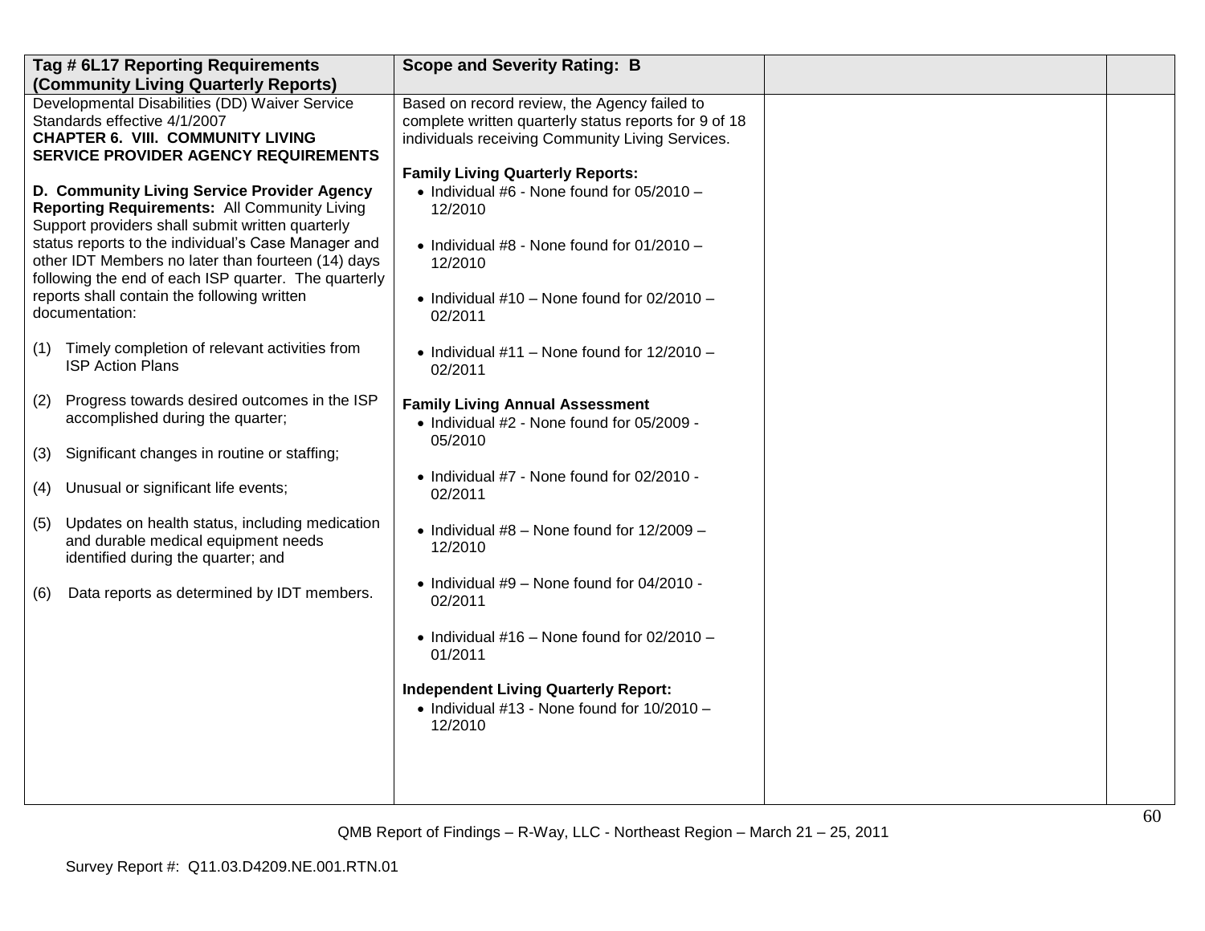| Tag # 6L17 Reporting Requirements (Community Living Quarterly Reports) | Scope and Severity Rating: B | | |
|---|---|---|---|
| Developmental Disabilities (DD) Waiver Service Standards effective 4/1/2007<br>**CHAPTER 6. VIII. COMMUNITY LIVING SERVICE PROVIDER AGENCY REQUIREMENTS**<br><br>**D. Community Living Service Provider Agency Reporting Requirements:** All Community Living Support providers shall submit written quarterly status reports to the individual's Case Manager and other IDT Members no later than fourteen (14) days following the end of each ISP quarter. The quarterly reports shall contain the following written documentation:<br><br>(1) Timely completion of relevant activities from ISP Action Plans<br><br>(2) Progress towards desired outcomes in the ISP accomplished during the quarter;<br><br>(3) Significant changes in routine or staffing;<br><br>(4) Unusual or significant life events;<br><br>(5) Updates on health status, including medication and durable medical equipment needs identified during the quarter; and<br><br>(6) Data reports as determined by IDT members. | Based on record review, the Agency failed to complete written quarterly status reports for 9 of 18 individuals receiving Community Living Services.<br><br>**Family Living Quarterly Reports:**<br>• Individual #6 - None found for 05/2010 – 12/2010<br><br>• Individual #8 - None found for 01/2010 – 12/2010<br><br>• Individual #10 – None found for 02/2010 – 02/2011<br><br>• Individual #11 – None found for 12/2010 – 02/2011<br><br>**Family Living Annual Assessment**<br>• Individual #2 - None found for 05/2009 - 05/2010<br><br>• Individual #7 - None found for 02/2010 - 02/2011<br><br>• Individual #8 – None found for 12/2009 – 12/2010<br><br>• Individual #9 – None found for 04/2010 - 02/2011<br><br>• Individual #16 – None found for 02/2010 – 01/2011<br><br>**Independent Living Quarterly Report:**<br>• Individual #13 - None found for 10/2010 – 12/2010 | | |

QMB Report of Findings – R-Way, LLC - Northeast Region – March 21 – 25, 2011

Survey Report #: Q11.03.D4209.NE.001.RTN.01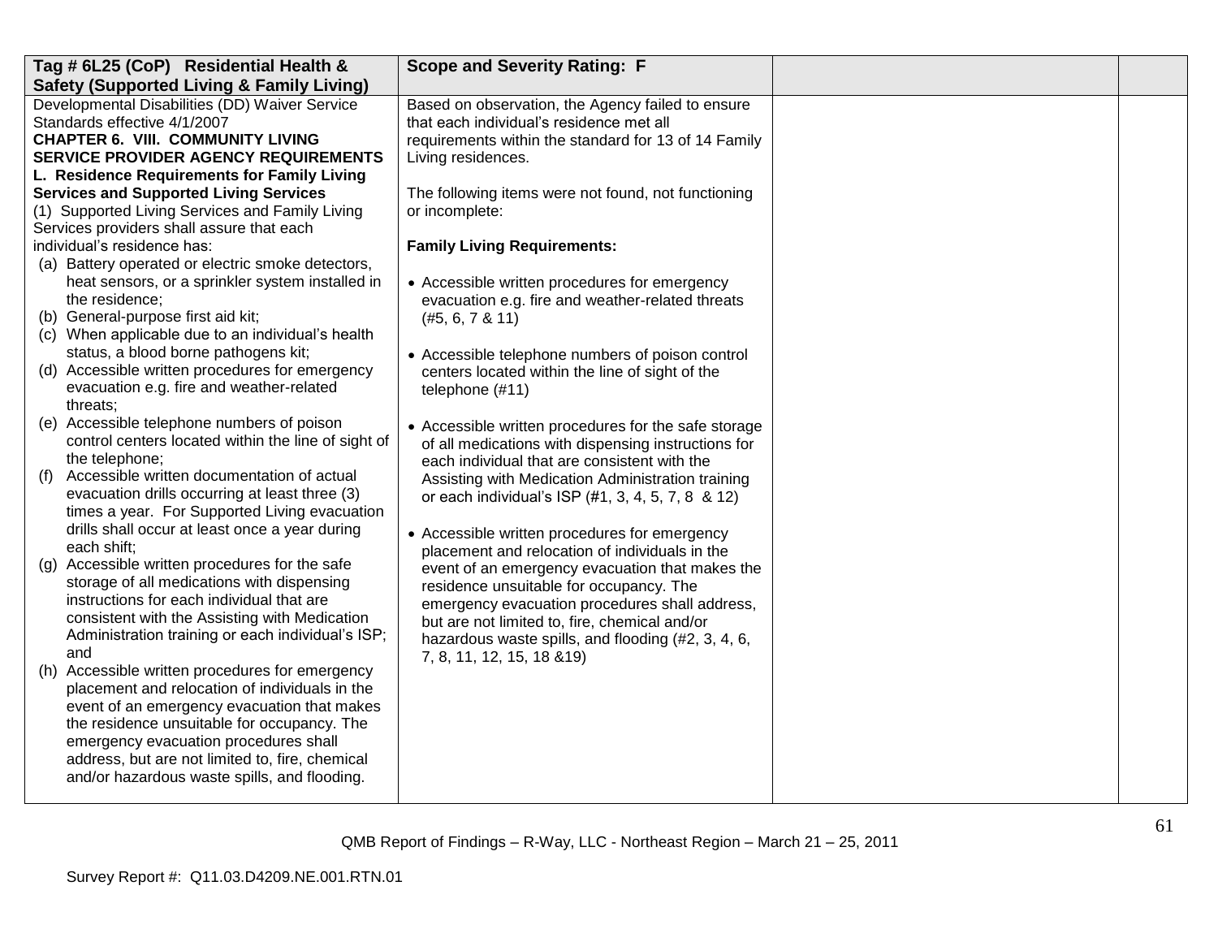| Tag # 6L25 (CoP) Residential Health & Safety (Supported Living & Family Living) | Scope and Severity Rating: F | | |
|---|---|---|---|
| Developmental Disabilities (DD) Waiver Service Standards effective 4/1/2007<br>**CHAPTER 6. VIII. COMMUNITY LIVING SERVICE PROVIDER AGENCY REQUIREMENTS**<br>**L. Residence Requirements for Family Living Services and Supported Living Services**<br>(1) Supported Living Services and Family Living Services providers shall assure that each individual's residence has:<br>(a) Battery operated or electric smoke detectors, heat sensors, or a sprinkler system installed in the residence;<br>(b) General-purpose first aid kit;<br>(c) When applicable due to an individual's health status, a blood borne pathogens kit;<br>(d) Accessible written procedures for emergency evacuation e.g. fire and weather-related threats;<br>(e) Accessible telephone numbers of poison control centers located within the line of sight of the telephone;<br>(f) Accessible written documentation of actual evacuation drills occurring at least three (3) times a year. For Supported Living evacuation drills shall occur at least once a year during each shift;<br>(g) Accessible written procedures for the safe storage of all medications with dispensing instructions for each individual that are consistent with the Assisting with Medication Administration training or each individual's ISP; and<br>(h) Accessible written procedures for emergency placement and relocation of individuals in the event of an emergency evacuation that makes the residence unsuitable for occupancy. The emergency evacuation procedures shall address, but are not limited to, fire, chemical and/or hazardous waste spills, and flooding. | Based on observation, the Agency failed to ensure that each individual's residence met all requirements within the standard for 13 of 14 Family Living residences.<br><br>The following items were not found, not functioning or incomplete:<br><br>**Family Living Requirements:**<br><br>• Accessible written procedures for emergency evacuation e.g. fire and weather-related threats (#5, 6, 7 & 11)<br><br>• Accessible telephone numbers of poison control centers located within the line of sight of the telephone (#11)<br><br>• Accessible written procedures for the safe storage of all medications with dispensing instructions for each individual that are consistent with the Assisting with Medication Administration training or each individual's ISP (#1, 3, 4, 5, 7, 8 & 12)<br><br>• Accessible written procedures for emergency placement and relocation of individuals in the event of an emergency evacuation that makes the residence unsuitable for occupancy. The emergency evacuation procedures shall address, but are not limited to, fire, chemical and/or hazardous waste spills, and flooding (#2, 3, 4, 6, 7, 8, 11, 12, 15, 18 &19) | | |

QMB Report of Findings – R-Way, LLC - Northeast Region – March 21 – 25, 2011

Survey Report #: Q11.03.D4209.NE.001.RTN.01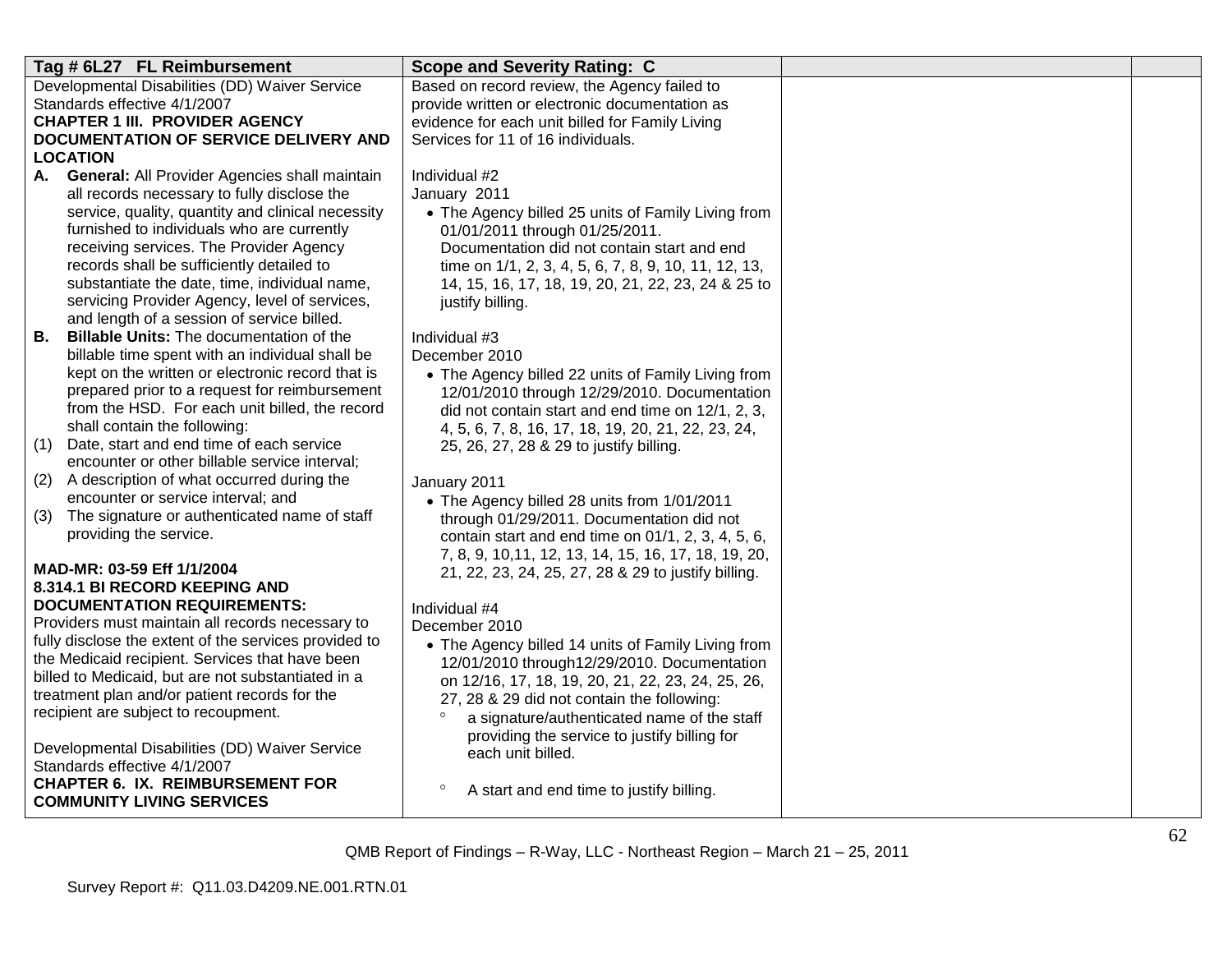| Tag # 6L27 FL Reimbursement | Scope and Severity Rating: C | | |
|---|---|---|---|
| Developmental Disabilities (DD) Waiver Service Standards effective 4/1/2007<br>**CHAPTER 1 III. PROVIDER AGENCY DOCUMENTATION OF SERVICE DELIVERY AND LOCATION**<br>**A. General:** All Provider Agencies shall maintain all records necessary to fully disclose the service, quality, quantity and clinical necessity furnished to individuals who are currently receiving services. The Provider Agency records shall be sufficiently detailed to substantiate the date, time, individual name, servicing Provider Agency, level of services, and length of a session of service billed.<br>**B. Billable Units:** The documentation of the billable time spent with an individual shall be kept on the written or electronic record that is prepared prior to a request for reimbursement from the HSD. For each unit billed, the record shall contain the following:<br>(1) Date, start and end time of each service encounter or other billable service interval;<br>(2) A description of what occurred during the encounter or service interval; and<br>(3) The signature or authenticated name of staff providing the service.<br><br>**MAD-MR: 03-59 Eff 1/1/2004**<br>**8.314.1 BI RECORD KEEPING AND DOCUMENTATION REQUIREMENTS:**<br>Providers must maintain all records necessary to fully disclose the extent of the services provided to the Medicaid recipient. Services that have been billed to Medicaid, but are not substantiated in a treatment plan and/or patient records for the recipient are subject to recoupment.<br><br>Developmental Disabilities (DD) Waiver Service Standards effective 4/1/2007<br>**CHAPTER 6. IX. REIMBURSEMENT FOR COMMUNITY LIVING SERVICES** | Based on record review, the Agency failed to provide written or electronic documentation as evidence for each unit billed for Family Living Services for 11 of 16 individuals.<br><br>Individual #2<br>January 2011<br>• The Agency billed 25 units of Family Living from 01/01/2011 through 01/25/2011. Documentation did not contain start and end time on 1/1, 2, 3, 4, 5, 6, 7, 8, 9, 10, 11, 12, 13, 14, 15, 16, 17, 18, 19, 20, 21, 22, 23, 24 & 25 to justify billing.<br><br>Individual #3<br>December 2010<br>• The Agency billed 22 units of Family Living from 12/01/2010 through 12/29/2010. Documentation did not contain start and end time on 12/1, 2, 3, 4, 5, 6, 7, 8, 16, 17, 18, 19, 20, 21, 22, 23, 24, 25, 26, 27, 28 & 29 to justify billing.<br><br>January 2011<br>• The Agency billed 28 units from 1/01/2011 through 01/29/2011. Documentation did not contain start and end time on 01/1, 2, 3, 4, 5, 6, 7, 8, 9, 10,11, 12, 13, 14, 15, 16, 17, 18, 19, 20, 21, 22, 23, 24, 25, 27, 28 & 29 to justify billing.<br><br>Individual #4<br>December 2010<br>• The Agency billed 14 units of Family Living from 12/01/2010 through12/29/2010. Documentation on 12/16, 17, 18, 19, 20, 21, 22, 23, 24, 25, 26, 27, 28 & 29 did not contain the following:<br>° a signature/authenticated name of the staff providing the service to justify billing for each unit billed.<br>° A start and end time to justify billing. | | |

QMB Report of Findings – R-Way, LLC - Northeast Region – March 21 – 25, 2011

Survey Report #: Q11.03.D4209.NE.001.RTN.01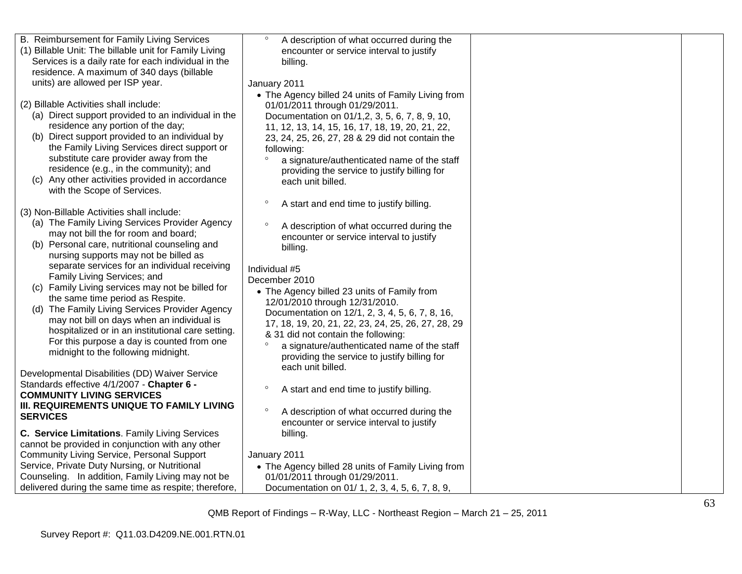| | | | |
|---|---|---|---|
| B. Reimbursement for Family Living Services<br>(1) Billable Unit: The billable unit for Family Living Services is a daily rate for each individual in the residence. A maximum of 340 days (billable units) are allowed per ISP year.<br><br>(2) Billable Activities shall include:<br>(a) Direct support provided to an individual in the residence any portion of the day;<br>(b) Direct support provided to an individual by the Family Living Services direct support or substitute care provider away from the residence (e.g., in the community); and<br>(c) Any other activities provided in accordance with the Scope of Services.<br><br>(3) Non-Billable Activities shall include:<br>(a) The Family Living Services Provider Agency may not bill the for room and board;<br>(b) Personal care, nutritional counseling and nursing supports may not be billed as separate services for an individual receiving Family Living Services; and<br>(c) Family Living services may not be billed for the same time period as Respite.<br>(d) The Family Living Services Provider Agency may not bill on days when an individual is hospitalized or in an institutional care setting. For this purpose a day is counted from one midnight to the following midnight.<br><br>Developmental Disabilities (DD) Waiver Service Standards effective 4/1/2007 - **Chapter 6 - COMMUNITY LIVING SERVICES III. REQUIREMENTS UNIQUE TO FAMILY LIVING SERVICES**<br><br>**C. Service Limitations**. Family Living Services cannot be provided in conjunction with any other Community Living Service, Personal Support Service, Private Duty Nursing, or Nutritional Counseling. In addition, Family Living may not be delivered during the same time as respite; therefore, | ° A description of what occurred during the encounter or service interval to justify billing.<br><br>January 2011<br>• The Agency billed 24 units of Family Living from 01/01/2011 through 01/29/2011. Documentation on 01/1,2, 3, 5, 6, 7, 8, 9, 10, 11, 12, 13, 14, 15, 16, 17, 18, 19, 20, 21, 22, 23, 24, 25, 26, 27, 28 & 29 did not contain the following:<br>° a signature/authenticated name of the staff providing the service to justify billing for each unit billed.<br>° A start and end time to justify billing.<br>° A description of what occurred during the encounter or service interval to justify billing.<br><br>Individual #5<br>December 2010<br>• The Agency billed 23 units of Family from 12/01/2010 through 12/31/2010. Documentation on 12/1, 2, 3, 4, 5, 6, 7, 8, 16, 17, 18, 19, 20, 21, 22, 23, 24, 25, 26, 27, 28, 29 & 31 did not contain the following:<br>° a signature/authenticated name of the staff providing the service to justify billing for each unit billed.<br>° A start and end time to justify billing.<br>° A description of what occurred during the encounter or service interval to justify billing.<br><br>January 2011<br>• The Agency billed 28 units of Family Living from 01/01/2011 through 01/29/2011. Documentation on 01/ 1, 2, 3, 4, 5, 6, 7, 8, 9, | | |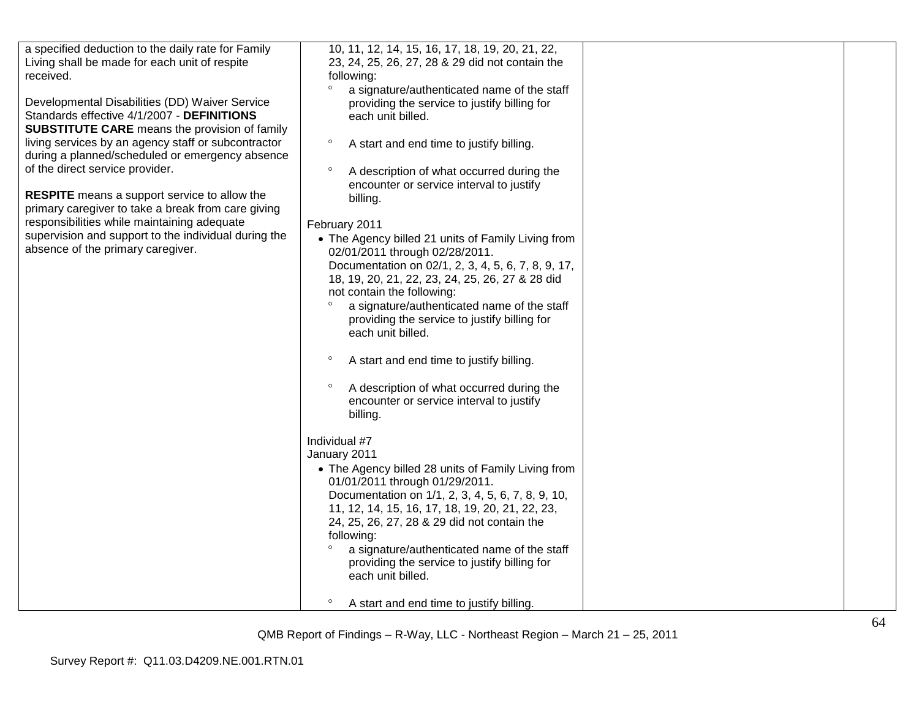| | | | |
|---|---|---|---|
| a specified deduction to the daily rate for Family Living shall be made for each unit of respite received.<br><br>Developmental Disabilities (DD) Waiver Service Standards effective 4/1/2007 - **DEFINITIONS SUBSTITUTE CARE** means the provision of family living services by an agency staff or subcontractor during a planned/scheduled or emergency absence of the direct service provider.<br><br>**RESPITE** means a support service to allow the primary caregiver to take a break from care giving responsibilities while maintaining adequate supervision and support to the individual during the absence of the primary caregiver. | 10, 11, 12, 14, 15, 16, 17, 18, 19, 20, 21, 22, 23, 24, 25, 26, 27, 28 & 29 did not contain the following:<br>° a signature/authenticated name of the staff providing the service to justify billing for each unit billed.<br>° A start and end time to justify billing.<br>° A description of what occurred during the encounter or service interval to justify billing.<br><br>February 2011<br>• The Agency billed 21 units of Family Living from 02/01/2011 through 02/28/2011. Documentation on 02/1, 2, 3, 4, 5, 6, 7, 8, 9, 17, 18, 19, 20, 21, 22, 23, 24, 25, 26, 27 & 28 did not contain the following:<br>° a signature/authenticated name of the staff providing the service to justify billing for each unit billed.<br>° A start and end time to justify billing.<br>° A description of what occurred during the encounter or service interval to justify billing.<br><br>Individual #7<br>January 2011<br>• The Agency billed 28 units of Family Living from 01/01/2011 through 01/29/2011. Documentation on 1/1, 2, 3, 4, 5, 6, 7, 8, 9, 10, 11, 12, 14, 15, 16, 17, 18, 19, 20, 21, 22, 23, 24, 25, 26, 27, 28 & 29 did not contain the following:<br>° a signature/authenticated name of the staff providing the service to justify billing for each unit billed.<br>° A start and end time to justify billing. | | |

QMB Report of Findings – R-Way, LLC - Northeast Region – March 21 – 25, 2011

Survey Report #: Q11.03.D4209.NE.001.RTN.01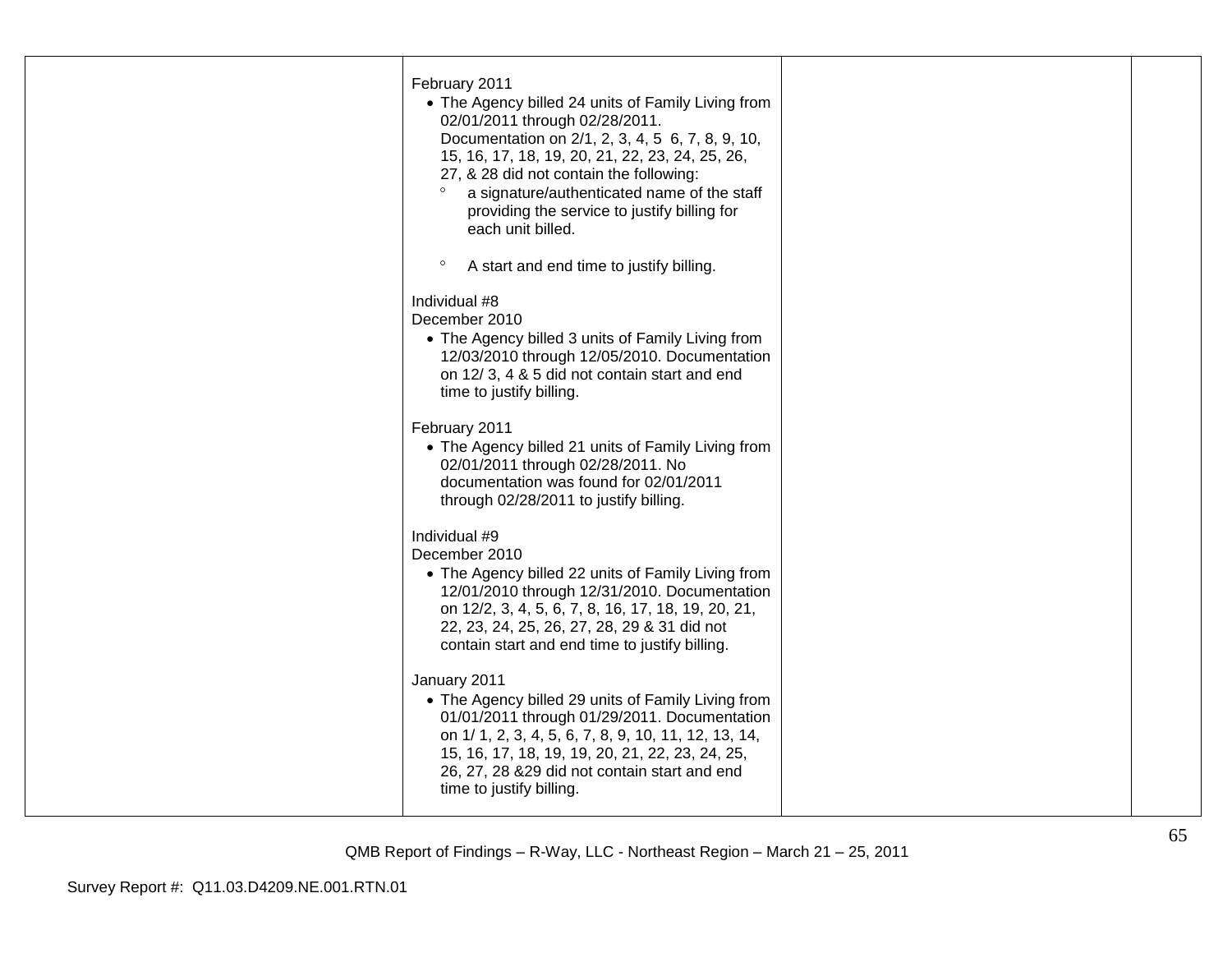| | | | |
|---|---|---|---|
| | February 2011<br>• The Agency billed 24 units of Family Living from 02/01/2011 through 02/28/2011. Documentation on 2/1, 2, 3, 4, 5 6, 7, 8, 9, 10, 15, 16, 17, 18, 19, 20, 21, 22, 23, 24, 25, 26, 27, & 28 did not contain the following:<br>° a signature/authenticated name of the staff providing the service to justify billing for each unit billed.<br>° A start and end time to justify billing.<br><br>Individual #8<br>December 2010<br>• The Agency billed 3 units of Family Living from 12/03/2010 through 12/05/2010. Documentation on 12/ 3, 4 & 5 did not contain start and end time to justify billing.<br><br>February 2011<br>• The Agency billed 21 units of Family Living from 02/01/2011 through 02/28/2011. No documentation was found for 02/01/2011 through 02/28/2011 to justify billing.<br><br>Individual #9<br>December 2010<br>• The Agency billed 22 units of Family Living from 12/01/2010 through 12/31/2010. Documentation on 12/2, 3, 4, 5, 6, 7, 8, 16, 17, 18, 19, 20, 21, 22, 23, 24, 25, 26, 27, 28, 29 & 31 did not contain start and end time to justify billing.<br><br>January 2011<br>• The Agency billed 29 units of Family Living from 01/01/2011 through 01/29/2011. Documentation on 1/ 1, 2, 3, 4, 5, 6, 7, 8, 9, 10, 11, 12, 13, 14, 15, 16, 17, 18, 19, 19, 20, 21, 22, 23, 24, 25, 26, 27, 28 &29 did not contain start and end time to justify billing. | | |

QMB Report of Findings – R-Way, LLC - Northeast Region – March 21 – 25, 2011

Survey Report #: Q11.03.D4209.NE.001.RTN.01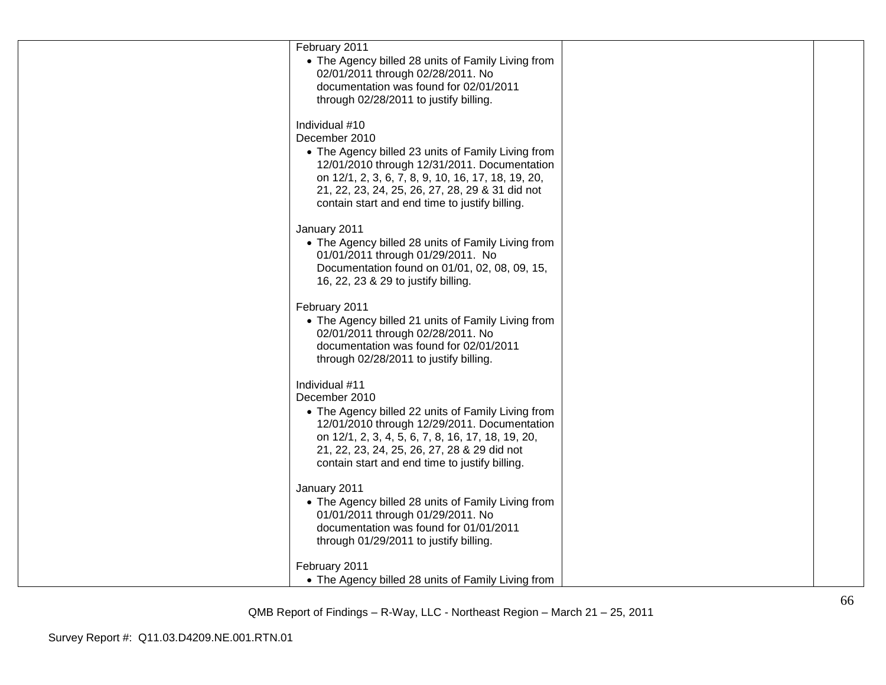| | | | |
|---|---|---|---|
| | February 2011<br>• The Agency billed 28 units of Family Living from 02/01/2011 through 02/28/2011. No documentation was found for 02/01/2011 through 02/28/2011 to justify billing.<br><br>Individual #10<br>December 2010<br>• The Agency billed 23 units of Family Living from 12/01/2010 through 12/31/2011. Documentation on 12/1, 2, 3, 6, 7, 8, 9, 10, 16, 17, 18, 19, 20, 21, 22, 23, 24, 25, 26, 27, 28, 29 & 31 did not contain start and end time to justify billing.<br><br>January 2011<br>• The Agency billed 28 units of Family Living from 01/01/2011 through 01/29/2011. No Documentation found on 01/01, 02, 08, 09, 15, 16, 22, 23 & 29 to justify billing.<br><br>February 2011<br>• The Agency billed 21 units of Family Living from 02/01/2011 through 02/28/2011. No documentation was found for 02/01/2011 through 02/28/2011 to justify billing.<br><br>Individual #11<br>December 2010<br>• The Agency billed 22 units of Family Living from 12/01/2010 through 12/29/2011. Documentation on 12/1, 2, 3, 4, 5, 6, 7, 8, 16, 17, 18, 19, 20, 21, 22, 23, 24, 25, 26, 27, 28 & 29 did not contain start and end time to justify billing.<br><br>January 2011<br>• The Agency billed 28 units of Family Living from 01/01/2011 through 01/29/2011. No documentation was found for 01/01/2011 through 01/29/2011 to justify billing.<br><br>February 2011<br>• The Agency billed 28 units of Family Living from | | |

QMB Report of Findings – R-Way, LLC - Northeast Region – March 21 – 25, 2011

Survey Report #: Q11.03.D4209.NE.001.RTN.01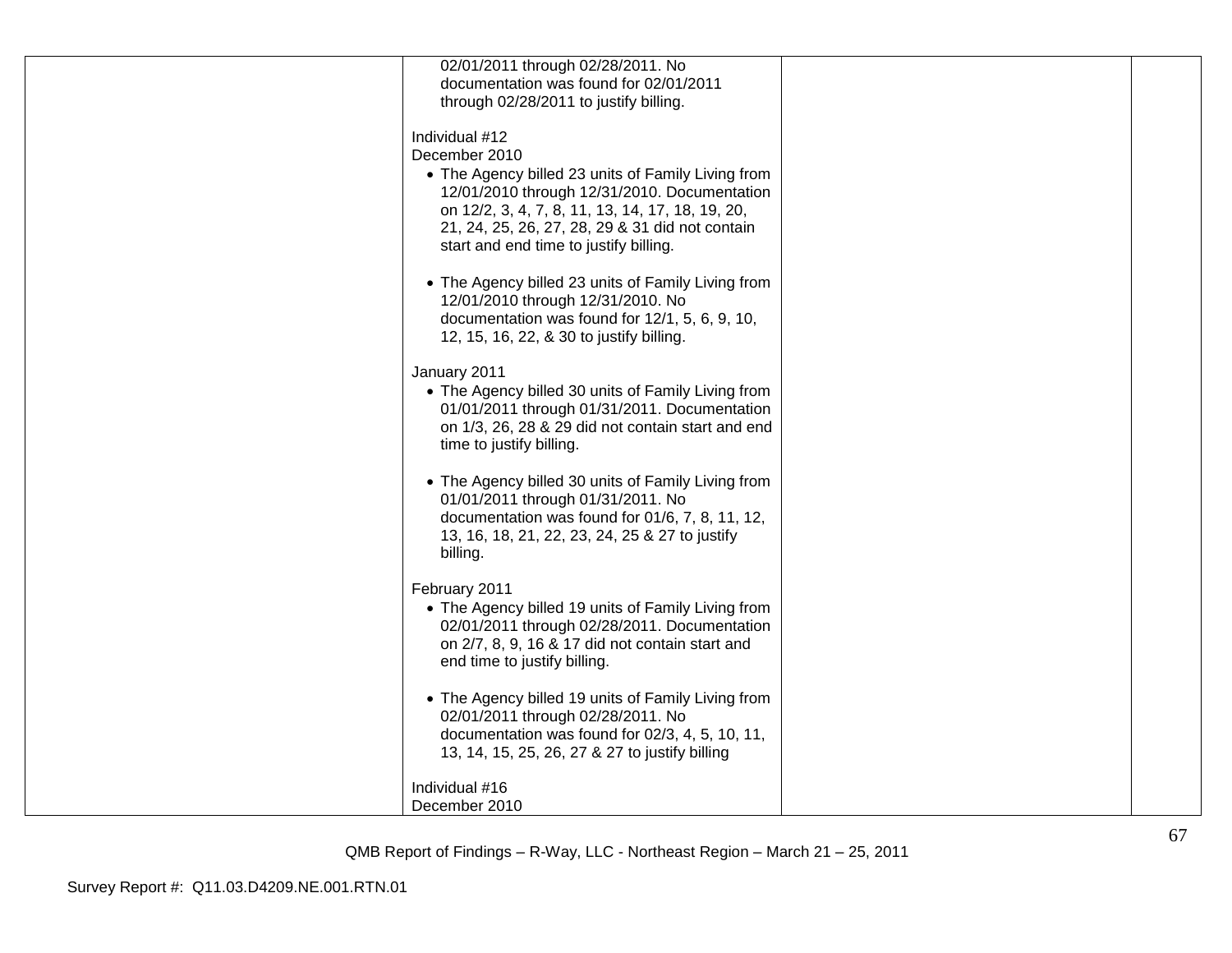| | | | |
|---|---|---|---|
| | 02/01/2011 through 02/28/2011. No documentation was found for 02/01/2011 through 02/28/2011 to justify billing.<br><br>Individual #12<br>December 2010<br>• The Agency billed 23 units of Family Living from 12/01/2010 through 12/31/2010. Documentation on 12/2, 3, 4, 7, 8, 11, 13, 14, 17, 18, 19, 20, 21, 24, 25, 26, 27, 28, 29 & 31 did not contain start and end time to justify billing.<br><br>• The Agency billed 23 units of Family Living from 12/01/2010 through 12/31/2010. No documentation was found for 12/1, 5, 6, 9, 10, 12, 15, 16, 22, & 30 to justify billing.<br><br>January 2011<br>• The Agency billed 30 units of Family Living from 01/01/2011 through 01/31/2011. Documentation on 1/3, 26, 28 & 29 did not contain start and end time to justify billing.<br><br>• The Agency billed 30 units of Family Living from 01/01/2011 through 01/31/2011. No documentation was found for 01/6, 7, 8, 11, 12, 13, 16, 18, 21, 22, 23, 24, 25 & 27 to justify billing.<br><br>February 2011<br>• The Agency billed 19 units of Family Living from 02/01/2011 through 02/28/2011. Documentation on 2/7, 8, 9, 16 & 17 did not contain start and end time to justify billing.<br><br>• The Agency billed 19 units of Family Living from 02/01/2011 through 02/28/2011. No documentation was found for 02/3, 4, 5, 10, 11, 13, 14, 15, 25, 26, 27 & 27 to justify billing<br><br>Individual #16<br>December 2010 | | |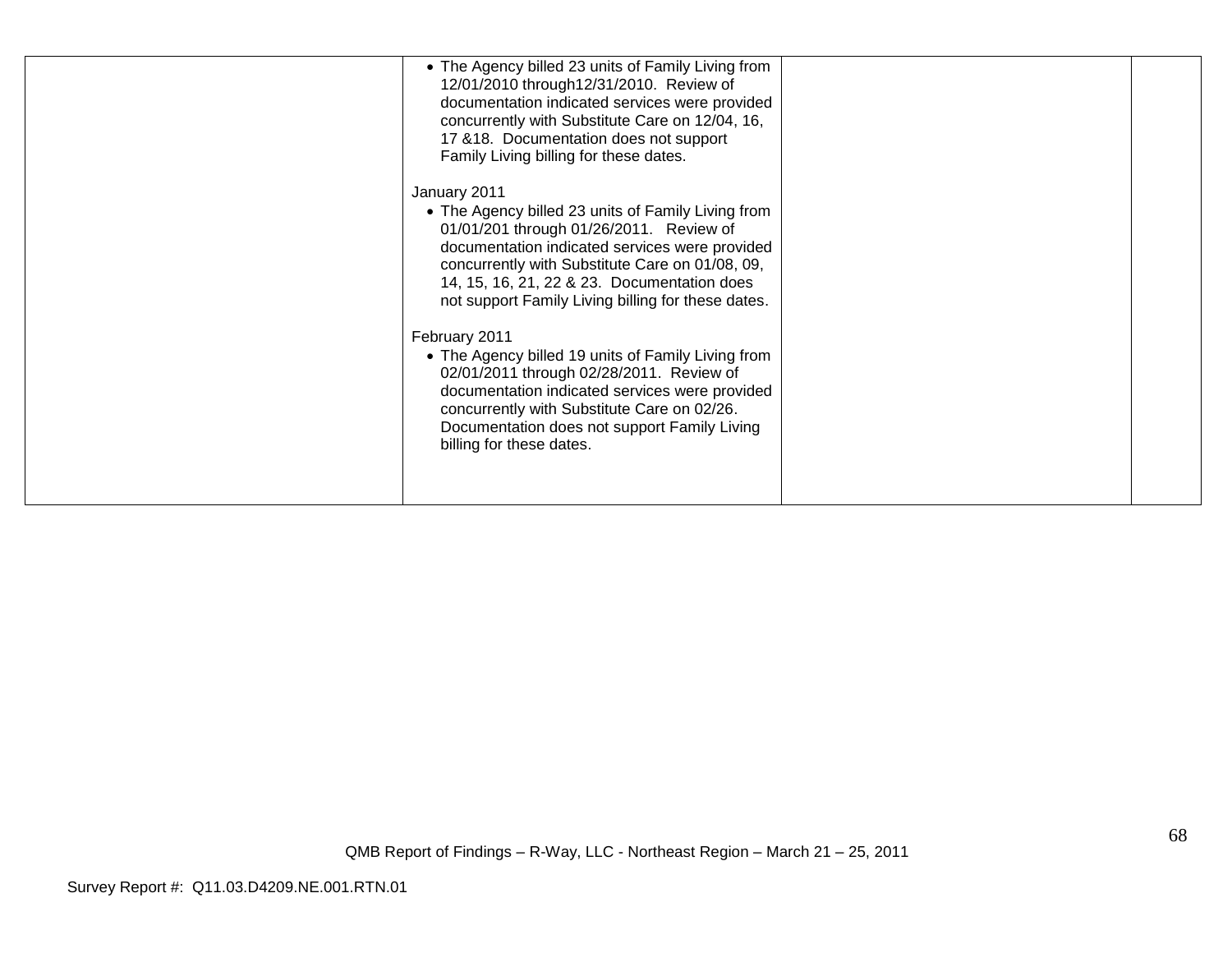| | | | |
|---|---|---|---|
| | • The Agency billed 23 units of Family Living from 12/01/2010 through12/31/2010. Review of documentation indicated services were provided concurrently with Substitute Care on 12/04, 16, 17 &18. Documentation does not support Family Living billing for these dates.<br><br>January 2011<br>• The Agency billed 23 units of Family Living from 01/01/201 through 01/26/2011. Review of documentation indicated services were provided concurrently with Substitute Care on 01/08, 09, 14, 15, 16, 21, 22 & 23. Documentation does not support Family Living billing for these dates.<br><br>February 2011<br>• The Agency billed 19 units of Family Living from 02/01/2011 through 02/28/2011. Review of documentation indicated services were provided concurrently with Substitute Care on 02/26. Documentation does not support Family Living billing for these dates. | | |

QMB Report of Findings – R-Way, LLC - Northeast Region – March 21 – 25, 2011

Survey Report #: Q11.03.D4209.NE.001.RTN.01